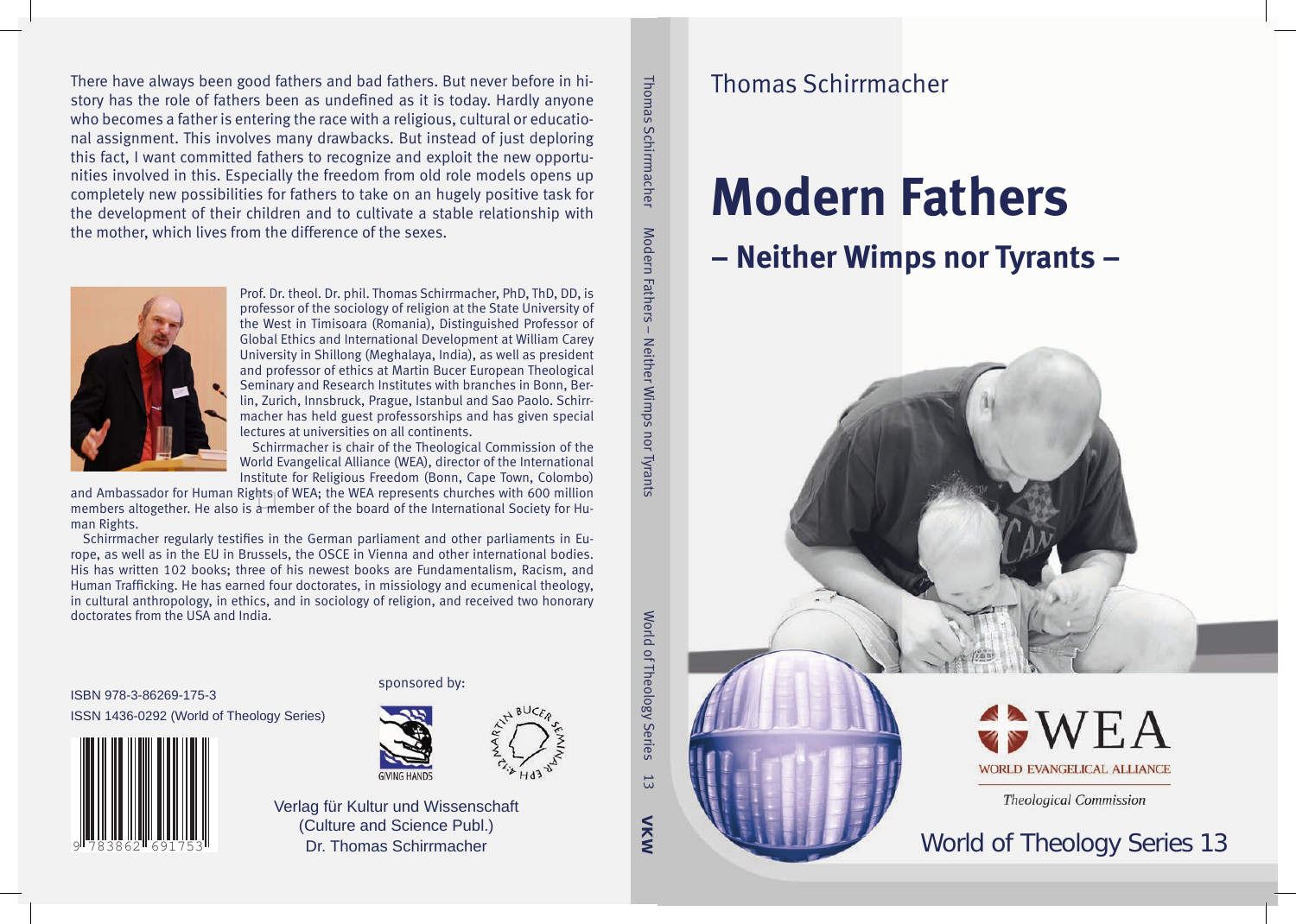Thomas Schirrmacher

# Modern Fathers

## – Neither Wimps nor Tyrants –

WEA
WORLD EVANGELICAL ALLIANCE
*Theological Commission*

World of Theology Series 13

Thomas Schirrmacher   Modern Fathers – Neither Wimps nor Tyrants   World of Theology Series 13   VKW

There have always been good fathers and bad fathers. But never before in history has the role of fathers been as undefined as it is today. Hardly anyone who becomes a father is entering the race with a religious, cultural or educational assignment. This involves many drawbacks. But instead of just deploring this fact, I want committed fathers to recognize and exploit the new opportunities involved in this. Especially the freedom from old role models opens up completely new possibilities for fathers to take on an hugely positive task for the development of their children and to cultivate a stable relationship with the mother, which lives from the difference of the sexes.

Prof. Dr. theol. Dr. phil. Thomas Schirrmacher, PhD, ThD, DD, is professor of the sociology of religion at the State University of the West in Timisoara (Romania), Distinguished Professor of Global Ethics and International Development at William Carey University in Shillong (Meghalaya, India), as well as president and professor of ethics at Martin Bucer European Theological Seminary and Research Institutes with branches in Bonn, Berlin, Zurich, Innsbruck, Prague, Istanbul and Sao Paolo. Schirrmacher has held guest professorships and has given special lectures at universities on all continents.

Schirrmacher is chair of the Theological Commission of the World Evangelical Alliance (WEA), director of the International Institute for Religious Freedom (Bonn, Cape Town, Colombo) and Ambassador for Human Rights of WEA; the WEA represents churches with 600 million members altogether. He also is a member of the board of the International Society for Human Rights.

Schirrmacher regularly testifies in the German parliament and other parliaments in Europe, as well as in the EU in Brussels, the OSCE in Vienna and other international bodies. His has written 102 books; three of his newest books are Fundamentalism, Racism, and Human Trafficking. He has earned four doctorates, in missiology and ecumenical theology, in cultural anthropology, in ethics, and in sociology of religion, and received two honorary doctorates from the USA and India.

ISBN 978-3-86269-175-3
ISSN 1436-0292 (World of Theology Series)

9 783862 691753

sponsored by:

GIVING HANDS

MARTIN BUCER SEMINAR EPH 4:12

Verlag für Kultur und Wissenschaft
(Culture and Science Publ.)
Dr. Thomas Schirrmacher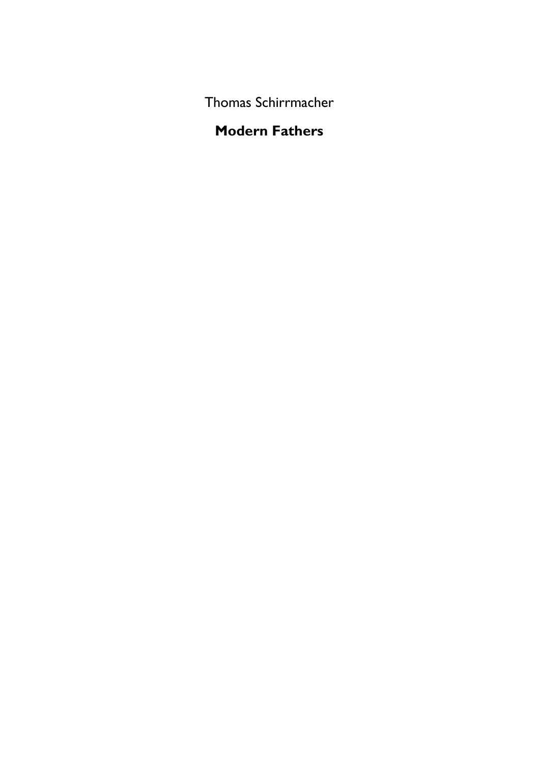Thomas Schirrmacher

**Modern Fathers**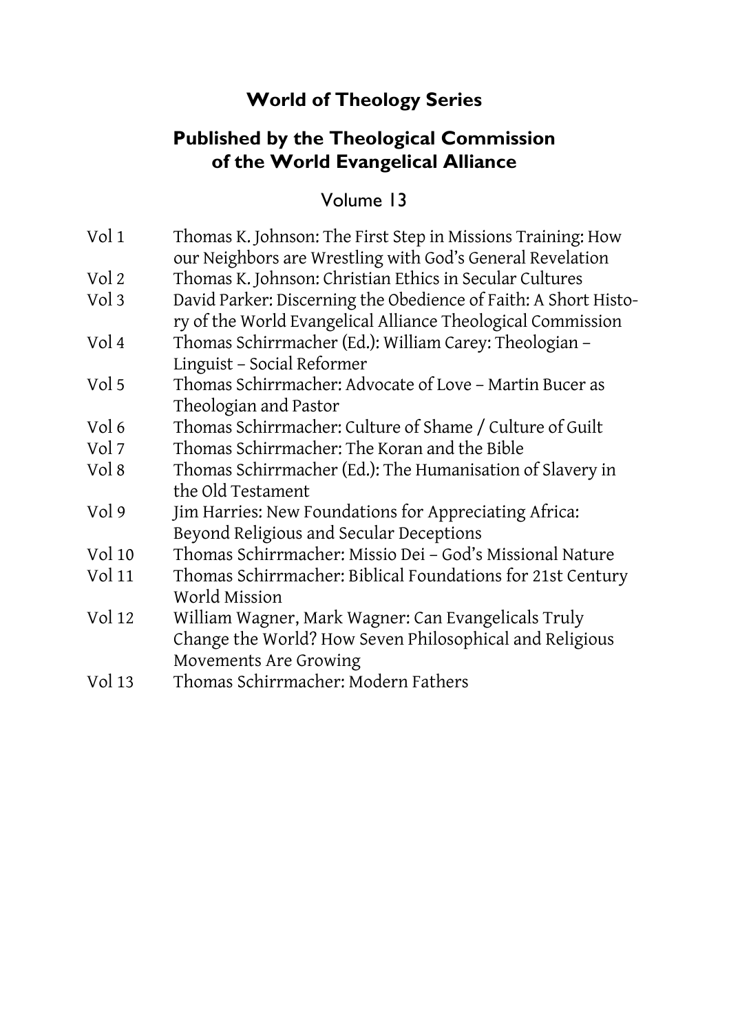**World of Theology Series**

**Published by the Theological Commission of the World Evangelical Alliance**

Volume 13

| | |
|---|---|
| Vol 1 | Thomas K. Johnson: The First Step in Missions Training: How our Neighbors are Wrestling with God's General Revelation |
| Vol 2 | Thomas K. Johnson: Christian Ethics in Secular Cultures |
| Vol 3 | David Parker: Discerning the Obedience of Faith: A Short History of the World Evangelical Alliance Theological Commission |
| Vol 4 | Thomas Schirrmacher (Ed.): William Carey: Theologian – Linguist – Social Reformer |
| Vol 5 | Thomas Schirrmacher: Advocate of Love – Martin Bucer as Theologian and Pastor |
| Vol 6 | Thomas Schirrmacher: Culture of Shame / Culture of Guilt |
| Vol 7 | Thomas Schirrmacher: The Koran and the Bible |
| Vol 8 | Thomas Schirrmacher (Ed.): The Humanisation of Slavery in the Old Testament |
| Vol 9 | Jim Harries: New Foundations for Appreciating Africa: Beyond Religious and Secular Deceptions |
| Vol 10 | Thomas Schirrmacher: Missio Dei – God's Missional Nature |
| Vol 11 | Thomas Schirrmacher: Biblical Foundations for 21st Century World Mission |
| Vol 12 | William Wagner, Mark Wagner: Can Evangelicals Truly Change the World? How Seven Philosophical and Religious Movements Are Growing |
| Vol 13 | Thomas Schirrmacher: Modern Fathers |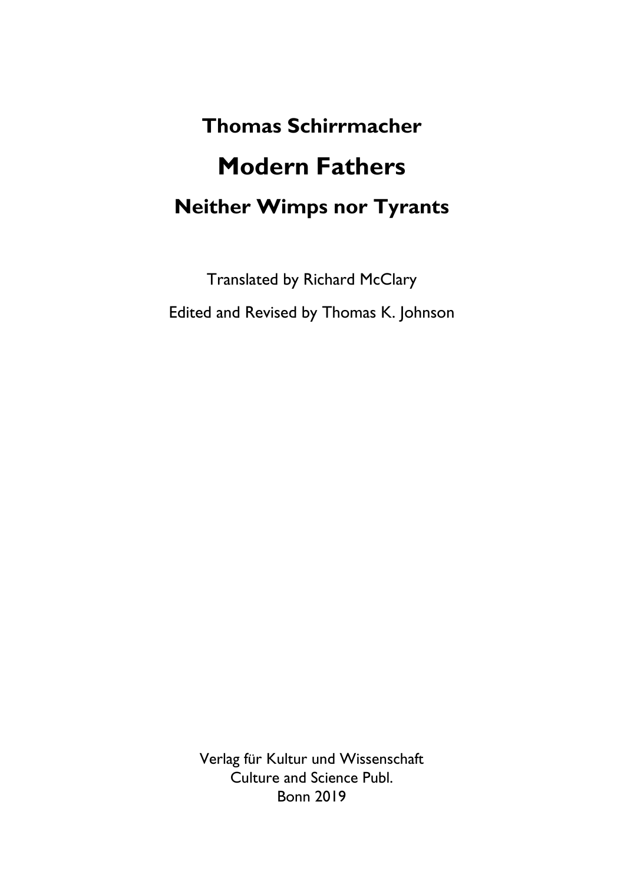**Thomas Schirrmacher**

# Modern Fathers

## Neither Wimps nor Tyrants

Translated by Richard McClary

Edited and Revised by Thomas K. Johnson

Verlag für Kultur und Wissenschaft
Culture and Science Publ.
Bonn 2019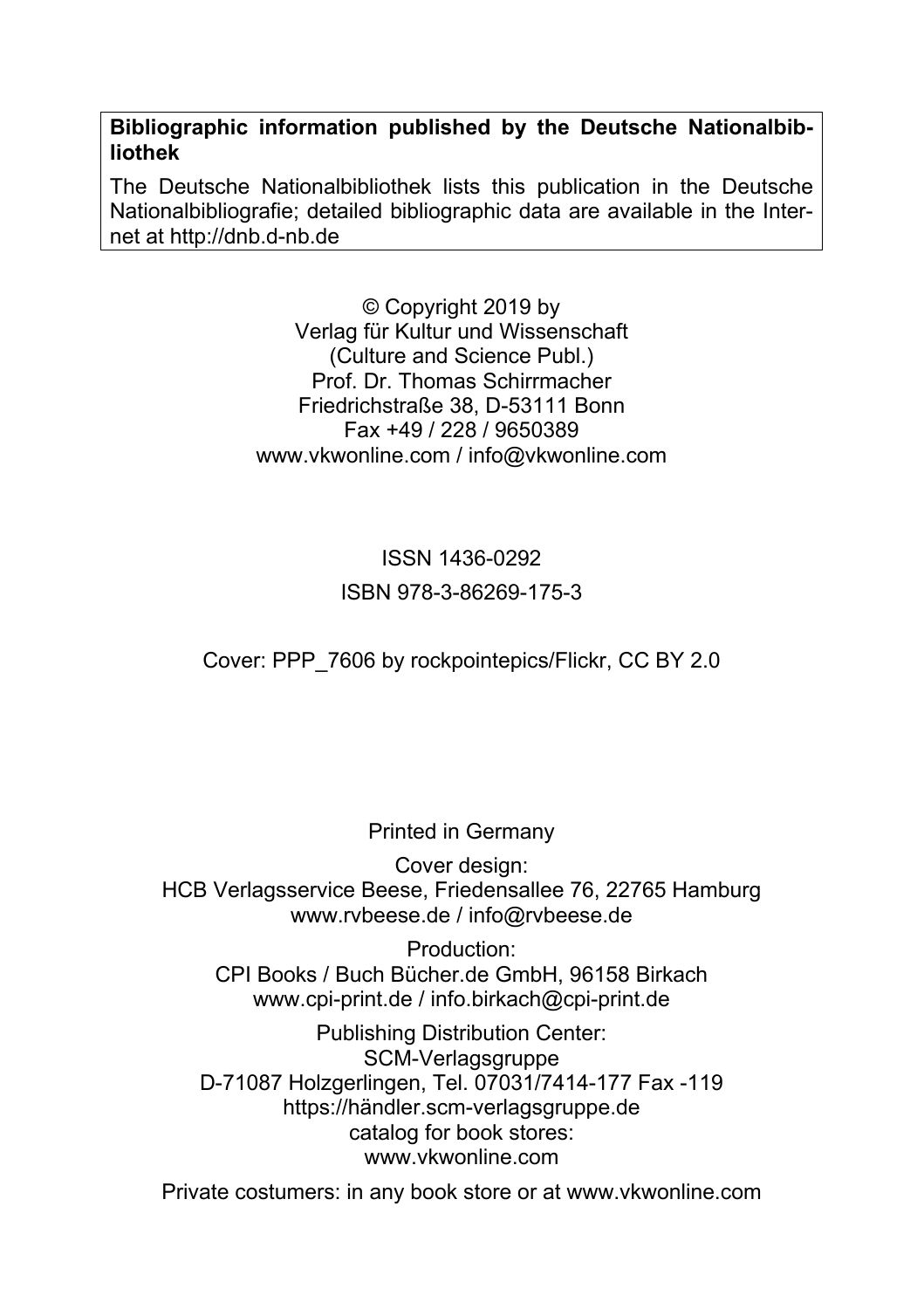**Bibliographic information published by the Deutsche Nationalbibliothek**

The Deutsche Nationalbibliothek lists this publication in the Deutsche Nationalbibliografie; detailed bibliographic data are available in the Internet at http://dnb.d-nb.de

© Copyright 2019 by
Verlag für Kultur und Wissenschaft
(Culture and Science Publ.)
Prof. Dr. Thomas Schirrmacher
Friedrichstraße 38, D-53111 Bonn
Fax +49 / 228 / 9650389
www.vkwonline.com / info@vkwonline.com

ISSN 1436-0292

ISBN 978-3-86269-175-3

Cover: PPP_7606 by rockpointepics/Flickr, CC BY 2.0

Printed in Germany

Cover design:
HCB Verlagsservice Beese, Friedensallee 76, 22765 Hamburg
www.rvbeese.de / info@rvbeese.de

Production:
CPI Books / Buch Bücher.de GmbH, 96158 Birkach
www.cpi-print.de / info.birkach@cpi-print.de

Publishing Distribution Center:
SCM-Verlagsgruppe
D-71087 Holzgerlingen, Tel. 07031/7414-177 Fax -119
https://händler.scm-verlagsgruppe.de
catalog for book stores:
www.vkwonline.com

Private costumers: in any book store or at www.vkwonline.com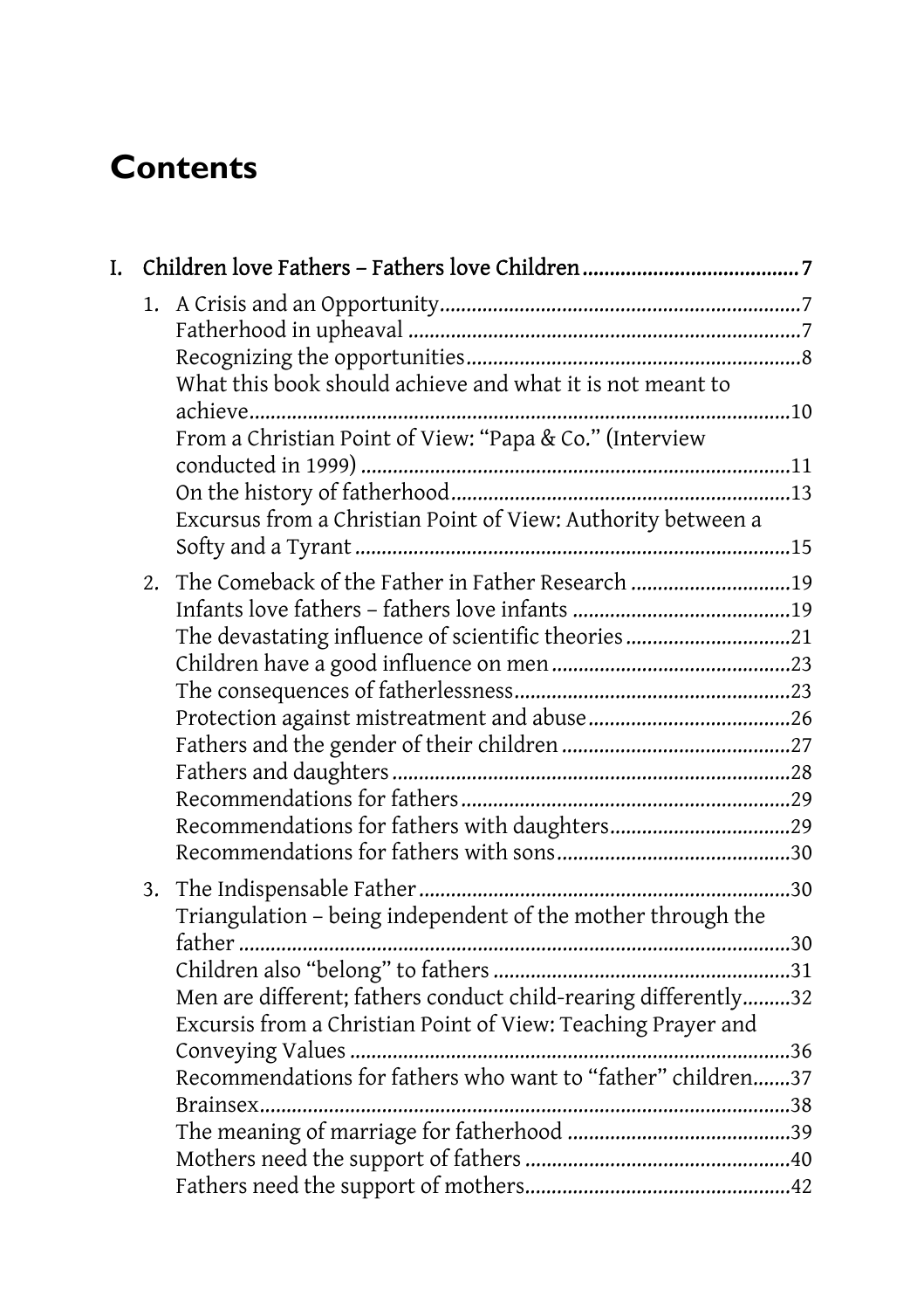# Contents

I. Children love Fathers – Fathers love Children ........................................ 7

1. A Crisis and an Opportunity ........................................ 7
   - Fatherhood in upheaval ........................................ 7
   - Recognizing the opportunities ........................................ 8
   - What this book should achieve and what it is not meant to achieve ........................................ 10
   - From a Christian Point of View: "Papa & Co." (Interview conducted in 1999) ........................................ 11
   - On the history of fatherhood ........................................ 13
   - Excursus from a Christian Point of View: Authority between a Softy and a Tyrant ........................................ 15

2. The Comeback of the Father in Father Research ........................................ 19
   - Infants love fathers – fathers love infants ........................................ 19
   - The devastating influence of scientific theories ........................................ 21
   - Children have a good influence on men ........................................ 23
   - The consequences of fatherlessness ........................................ 23
   - Protection against mistreatment and abuse ........................................ 26
   - Fathers and the gender of their children ........................................ 27
   - Fathers and daughters ........................................ 28
   - Recommendations for fathers ........................................ 29
   - Recommendations for fathers with daughters ........................................ 29
   - Recommendations for fathers with sons ........................................ 30

3. The Indispensable Father ........................................ 30
   - Triangulation – being independent of the mother through the father ........................................ 30
   - Children also "belong" to fathers ........................................ 31
   - Men are different; fathers conduct child-rearing differently ........................................ 32
   - Excursis from a Christian Point of View: Teaching Prayer and Conveying Values ........................................ 36
   - Recommendations for fathers who want to "father" children ........................................ 37
   - Brainsex ........................................ 38
   - The meaning of marriage for fatherhood ........................................ 39
   - Mothers need the support of fathers ........................................ 40
   - Fathers need the support of mothers ........................................ 42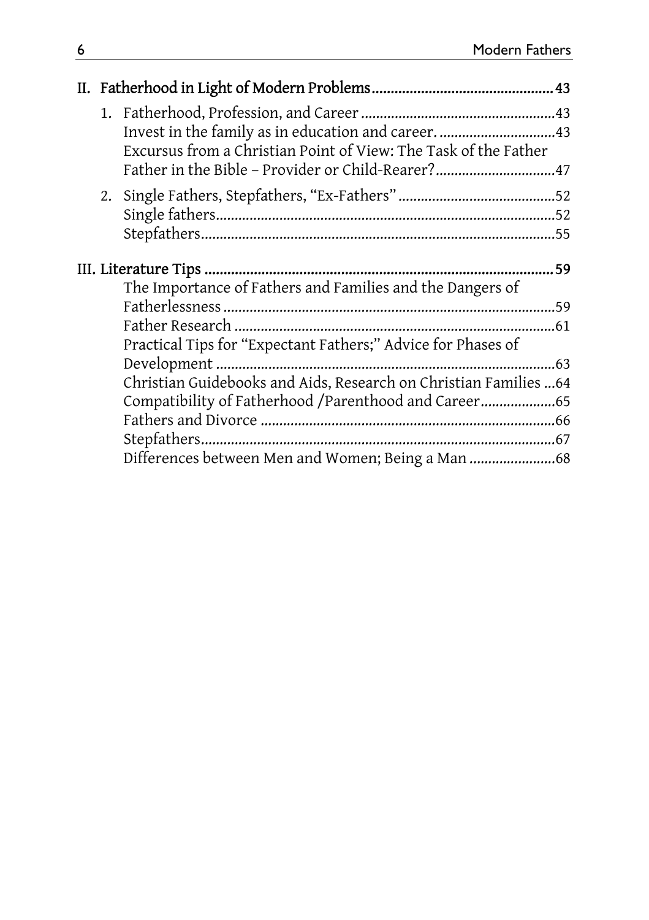II. Fatherhood in Light of Modern Problems ........................................ 43

1. Fatherhood, Profession, and Career ........................................ 43
   Invest in the family as in education and career. ........................................ 43
   Excursus from a Christian Point of View: The Task of the Father
   Father in the Bible – Provider or Child-Rearer? ........................................ 47
2. Single Fathers, Stepfathers, "Ex-Fathers" ........................................ 52
   Single fathers ........................................ 52
   Stepfathers ........................................ 55

III. Literature Tips ........................................ 59

The Importance of Fathers and Families and the Dangers of Fatherlessness ........................................ 59
Father Research ........................................ 61
Practical Tips for "Expectant Fathers;" Advice for Phases of Development ........................................ 63
Christian Guidebooks and Aids, Research on Christian Families ... 64
Compatibility of Fatherhood /Parenthood and Career ........................................ 65
Fathers and Divorce ........................................ 66
Stepfathers ........................................ 67
Differences between Men and Women; Being a Man ........................................ 68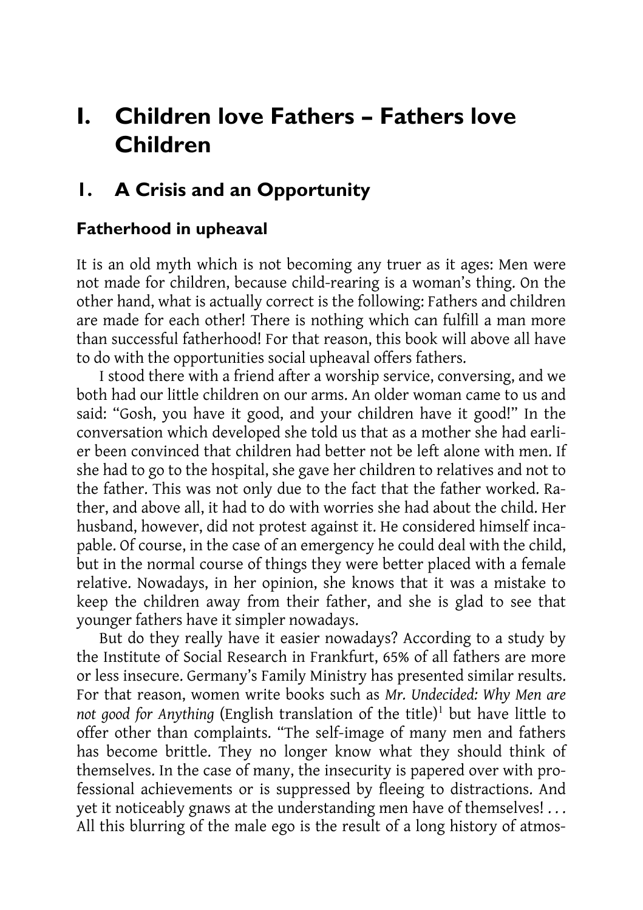# I. Children love Fathers – Fathers love Children

## 1. A Crisis and an Opportunity

### Fatherhood in upheaval

It is an old myth which is not becoming any truer as it ages: Men were not made for children, because child-rearing is a woman's thing. On the other hand, what is actually correct is the following: Fathers and children are made for each other! There is nothing which can fulfill a man more than successful fatherhood! For that reason, this book will above all have to do with the opportunities social upheaval offers fathers.

I stood there with a friend after a worship service, conversing, and we both had our little children on our arms. An older woman came to us and said: "Gosh, you have it good, and your children have it good!" In the conversation which developed she told us that as a mother she had earlier been convinced that children had better not be left alone with men. If she had to go to the hospital, she gave her children to relatives and not to the father. This was not only due to the fact that the father worked. Rather, and above all, it had to do with worries she had about the child. Her husband, however, did not protest against it. He considered himself incapable. Of course, in the case of an emergency he could deal with the child, but in the normal course of things they were better placed with a female relative. Nowadays, in her opinion, she knows that it was a mistake to keep the children away from their father, and she is glad to see that younger fathers have it simpler nowadays.

But do they really have it easier nowadays? According to a study by the Institute of Social Research in Frankfurt, 65% of all fathers are more or less insecure. Germany's Family Ministry has presented similar results. For that reason, women write books such as *Mr. Undecided: Why Men are not good for Anything* (English translation of the title)[1] but have little to offer other than complaints. "The self-image of many men and fathers has become brittle. They no longer know what they should think of themselves. In the case of many, the insecurity is papered over with professional achievements or is suppressed by fleeing to distractions. And yet it noticeably gnaws at the understanding men have of themselves! . . . All this blurring of the male ego is the result of a long history of atmos-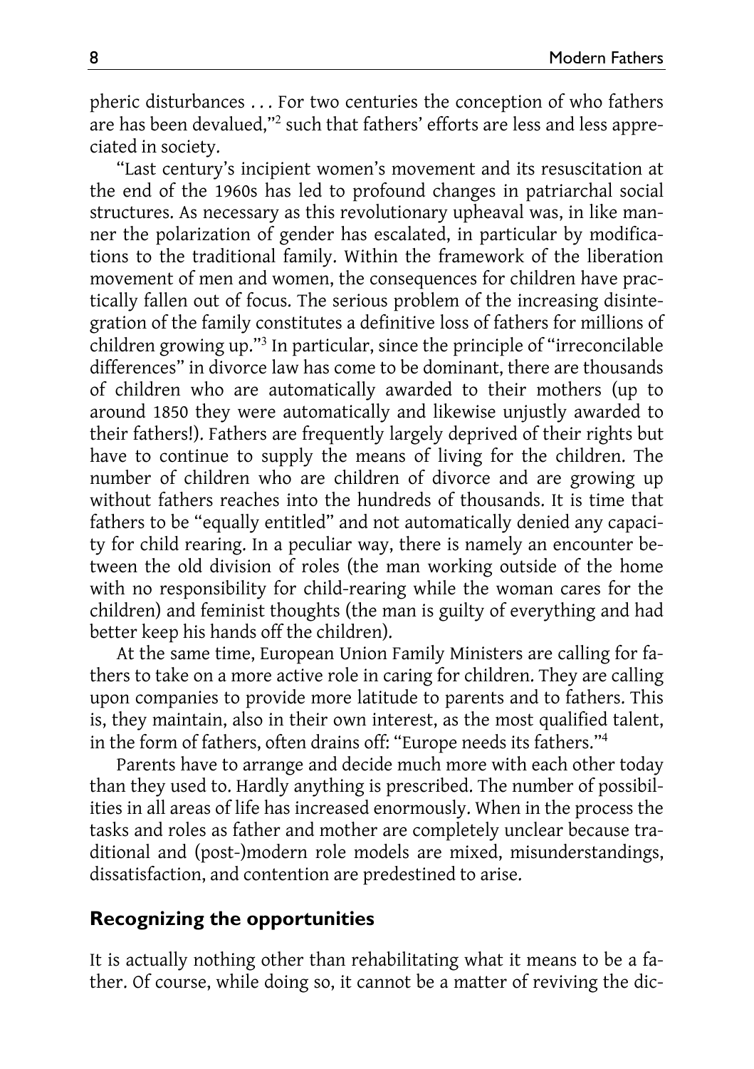pheric disturbances . . . For two centuries the conception of who fathers are has been devalued,"[2] such that fathers' efforts are less and less appreciated in society.

"Last century's incipient women's movement and its resuscitation at the end of the 1960s has led to profound changes in patriarchal social structures. As necessary as this revolutionary upheaval was, in like manner the polarization of gender has escalated, in particular by modifications to the traditional family. Within the framework of the liberation movement of men and women, the consequences for children have practically fallen out of focus. The serious problem of the increasing disintegration of the family constitutes a definitive loss of fathers for millions of children growing up."[3] In particular, since the principle of "irreconcilable differences" in divorce law has come to be dominant, there are thousands of children who are automatically awarded to their mothers (up to around 1850 they were automatically and likewise unjustly awarded to their fathers!). Fathers are frequently largely deprived of their rights but have to continue to supply the means of living for the children. The number of children who are children of divorce and are growing up without fathers reaches into the hundreds of thousands. It is time that fathers to be "equally entitled" and not automatically denied any capacity for child rearing. In a peculiar way, there is namely an encounter between the old division of roles (the man working outside of the home with no responsibility for child-rearing while the woman cares for the children) and feminist thoughts (the man is guilty of everything and had better keep his hands off the children).

At the same time, European Union Family Ministers are calling for fathers to take on a more active role in caring for children. They are calling upon companies to provide more latitude to parents and to fathers. This is, they maintain, also in their own interest, as the most qualified talent, in the form of fathers, often drains off: "Europe needs its fathers."[4]

Parents have to arrange and decide much more with each other today than they used to. Hardly anything is prescribed. The number of possibilities in all areas of life has increased enormously. When in the process the tasks and roles as father and mother are completely unclear because traditional and (post-)modern role models are mixed, misunderstandings, dissatisfaction, and contention are predestined to arise.

## Recognizing the opportunities

It is actually nothing other than rehabilitating what it means to be a father. Of course, while doing so, it cannot be a matter of reviving the dic-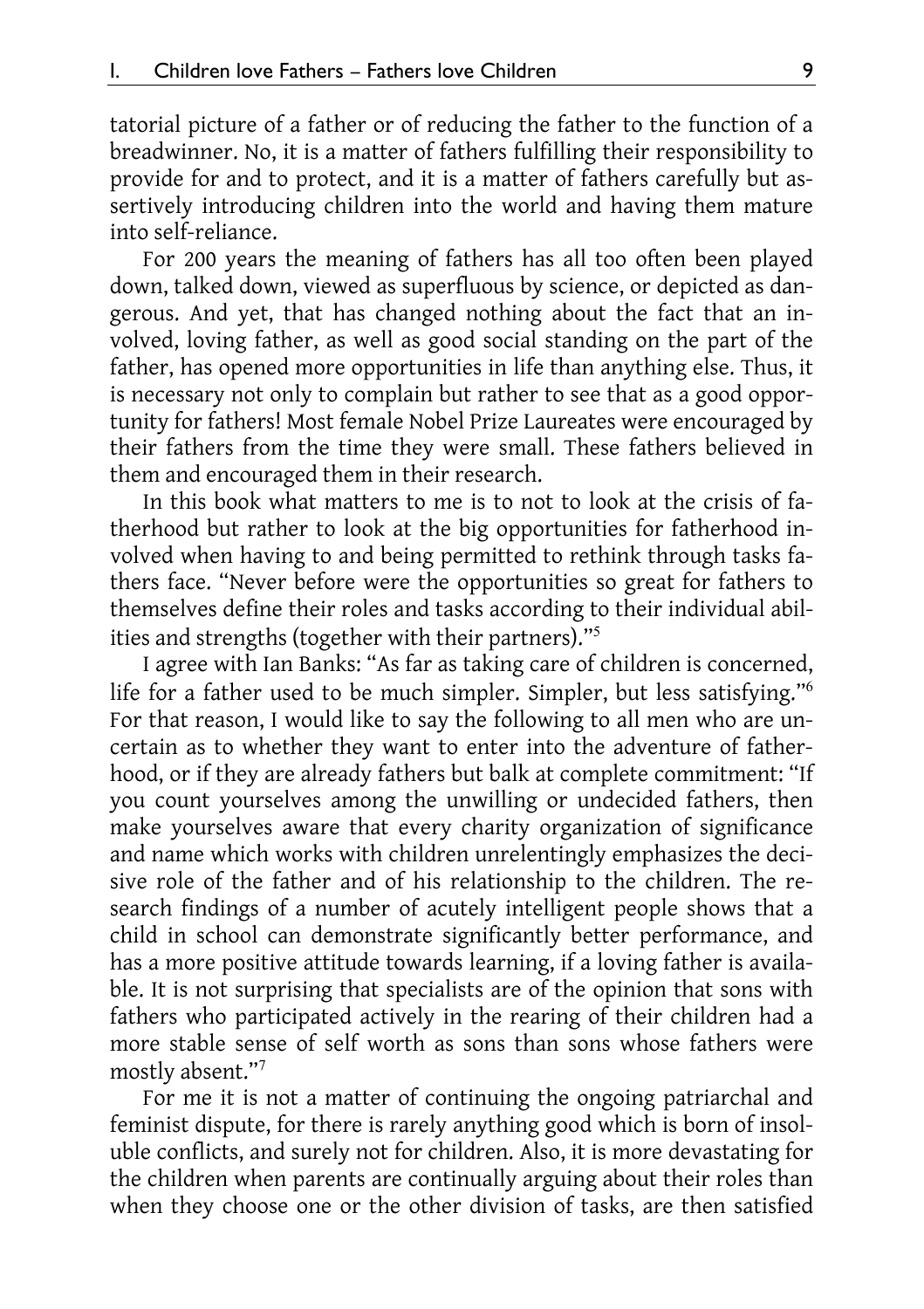tatorial picture of a father or of reducing the father to the function of a breadwinner. No, it is a matter of fathers fulfilling their responsibility to provide for and to protect, and it is a matter of fathers carefully but assertively introducing children into the world and having them mature into self-reliance.

For 200 years the meaning of fathers has all too often been played down, talked down, viewed as superfluous by science, or depicted as dangerous. And yet, that has changed nothing about the fact that an involved, loving father, as well as good social standing on the part of the father, has opened more opportunities in life than anything else. Thus, it is necessary not only to complain but rather to see that as a good opportunity for fathers! Most female Nobel Prize Laureates were encouraged by their fathers from the time they were small. These fathers believed in them and encouraged them in their research.

In this book what matters to me is to not to look at the crisis of fatherhood but rather to look at the big opportunities for fatherhood involved when having to and being permitted to rethink through tasks fathers face. "Never before were the opportunities so great for fathers to themselves define their roles and tasks according to their individual abilities and strengths (together with their partners)."[5]

I agree with Ian Banks: "As far as taking care of children is concerned, life for a father used to be much simpler. Simpler, but less satisfying."[6] For that reason, I would like to say the following to all men who are uncertain as to whether they want to enter into the adventure of fatherhood, or if they are already fathers but balk at complete commitment: "If you count yourselves among the unwilling or undecided fathers, then make yourselves aware that every charity organization of significance and name which works with children unrelentingly emphasizes the decisive role of the father and of his relationship to the children. The research findings of a number of acutely intelligent people shows that a child in school can demonstrate significantly better performance, and has a more positive attitude towards learning, if a loving father is available. It is not surprising that specialists are of the opinion that sons with fathers who participated actively in the rearing of their children had a more stable sense of self worth as sons than sons whose fathers were mostly absent."[7]

For me it is not a matter of continuing the ongoing patriarchal and feminist dispute, for there is rarely anything good which is born of insoluble conflicts, and surely not for children. Also, it is more devastating for the children when parents are continually arguing about their roles than when they choose one or the other division of tasks, are then satisfied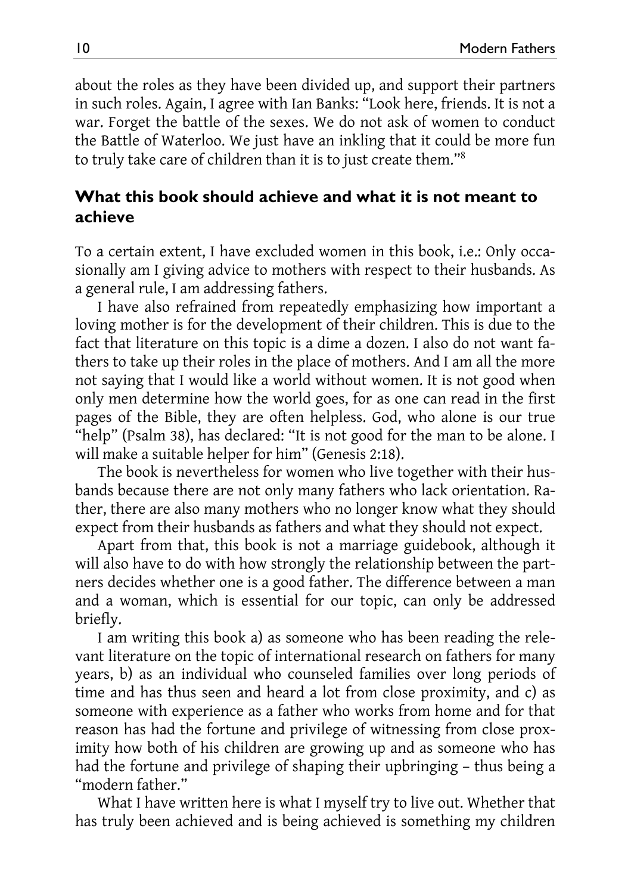about the roles as they have been divided up, and support their partners in such roles. Again, I agree with Ian Banks: "Look here, friends. It is not a war. Forget the battle of the sexes. We do not ask of women to conduct the Battle of Waterloo. We just have an inkling that it could be more fun to truly take care of children than it is to just create them."[8]

## What this book should achieve and what it is not meant to achieve

To a certain extent, I have excluded women in this book, i.e.: Only occasionally am I giving advice to mothers with respect to their husbands. As a general rule, I am addressing fathers.

I have also refrained from repeatedly emphasizing how important a loving mother is for the development of their children. This is due to the fact that literature on this topic is a dime a dozen. I also do not want fathers to take up their roles in the place of mothers. And I am all the more not saying that I would like a world without women. It is not good when only men determine how the world goes, for as one can read in the first pages of the Bible, they are often helpless. God, who alone is our true "help" (Psalm 38), has declared: "It is not good for the man to be alone. I will make a suitable helper for him" (Genesis 2:18).

The book is nevertheless for women who live together with their husbands because there are not only many fathers who lack orientation. Rather, there are also many mothers who no longer know what they should expect from their husbands as fathers and what they should not expect.

Apart from that, this book is not a marriage guidebook, although it will also have to do with how strongly the relationship between the partners decides whether one is a good father. The difference between a man and a woman, which is essential for our topic, can only be addressed briefly.

I am writing this book a) as someone who has been reading the relevant literature on the topic of international research on fathers for many years, b) as an individual who counseled families over long periods of time and has thus seen and heard a lot from close proximity, and c) as someone with experience as a father who works from home and for that reason has had the fortune and privilege of witnessing from close proximity how both of his children are growing up and as someone who has had the fortune and privilege of shaping their upbringing – thus being a "modern father."

What I have written here is what I myself try to live out. Whether that has truly been achieved and is being achieved is something my children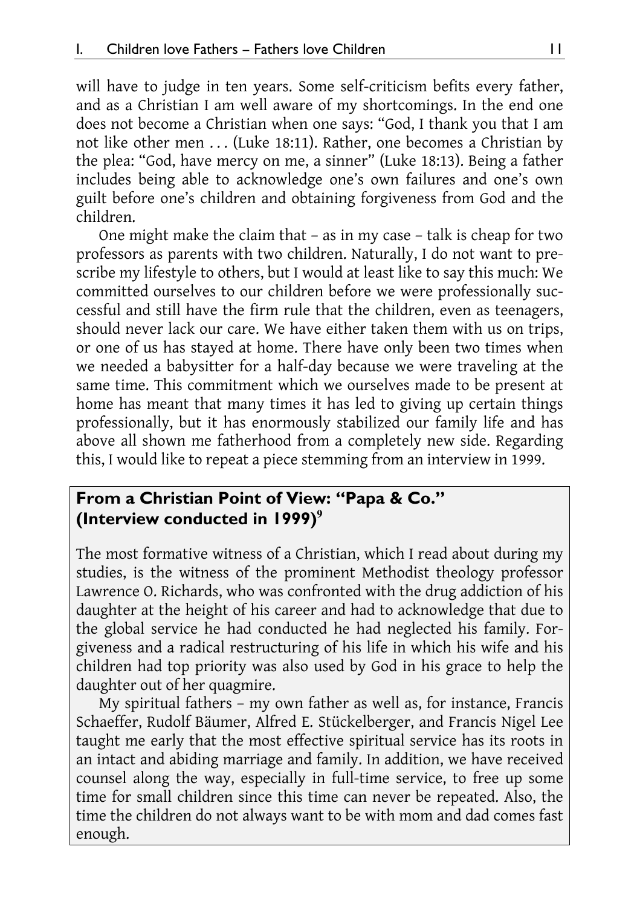will have to judge in ten years. Some self-criticism befits every father, and as a Christian I am well aware of my shortcomings. In the end one does not become a Christian when one says: "God, I thank you that I am not like other men . . . (Luke 18:11). Rather, one becomes a Christian by the plea: "God, have mercy on me, a sinner" (Luke 18:13). Being a father includes being able to acknowledge one's own failures and one's own guilt before one's children and obtaining forgiveness from God and the children.

One might make the claim that – as in my case – talk is cheap for two professors as parents with two children. Naturally, I do not want to prescribe my lifestyle to others, but I would at least like to say this much: We committed ourselves to our children before we were professionally successful and still have the firm rule that the children, even as teenagers, should never lack our care. We have either taken them with us on trips, or one of us has stayed at home. There have only been two times when we needed a babysitter for a half-day because we were traveling at the same time. This commitment which we ourselves made to be present at home has meant that many times it has led to giving up certain things professionally, but it has enormously stabilized our family life and has above all shown me fatherhood from a completely new side. Regarding this, I would like to repeat a piece stemming from an interview in 1999.

### From a Christian Point of View: "Papa & Co." (Interview conducted in 1999)[9]

The most formative witness of a Christian, which I read about during my studies, is the witness of the prominent Methodist theology professor Lawrence O. Richards, who was confronted with the drug addiction of his daughter at the height of his career and had to acknowledge that due to the global service he had conducted he had neglected his family. Forgiveness and a radical restructuring of his life in which his wife and his children had top priority was also used by God in his grace to help the daughter out of her quagmire.

My spiritual fathers – my own father as well as, for instance, Francis Schaeffer, Rudolf Bäumer, Alfred E. Stückelberger, and Francis Nigel Lee taught me early that the most effective spiritual service has its roots in an intact and abiding marriage and family. In addition, we have received counsel along the way, especially in full-time service, to free up some time for small children since this time can never be repeated. Also, the time the children do not always want to be with mom and dad comes fast enough.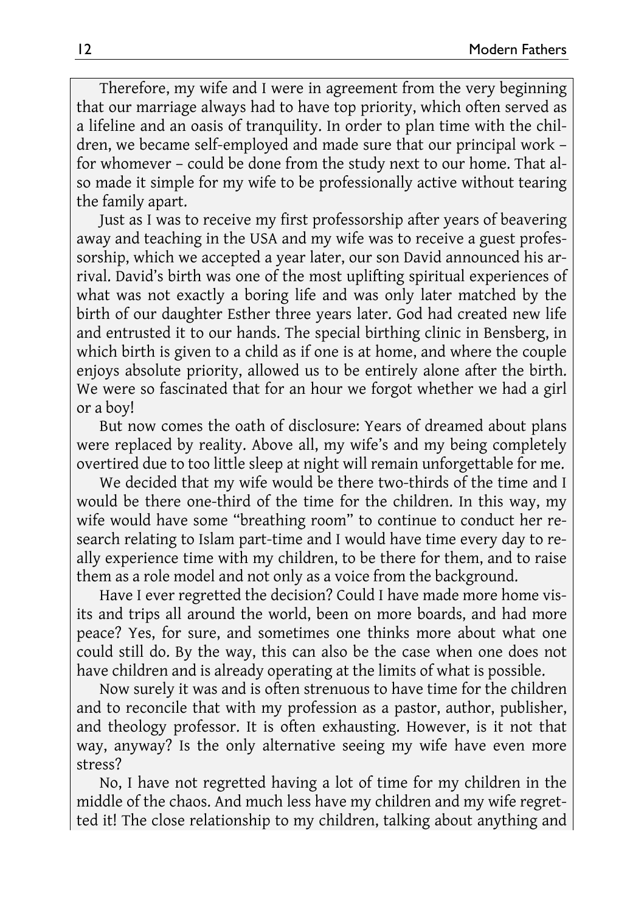Therefore, my wife and I were in agreement from the very beginning that our marriage always had to have top priority, which often served as a lifeline and an oasis of tranquility. In order to plan time with the children, we became self-employed and made sure that our principal work – for whomever – could be done from the study next to our home. That also made it simple for my wife to be professionally active without tearing the family apart.

Just as I was to receive my first professorship after years of beavering away and teaching in the USA and my wife was to receive a guest professorship, which we accepted a year later, our son David announced his arrival. David's birth was one of the most uplifting spiritual experiences of what was not exactly a boring life and was only later matched by the birth of our daughter Esther three years later. God had created new life and entrusted it to our hands. The special birthing clinic in Bensberg, in which birth is given to a child as if one is at home, and where the couple enjoys absolute priority, allowed us to be entirely alone after the birth. We were so fascinated that for an hour we forgot whether we had a girl or a boy!

But now comes the oath of disclosure: Years of dreamed about plans were replaced by reality. Above all, my wife's and my being completely overtired due to too little sleep at night will remain unforgettable for me.

We decided that my wife would be there two-thirds of the time and I would be there one-third of the time for the children. In this way, my wife would have some "breathing room" to continue to conduct her research relating to Islam part-time and I would have time every day to really experience time with my children, to be there for them, and to raise them as a role model and not only as a voice from the background.

Have I ever regretted the decision? Could I have made more home visits and trips all around the world, been on more boards, and had more peace? Yes, for sure, and sometimes one thinks more about what one could still do. By the way, this can also be the case when one does not have children and is already operating at the limits of what is possible.

Now surely it was and is often strenuous to have time for the children and to reconcile that with my profession as a pastor, author, publisher, and theology professor. It is often exhausting. However, is it not that way, anyway? Is the only alternative seeing my wife have even more stress?

No, I have not regretted having a lot of time for my children in the middle of the chaos. And much less have my children and my wife regretted it! The close relationship to my children, talking about anything and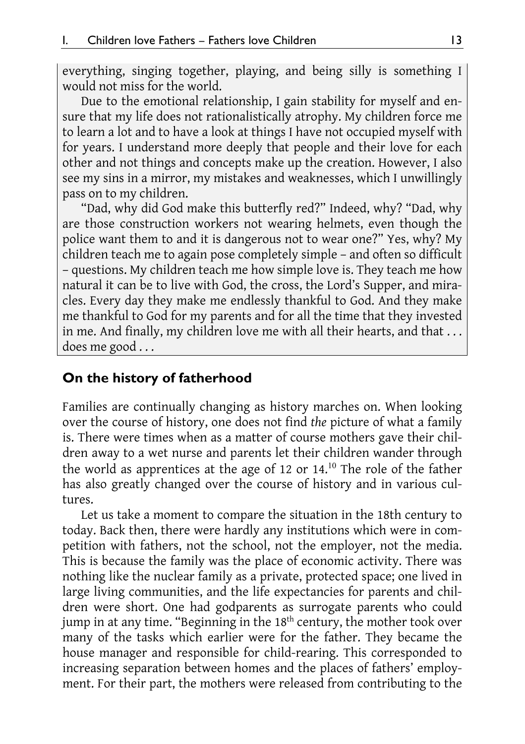everything, singing together, playing, and being silly is something I would not miss for the world.

Due to the emotional relationship, I gain stability for myself and ensure that my life does not rationalistically atrophy. My children force me to learn a lot and to have a look at things I have not occupied myself with for years. I understand more deeply that people and their love for each other and not things and concepts make up the creation. However, I also see my sins in a mirror, my mistakes and weaknesses, which I unwillingly pass on to my children.

"Dad, why did God make this butterfly red?" Indeed, why? "Dad, why are those construction workers not wearing helmets, even though the police want them to and it is dangerous not to wear one?" Yes, why? My children teach me to again pose completely simple – and often so difficult – questions. My children teach me how simple love is. They teach me how natural it can be to live with God, the cross, the Lord's Supper, and miracles. Every day they make me endlessly thankful to God. And they make me thankful to God for my parents and for all the time that they invested in me. And finally, my children love me with all their hearts, and that . . . does me good . . .

## On the history of fatherhood

Families are continually changing as history marches on. When looking over the course of history, one does not find *the* picture of what a family is. There were times when as a matter of course mothers gave their children away to a wet nurse and parents let their children wander through the world as apprentices at the age of 12 or 14.[10] The role of the father has also greatly changed over the course of history and in various cultures.

Let us take a moment to compare the situation in the 18th century to today. Back then, there were hardly any institutions which were in competition with fathers, not the school, not the employer, not the media. This is because the family was the place of economic activity. There was nothing like the nuclear family as a private, protected space; one lived in large living communities, and the life expectancies for parents and children were short. One had godparents as surrogate parents who could jump in at any time. "Beginning in the 18th century, the mother took over many of the tasks which earlier were for the father. They became the house manager and responsible for child-rearing. This corresponded to increasing separation between homes and the places of fathers' employment. For their part, the mothers were released from contributing to the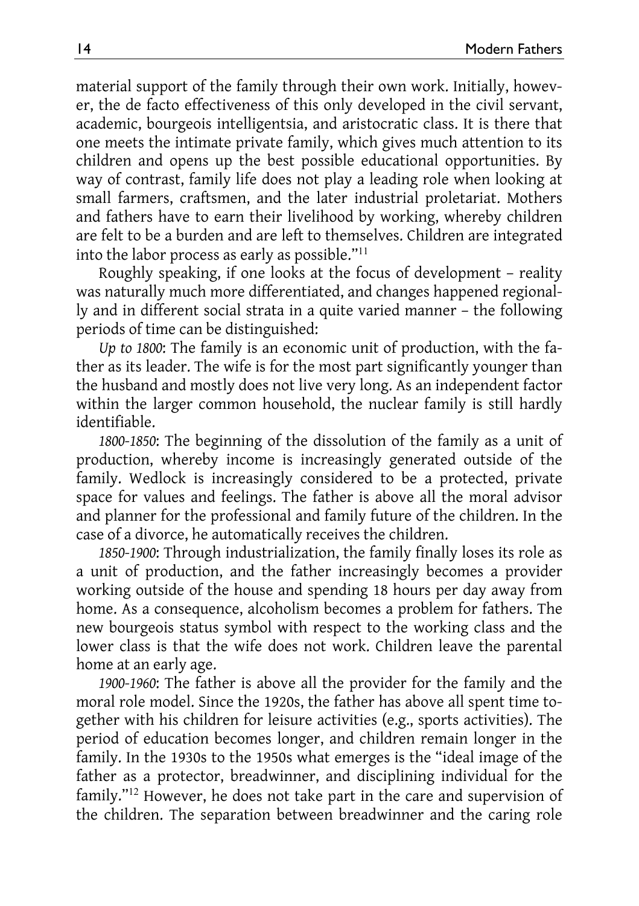material support of the family through their own work. Initially, however, the de facto effectiveness of this only developed in the civil servant, academic, bourgeois intelligentsia, and aristocratic class. It is there that one meets the intimate private family, which gives much attention to its children and opens up the best possible educational opportunities. By way of contrast, family life does not play a leading role when looking at small farmers, craftsmen, and the later industrial proletariat. Mothers and fathers have to earn their livelihood by working, whereby children are felt to be a burden and are left to themselves. Children are integrated into the labor process as early as possible."[11]

Roughly speaking, if one looks at the focus of development – reality was naturally much more differentiated, and changes happened regionally and in different social strata in a quite varied manner – the following periods of time can be distinguished:

*Up to 1800*: The family is an economic unit of production, with the father as its leader. The wife is for the most part significantly younger than the husband and mostly does not live very long. As an independent factor within the larger common household, the nuclear family is still hardly identifiable.

*1800-1850*: The beginning of the dissolution of the family as a unit of production, whereby income is increasingly generated outside of the family. Wedlock is increasingly considered to be a protected, private space for values and feelings. The father is above all the moral advisor and planner for the professional and family future of the children. In the case of a divorce, he automatically receives the children.

*1850-1900*: Through industrialization, the family finally loses its role as a unit of production, and the father increasingly becomes a provider working outside of the house and spending 18 hours per day away from home. As a consequence, alcoholism becomes a problem for fathers. The new bourgeois status symbol with respect to the working class and the lower class is that the wife does not work. Children leave the parental home at an early age.

*1900-1960*: The father is above all the provider for the family and the moral role model. Since the 1920s, the father has above all spent time together with his children for leisure activities (e.g., sports activities). The period of education becomes longer, and children remain longer in the family. In the 1930s to the 1950s what emerges is the "ideal image of the father as a protector, breadwinner, and disciplining individual for the family."[12] However, he does not take part in the care and supervision of the children. The separation between breadwinner and the caring role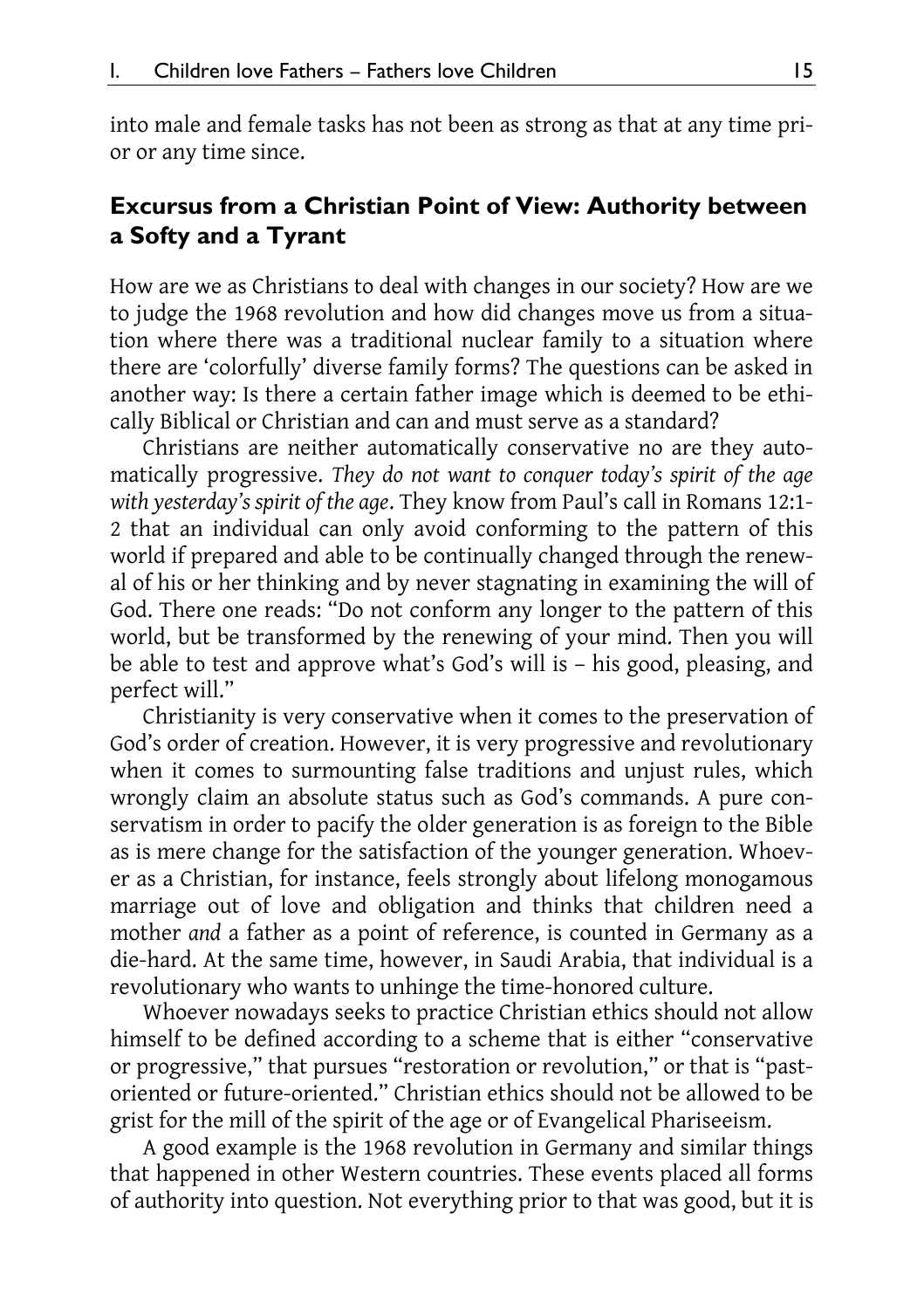into male and female tasks has not been as strong as that at any time prior or any time since.

## Excursus from a Christian Point of View: Authority between a Softy and a Tyrant

How are we as Christians to deal with changes in our society? How are we to judge the 1968 revolution and how did changes move us from a situation where there was a traditional nuclear family to a situation where there are 'colorfully' diverse family forms? The questions can be asked in another way: Is there a certain father image which is deemed to be ethically Biblical or Christian and can and must serve as a standard?

Christians are neither automatically conservative no are they automatically progressive. *They do not want to conquer today's spirit of the age with yesterday's spirit of the age*. They know from Paul's call in Romans 12:1-2 that an individual can only avoid conforming to the pattern of this world if prepared and able to be continually changed through the renewal of his or her thinking and by never stagnating in examining the will of God. There one reads: "Do not conform any longer to the pattern of this world, but be transformed by the renewing of your mind. Then you will be able to test and approve what's God's will is – his good, pleasing, and perfect will."

Christianity is very conservative when it comes to the preservation of God's order of creation. However, it is very progressive and revolutionary when it comes to surmounting false traditions and unjust rules, which wrongly claim an absolute status such as God's commands. A pure conservatism in order to pacify the older generation is as foreign to the Bible as is mere change for the satisfaction of the younger generation. Whoever as a Christian, for instance, feels strongly about lifelong monogamous marriage out of love and obligation and thinks that children need a mother *and* a father as a point of reference, is counted in Germany as a die-hard. At the same time, however, in Saudi Arabia, that individual is a revolutionary who wants to unhinge the time-honored culture.

Whoever nowadays seeks to practice Christian ethics should not allow himself to be defined according to a scheme that is either "conservative or progressive," that pursues "restoration or revolution," or that is "past-oriented or future-oriented." Christian ethics should not be allowed to be grist for the mill of the spirit of the age or of Evangelical Phariseeism.

A good example is the 1968 revolution in Germany and similar things that happened in other Western countries. These events placed all forms of authority into question. Not everything prior to that was good, but it is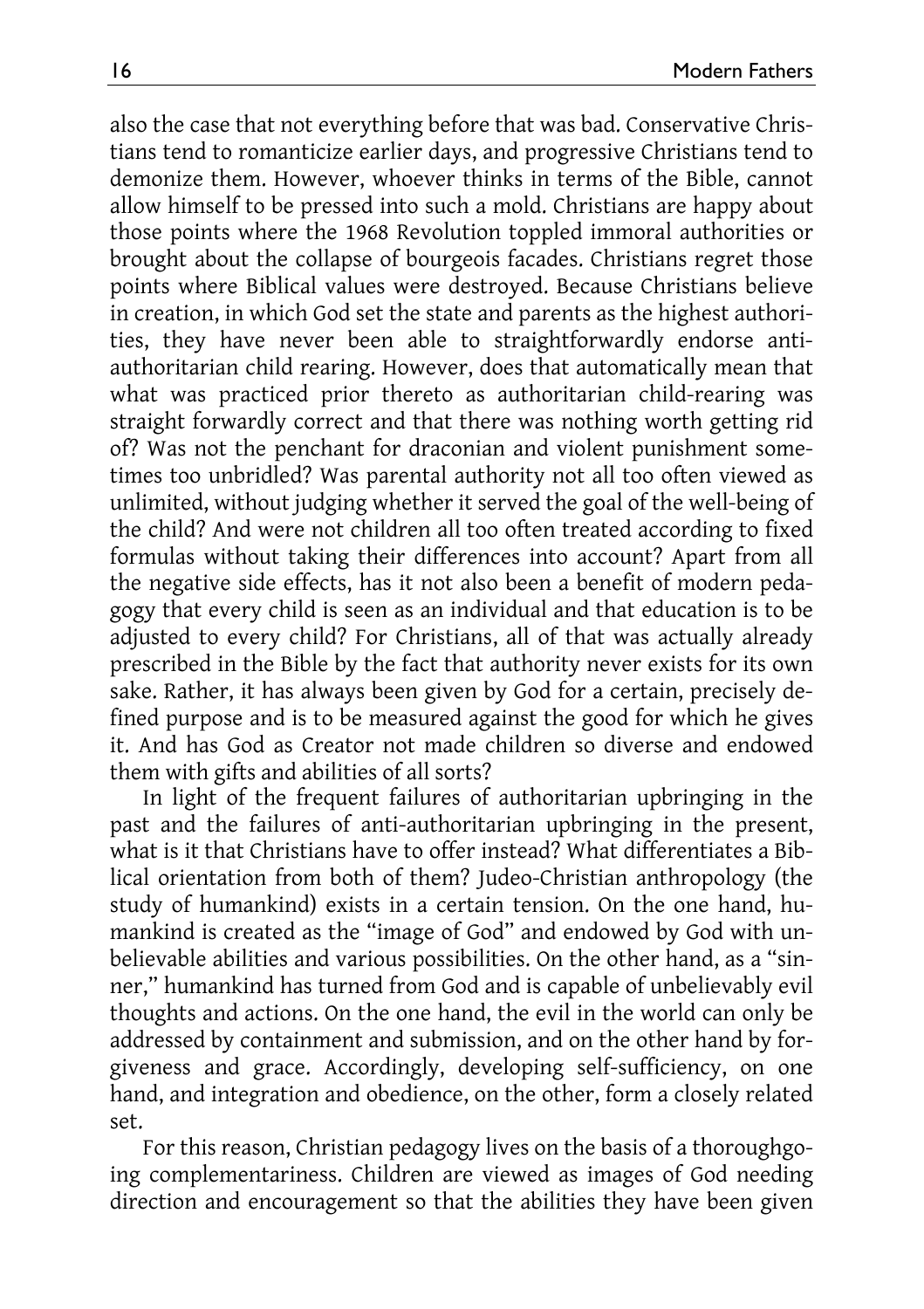also the case that not everything before that was bad. Conservative Christians tend to romanticize earlier days, and progressive Christians tend to demonize them. However, whoever thinks in terms of the Bible, cannot allow himself to be pressed into such a mold. Christians are happy about those points where the 1968 Revolution toppled immoral authorities or brought about the collapse of bourgeois facades. Christians regret those points where Biblical values were destroyed. Because Christians believe in creation, in which God set the state and parents as the highest authorities, they have never been able to straightforwardly endorse anti-authoritarian child rearing. However, does that automatically mean that what was practiced prior thereto as authoritarian child-rearing was straight forwardly correct and that there was nothing worth getting rid of? Was not the penchant for draconian and violent punishment sometimes too unbridled? Was parental authority not all too often viewed as unlimited, without judging whether it served the goal of the well-being of the child? And were not children all too often treated according to fixed formulas without taking their differences into account? Apart from all the negative side effects, has it not also been a benefit of modern pedagogy that every child is seen as an individual and that education is to be adjusted to every child? For Christians, all of that was actually already prescribed in the Bible by the fact that authority never exists for its own sake. Rather, it has always been given by God for a certain, precisely defined purpose and is to be measured against the good for which he gives it. And has God as Creator not made children so diverse and endowed them with gifts and abilities of all sorts?

In light of the frequent failures of authoritarian upbringing in the past and the failures of anti-authoritarian upbringing in the present, what is it that Christians have to offer instead? What differentiates a Biblical orientation from both of them? Judeo-Christian anthropology (the study of humankind) exists in a certain tension. On the one hand, humankind is created as the "image of God" and endowed by God with unbelievable abilities and various possibilities. On the other hand, as a "sinner," humankind has turned from God and is capable of unbelievably evil thoughts and actions. On the one hand, the evil in the world can only be addressed by containment and submission, and on the other hand by forgiveness and grace. Accordingly, developing self-sufficiency, on one hand, and integration and obedience, on the other, form a closely related set.

For this reason, Christian pedagogy lives on the basis of a thoroughgoing complementariness. Children are viewed as images of God needing direction and encouragement so that the abilities they have been given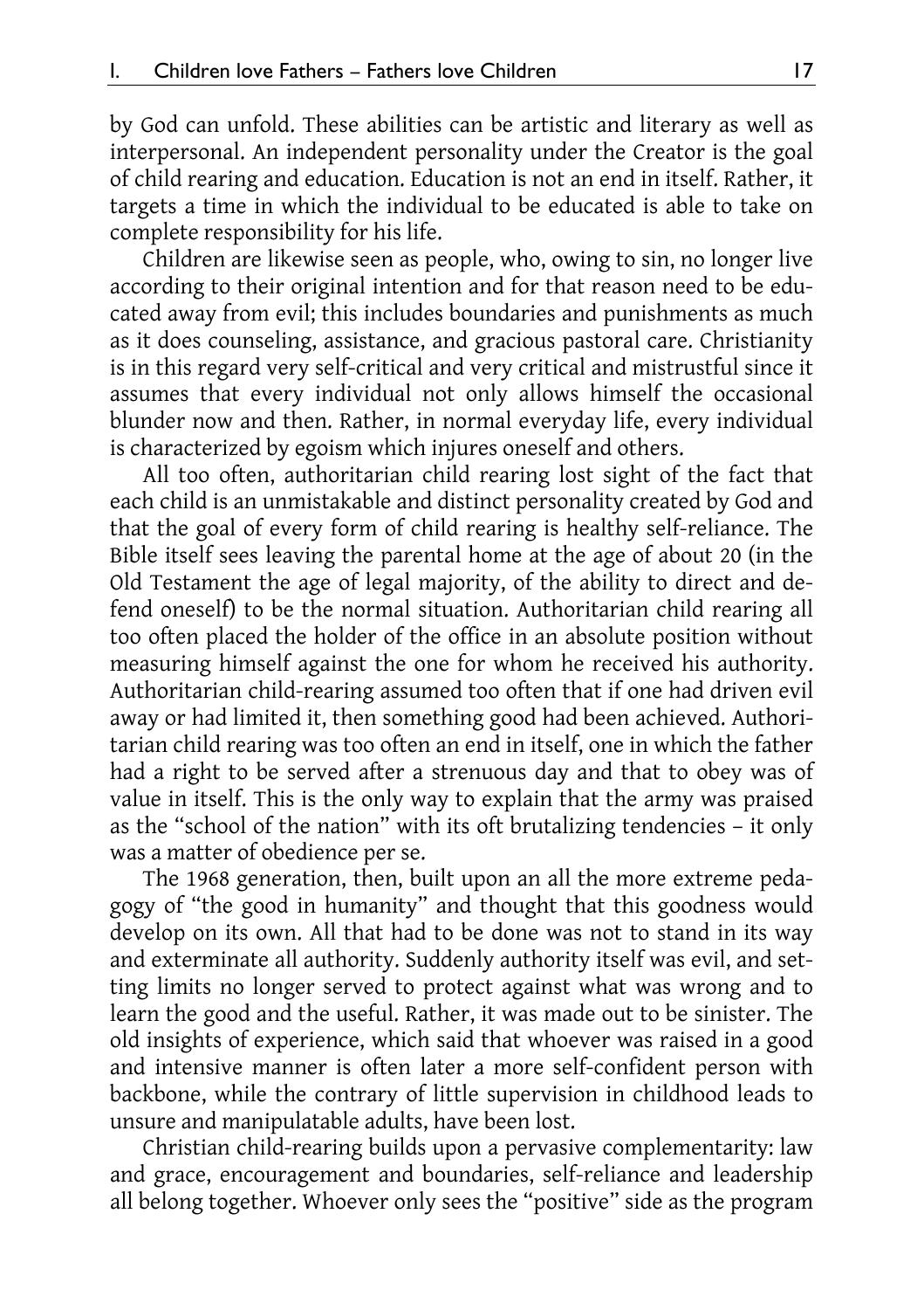by God can unfold. These abilities can be artistic and literary as well as interpersonal. An independent personality under the Creator is the goal of child rearing and education. Education is not an end in itself. Rather, it targets a time in which the individual to be educated is able to take on complete responsibility for his life.

Children are likewise seen as people, who, owing to sin, no longer live according to their original intention and for that reason need to be educated away from evil; this includes boundaries and punishments as much as it does counseling, assistance, and gracious pastoral care. Christianity is in this regard very self-critical and very critical and mistrustful since it assumes that every individual not only allows himself the occasional blunder now and then. Rather, in normal everyday life, every individual is characterized by egoism which injures oneself and others.

All too often, authoritarian child rearing lost sight of the fact that each child is an unmistakable and distinct personality created by God and that the goal of every form of child rearing is healthy self-reliance. The Bible itself sees leaving the parental home at the age of about 20 (in the Old Testament the age of legal majority, of the ability to direct and defend oneself) to be the normal situation. Authoritarian child rearing all too often placed the holder of the office in an absolute position without measuring himself against the one for whom he received his authority. Authoritarian child-rearing assumed too often that if one had driven evil away or had limited it, then something good had been achieved. Authoritarian child rearing was too often an end in itself, one in which the father had a right to be served after a strenuous day and that to obey was of value in itself. This is the only way to explain that the army was praised as the "school of the nation" with its oft brutalizing tendencies – it only was a matter of obedience per se.

The 1968 generation, then, built upon an all the more extreme pedagogy of "the good in humanity" and thought that this goodness would develop on its own. All that had to be done was not to stand in its way and exterminate all authority. Suddenly authority itself was evil, and setting limits no longer served to protect against what was wrong and to learn the good and the useful. Rather, it was made out to be sinister. The old insights of experience, which said that whoever was raised in a good and intensive manner is often later a more self-confident person with backbone, while the contrary of little supervision in childhood leads to unsure and manipulatable adults, have been lost.

Christian child-rearing builds upon a pervasive complementarity: law and grace, encouragement and boundaries, self-reliance and leadership all belong together. Whoever only sees the "positive" side as the program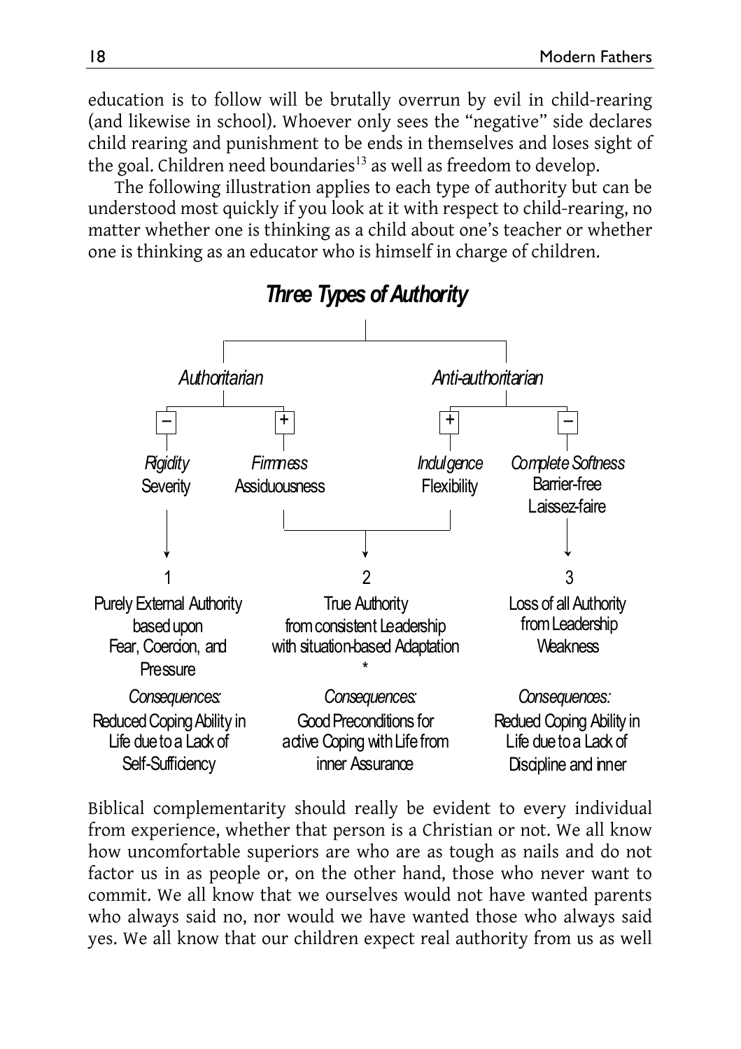education is to follow will be brutally overrun by evil in child-rearing (and likewise in school). Whoever only sees the "negative" side declares child rearing and punishment to be ends in themselves and loses sight of the goal. Children need boundaries[13] as well as freedom to develop.

The following illustration applies to each type of authority but can be understood most quickly if you look at it with respect to child-rearing, no matter whether one is thinking as a child about one's teacher or whether one is thinking as an educator who is himself in charge of children.

## *Three Types of Authority*

| *Authoritarian* | | *Anti-authoritarian* | |
|---|---|---|---|
| – | + | + | – |
| *Rigidity* Severity | *Firmness* Assiduousness | *Indulgence* Flexibility | *Complete Softness* Barrier-free Laissez-faire |

| 1 | 2 | 3 |
|---|---|---|
| Purely External Authority based upon Fear, Coercion, and Pressure | True Authority from consistent Leadership with situation-based Adaptation * | Loss of all Authority from Leadership Weakness |
| *Consequences:* | *Consequences:* | *Consequences:* |
| Reduced Coping Ability in Life due to a Lack of Self-Sufficiency | Good Preconditions for active Coping with Life from inner Assurance | Redued Coping Ability in Life due to a Lack of Discipline and inner |

Biblical complementarity should really be evident to every individual from experience, whether that person is a Christian or not. We all know how uncomfortable superiors are who are as tough as nails and do not factor us in as people or, on the other hand, those who never want to commit. We all know that we ourselves would not have wanted parents who always said no, nor would we have wanted those who always said yes. We all know that our children expect real authority from us as well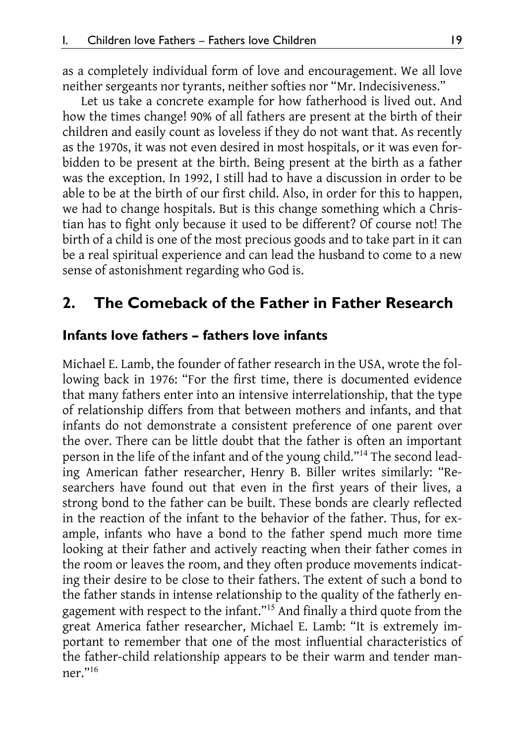as a completely individual form of love and encouragement. We all love neither sergeants nor tyrants, neither softies nor "Mr. Indecisiveness."

Let us take a concrete example for how fatherhood is lived out. And how the times change! 90% of all fathers are present at the birth of their children and easily count as loveless if they do not want that. As recently as the 1970s, it was not even desired in most hospitals, or it was even forbidden to be present at the birth. Being present at the birth as a father was the exception. In 1992, I still had to have a discussion in order to be able to be at the birth of our first child. Also, in order for this to happen, we had to change hospitals. But is this change something which a Christian has to fight only because it used to be different? Of course not! The birth of a child is one of the most precious goods and to take part in it can be a real spiritual experience and can lead the husband to come to a new sense of astonishment regarding who God is.

## 2. The Comeback of the Father in Father Research

### Infants love fathers – fathers love infants

Michael E. Lamb, the founder of father research in the USA, wrote the following back in 1976: "For the first time, there is documented evidence that many fathers enter into an intensive interrelationship, that the type of relationship differs from that between mothers and infants, and that infants do not demonstrate a consistent preference of one parent over the over. There can be little doubt that the father is often an important person in the life of the infant and of the young child."[14] The second leading American father researcher, Henry B. Biller writes similarly: "Researchers have found out that even in the first years of their lives, a strong bond to the father can be built. These bonds are clearly reflected in the reaction of the infant to the behavior of the father. Thus, for example, infants who have a bond to the father spend much more time looking at their father and actively reacting when their father comes in the room or leaves the room, and they often produce movements indicating their desire to be close to their fathers. The extent of such a bond to the father stands in intense relationship to the quality of the fatherly engagement with respect to the infant."[15] And finally a third quote from the great America father researcher, Michael E. Lamb: "It is extremely important to remember that one of the most influential characteristics of the father-child relationship appears to be their warm and tender manner."[16]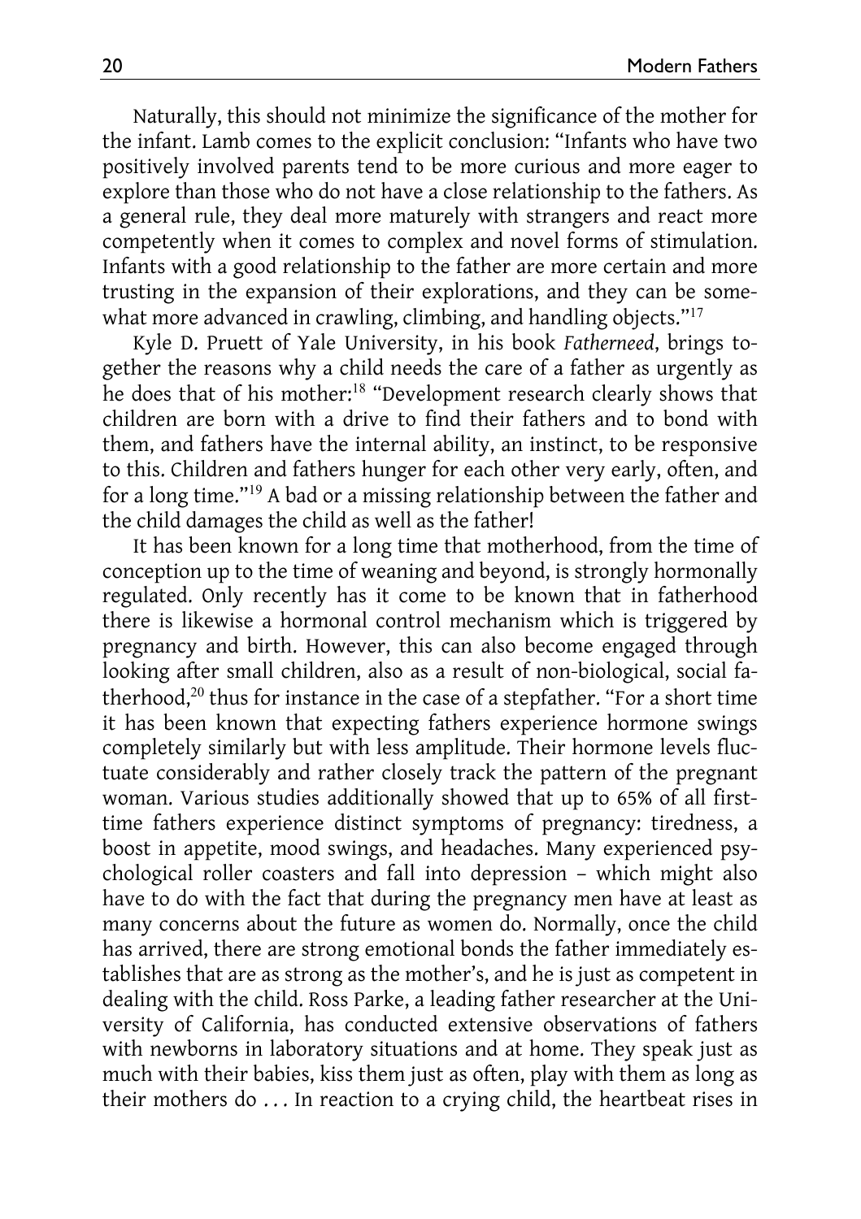Naturally, this should not minimize the significance of the mother for the infant. Lamb comes to the explicit conclusion: "Infants who have two positively involved parents tend to be more curious and more eager to explore than those who do not have a close relationship to the fathers. As a general rule, they deal more maturely with strangers and react more competently when it comes to complex and novel forms of stimulation. Infants with a good relationship to the father are more certain and more trusting in the expansion of their explorations, and they can be somewhat more advanced in crawling, climbing, and handling objects."[17]

Kyle D. Pruett of Yale University, in his book *Fatherneed*, brings together the reasons why a child needs the care of a father as urgently as he does that of his mother:[18] "Development research clearly shows that children are born with a drive to find their fathers and to bond with them, and fathers have the internal ability, an instinct, to be responsive to this. Children and fathers hunger for each other very early, often, and for a long time."[19] A bad or a missing relationship between the father and the child damages the child as well as the father!

It has been known for a long time that motherhood, from the time of conception up to the time of weaning and beyond, is strongly hormonally regulated. Only recently has it come to be known that in fatherhood there is likewise a hormonal control mechanism which is triggered by pregnancy and birth. However, this can also become engaged through looking after small children, also as a result of non-biological, social fatherhood,[20] thus for instance in the case of a stepfather. "For a short time it has been known that expecting fathers experience hormone swings completely similarly but with less amplitude. Their hormone levels fluctuate considerably and rather closely track the pattern of the pregnant woman. Various studies additionally showed that up to 65% of all first-time fathers experience distinct symptoms of pregnancy: tiredness, a boost in appetite, mood swings, and headaches. Many experienced psychological roller coasters and fall into depression – which might also have to do with the fact that during the pregnancy men have at least as many concerns about the future as women do. Normally, once the child has arrived, there are strong emotional bonds the father immediately establishes that are as strong as the mother's, and he is just as competent in dealing with the child. Ross Parke, a leading father researcher at the University of California, has conducted extensive observations of fathers with newborns in laboratory situations and at home. They speak just as much with their babies, kiss them just as often, play with them as long as their mothers do . . . In reaction to a crying child, the heartbeat rises in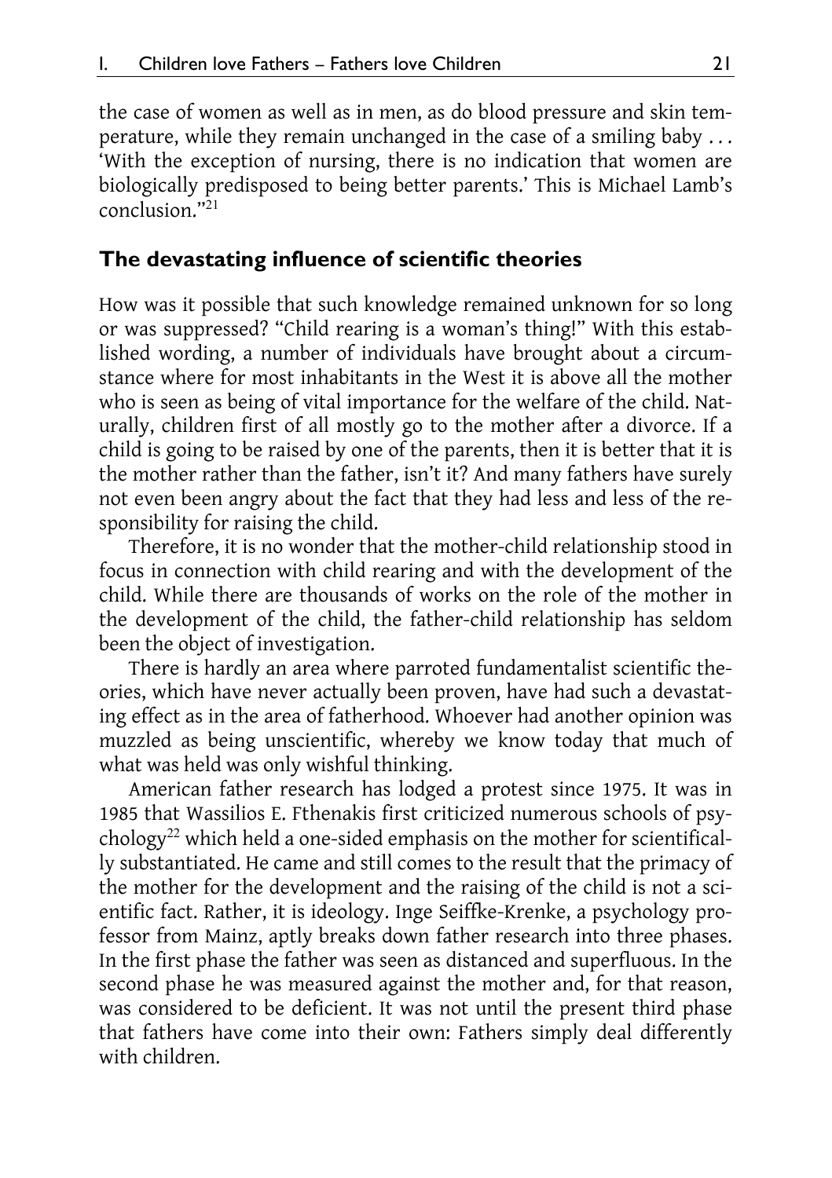the case of women as well as in men, as do blood pressure and skin temperature, while they remain unchanged in the case of a smiling baby . . . 'With the exception of nursing, there is no indication that women are biologically predisposed to being better parents.' This is Michael Lamb's conclusion."[21]

## The devastating influence of scientific theories

How was it possible that such knowledge remained unknown for so long or was suppressed? "Child rearing is a woman's thing!" With this established wording, a number of individuals have brought about a circumstance where for most inhabitants in the West it is above all the mother who is seen as being of vital importance for the welfare of the child. Naturally, children first of all mostly go to the mother after a divorce. If a child is going to be raised by one of the parents, then it is better that it is the mother rather than the father, isn't it? And many fathers have surely not even been angry about the fact that they had less and less of the responsibility for raising the child.

Therefore, it is no wonder that the mother-child relationship stood in focus in connection with child rearing and with the development of the child. While there are thousands of works on the role of the mother in the development of the child, the father-child relationship has seldom been the object of investigation.

There is hardly an area where parroted fundamentalist scientific theories, which have never actually been proven, have had such a devastating effect as in the area of fatherhood. Whoever had another opinion was muzzled as being unscientific, whereby we know today that much of what was held was only wishful thinking.

American father research has lodged a protest since 1975. It was in 1985 that Wassilios E. Fthenakis first criticized numerous schools of psychology[22] which held a one-sided emphasis on the mother for scientifically substantiated. He came and still comes to the result that the primacy of the mother for the development and the raising of the child is not a scientific fact. Rather, it is ideology. Inge Seiffke-Krenke, a psychology professor from Mainz, aptly breaks down father research into three phases. In the first phase the father was seen as distanced and superfluous. In the second phase he was measured against the mother and, for that reason, was considered to be deficient. It was not until the present third phase that fathers have come into their own: Fathers simply deal differently with children.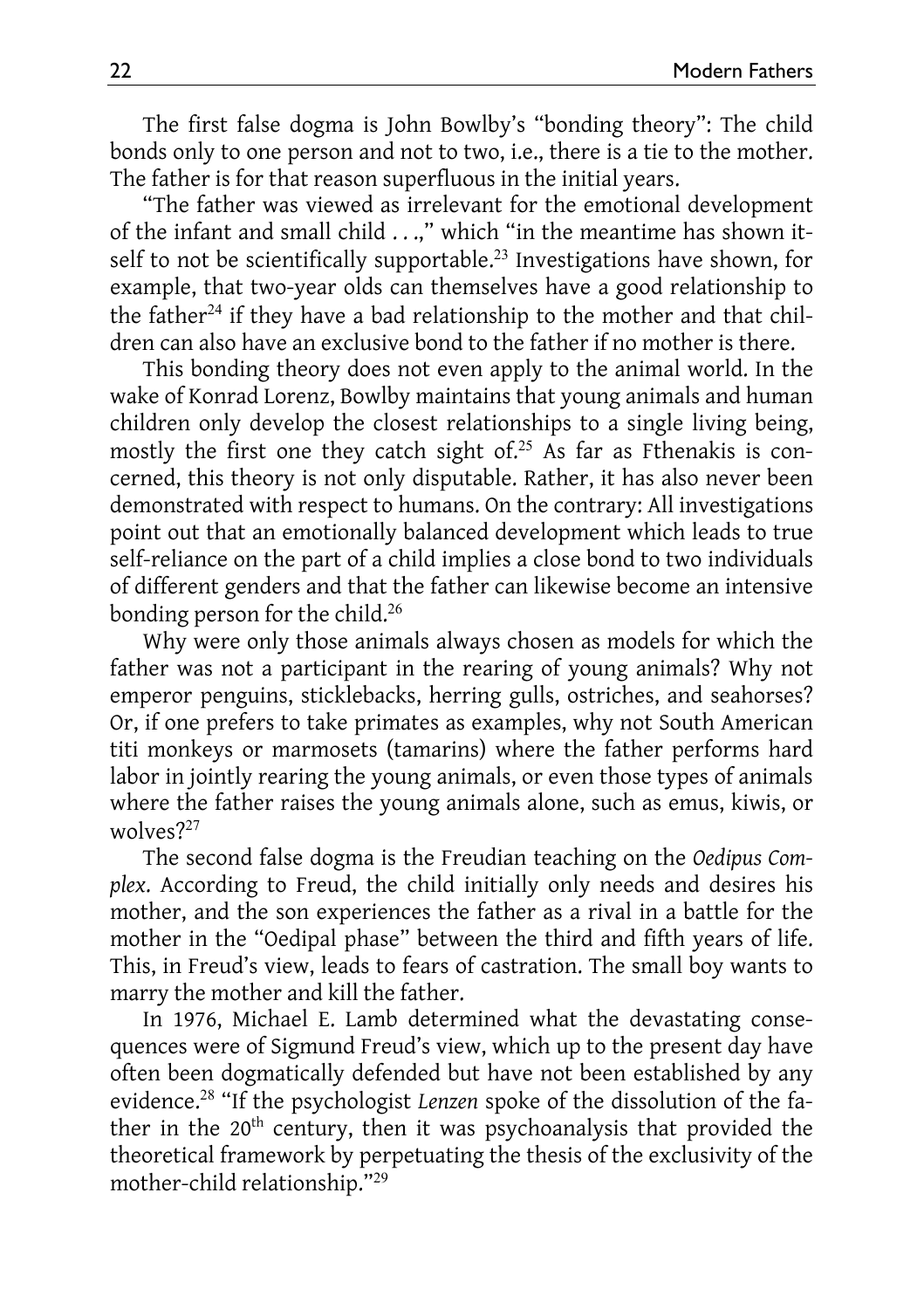The first false dogma is John Bowlby's "bonding theory": The child bonds only to one person and not to two, i.e., there is a tie to the mother. The father is for that reason superfluous in the initial years.

"The father was viewed as irrelevant for the emotional development of the infant and small child . . .," which "in the meantime has shown itself to not be scientifically supportable.[23] Investigations have shown, for example, that two-year olds can themselves have a good relationship to the father[24] if they have a bad relationship to the mother and that children can also have an exclusive bond to the father if no mother is there.

This bonding theory does not even apply to the animal world. In the wake of Konrad Lorenz, Bowlby maintains that young animals and human children only develop the closest relationships to a single living being, mostly the first one they catch sight of.[25] As far as Fthenakis is concerned, this theory is not only disputable. Rather, it has also never been demonstrated with respect to humans. On the contrary: All investigations point out that an emotionally balanced development which leads to true self-reliance on the part of a child implies a close bond to two individuals of different genders and that the father can likewise become an intensive bonding person for the child.[26]

Why were only those animals always chosen as models for which the father was not a participant in the rearing of young animals? Why not emperor penguins, sticklebacks, herring gulls, ostriches, and seahorses? Or, if one prefers to take primates as examples, why not South American titi monkeys or marmosets (tamarins) where the father performs hard labor in jointly rearing the young animals, or even those types of animals where the father raises the young animals alone, such as emus, kiwis, or wolves?[27]

The second false dogma is the Freudian teaching on the *Oedipus Complex*. According to Freud, the child initially only needs and desires his mother, and the son experiences the father as a rival in a battle for the mother in the "Oedipal phase" between the third and fifth years of life. This, in Freud's view, leads to fears of castration. The small boy wants to marry the mother and kill the father.

In 1976, Michael E. Lamb determined what the devastating consequences were of Sigmund Freud's view, which up to the present day have often been dogmatically defended but have not been established by any evidence.[28] "If the psychologist *Lenzen* spoke of the dissolution of the father in the 20th century, then it was psychoanalysis that provided the theoretical framework by perpetuating the thesis of the exclusivity of the mother-child relationship."[29]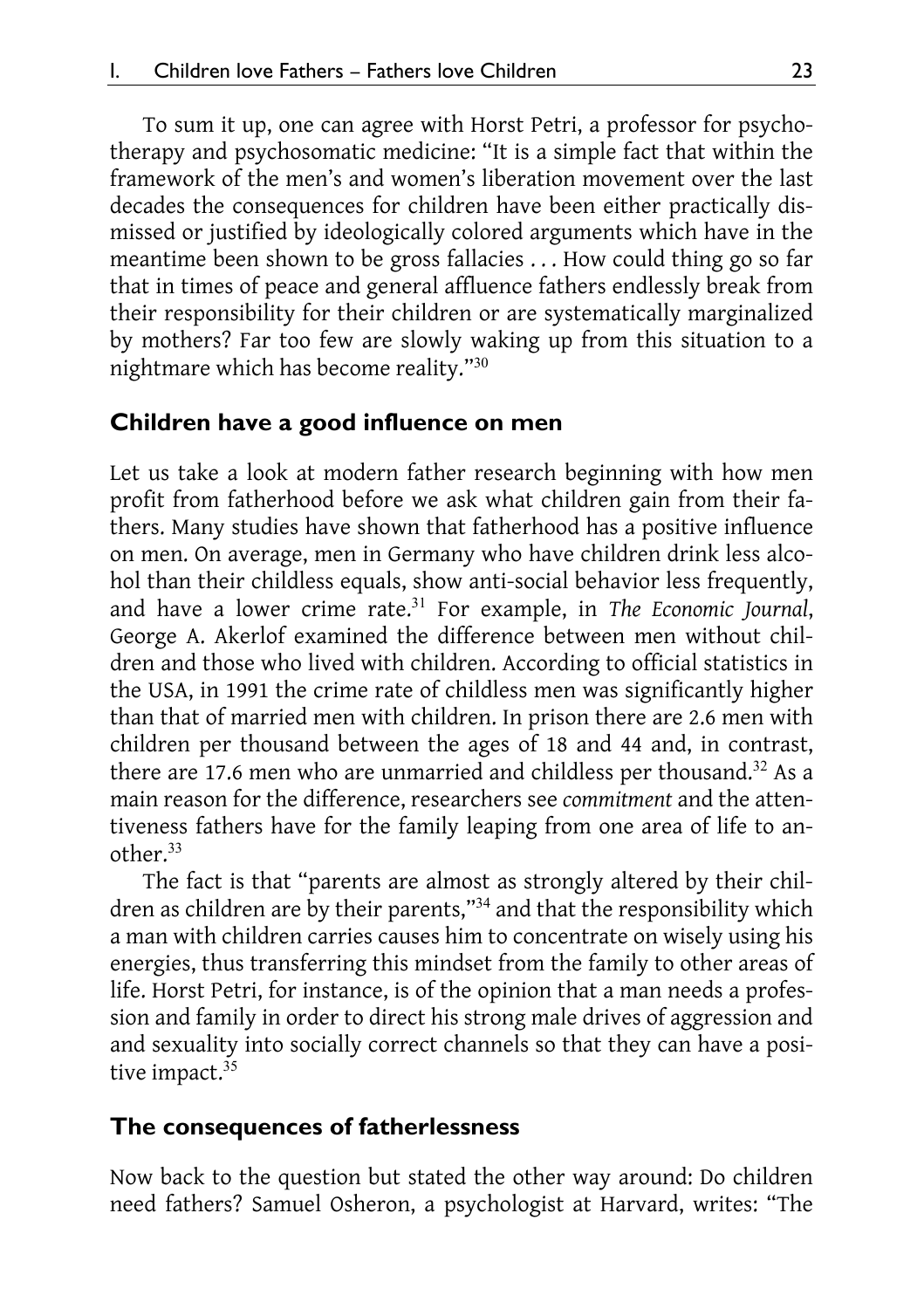To sum it up, one can agree with Horst Petri, a professor for psychotherapy and psychosomatic medicine: "It is a simple fact that within the framework of the men's and women's liberation movement over the last decades the consequences for children have been either practically dismissed or justified by ideologically colored arguments which have in the meantime been shown to be gross fallacies . . . How could thing go so far that in times of peace and general affluence fathers endlessly break from their responsibility for their children or are systematically marginalized by mothers? Far too few are slowly waking up from this situation to a nightmare which has become reality."[30]

## Children have a good influence on men

Let us take a look at modern father research beginning with how men profit from fatherhood before we ask what children gain from their fathers. Many studies have shown that fatherhood has a positive influence on men. On average, men in Germany who have children drink less alcohol than their childless equals, show anti-social behavior less frequently, and have a lower crime rate.[31] For example, in *The Economic Journal*, George A. Akerlof examined the difference between men without children and those who lived with children. According to official statistics in the USA, in 1991 the crime rate of childless men was significantly higher than that of married men with children. In prison there are 2.6 men with children per thousand between the ages of 18 and 44 and, in contrast, there are 17.6 men who are unmarried and childless per thousand.[32] As a main reason for the difference, researchers see *commitment* and the attentiveness fathers have for the family leaping from one area of life to another.[33]

The fact is that "parents are almost as strongly altered by their children as children are by their parents,"[34] and that the responsibility which a man with children carries causes him to concentrate on wisely using his energies, thus transferring this mindset from the family to other areas of life. Horst Petri, for instance, is of the opinion that a man needs a profession and family in order to direct his strong male drives of aggression and and sexuality into socially correct channels so that they can have a positive impact.[35]

## The consequences of fatherlessness

Now back to the question but stated the other way around: Do children need fathers? Samuel Osheron, a psychologist at Harvard, writes: "The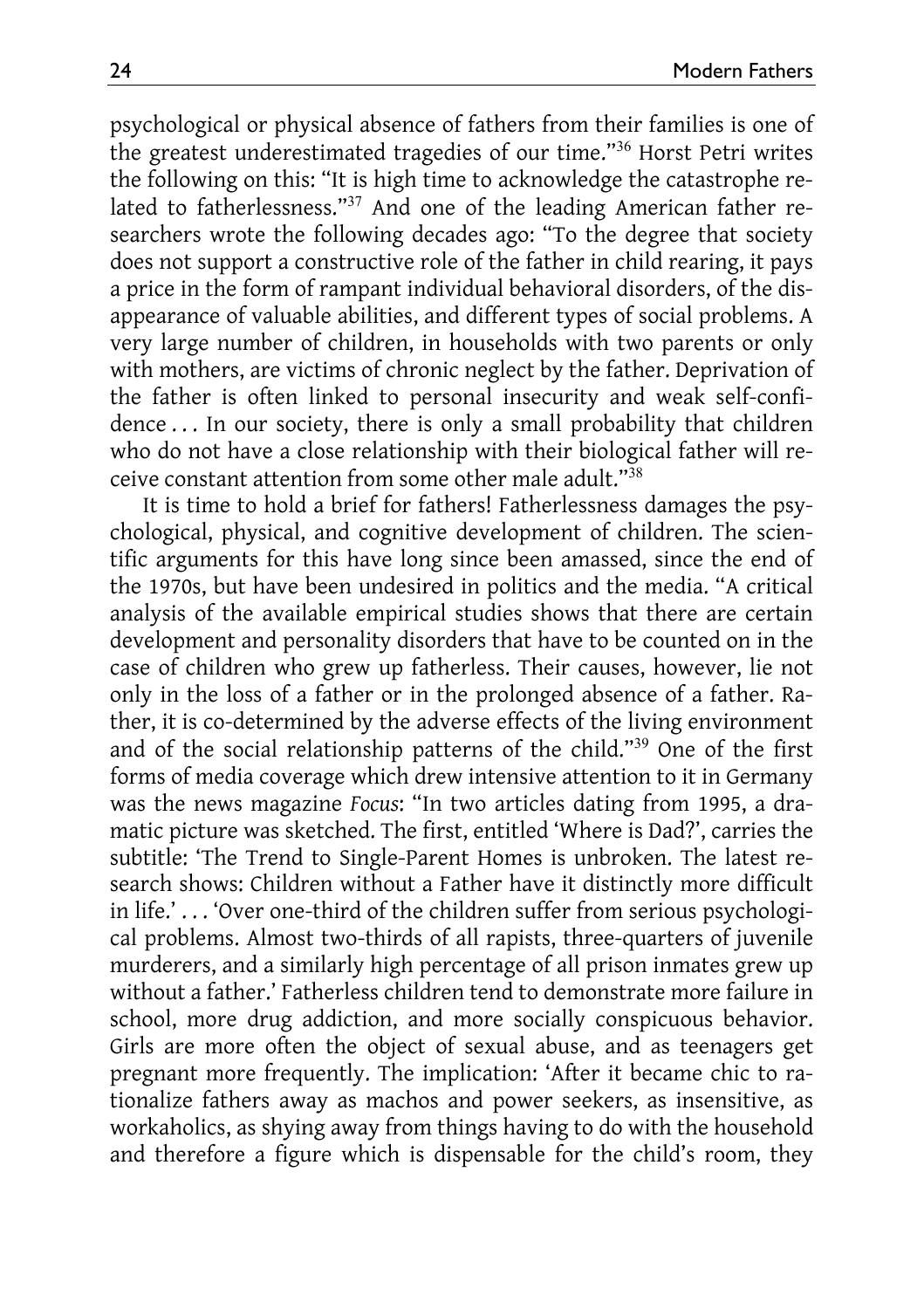psychological or physical absence of fathers from their families is one of the greatest underestimated tragedies of our time."[36] Horst Petri writes the following on this: "It is high time to acknowledge the catastrophe related to fatherlessness."[37] And one of the leading American father researchers wrote the following decades ago: "To the degree that society does not support a constructive role of the father in child rearing, it pays a price in the form of rampant individual behavioral disorders, of the disappearance of valuable abilities, and different types of social problems. A very large number of children, in households with two parents or only with mothers, are victims of chronic neglect by the father. Deprivation of the father is often linked to personal insecurity and weak self-confidence . . . In our society, there is only a small probability that children who do not have a close relationship with their biological father will receive constant attention from some other male adult."[38]

It is time to hold a brief for fathers! Fatherlessness damages the psychological, physical, and cognitive development of children. The scientific arguments for this have long since been amassed, since the end of the 1970s, but have been undesired in politics and the media. "A critical analysis of the available empirical studies shows that there are certain development and personality disorders that have to be counted on in the case of children who grew up fatherless. Their causes, however, lie not only in the loss of a father or in the prolonged absence of a father. Rather, it is co-determined by the adverse effects of the living environment and of the social relationship patterns of the child."[39] One of the first forms of media coverage which drew intensive attention to it in Germany was the news magazine *Focus*: "In two articles dating from 1995, a dramatic picture was sketched. The first, entitled 'Where is Dad?', carries the subtitle: 'The Trend to Single-Parent Homes is unbroken. The latest research shows: Children without a Father have it distinctly more difficult in life.' . . . 'Over one-third of the children suffer from serious psychological problems. Almost two-thirds of all rapists, three-quarters of juvenile murderers, and a similarly high percentage of all prison inmates grew up without a father.' Fatherless children tend to demonstrate more failure in school, more drug addiction, and more socially conspicuous behavior. Girls are more often the object of sexual abuse, and as teenagers get pregnant more frequently. The implication: 'After it became chic to rationalize fathers away as machos and power seekers, as insensitive, as workaholics, as shying away from things having to do with the household and therefore a figure which is dispensable for the child's room, they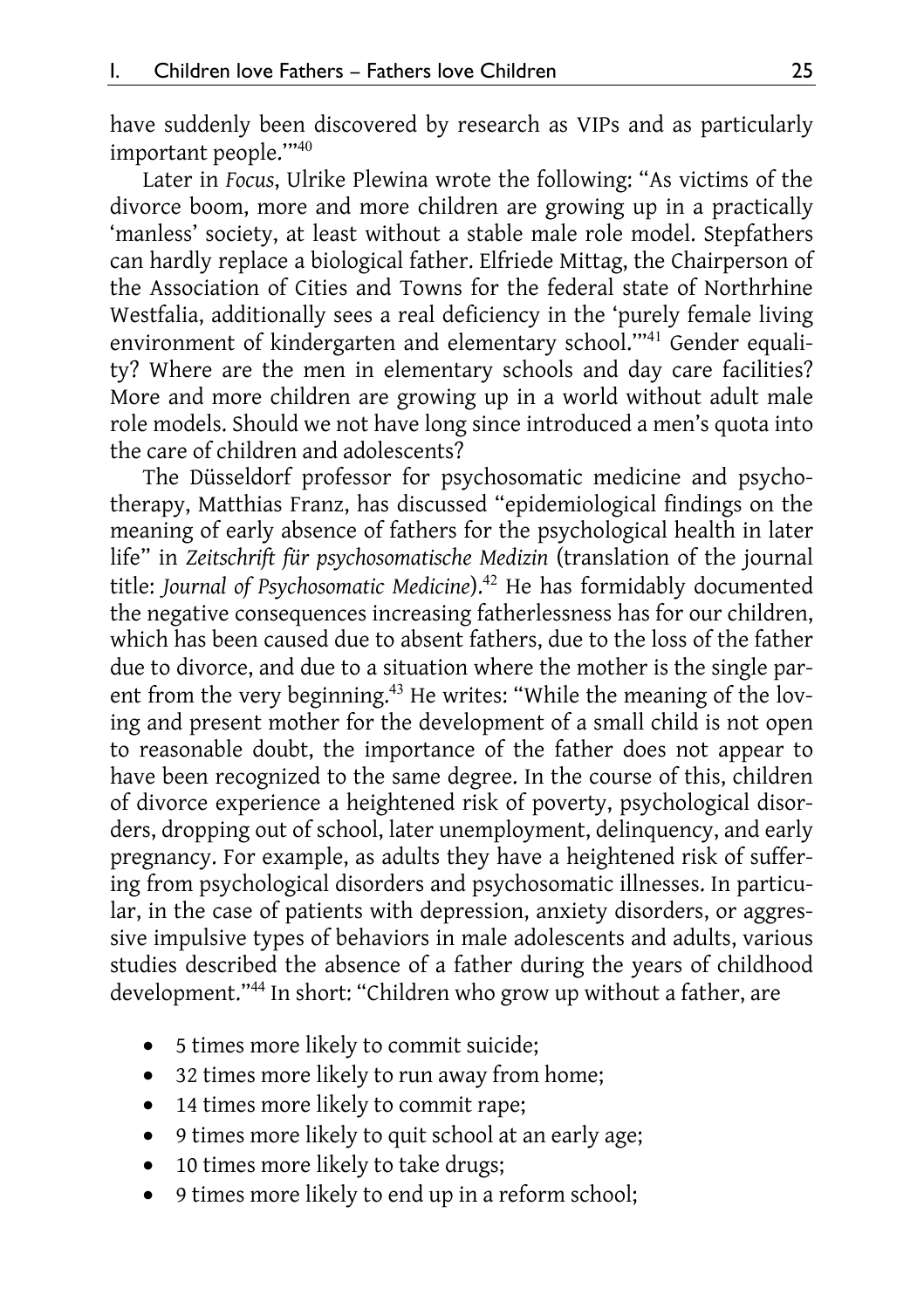have suddenly been discovered by research as VIPs and as particularly important people.'"[40]

Later in *Focus*, Ulrike Plewina wrote the following: "As victims of the divorce boom, more and more children are growing up in a practically 'manless' society, at least without a stable male role model. Stepfathers can hardly replace a biological father. Elfriede Mittag, the Chairperson of the Association of Cities and Towns for the federal state of Northrhine Westfalia, additionally sees a real deficiency in the 'purely female living environment of kindergarten and elementary school.'"[41] Gender equality? Where are the men in elementary schools and day care facilities? More and more children are growing up in a world without adult male role models. Should we not have long since introduced a men's quota into the care of children and adolescents?

The Düsseldorf professor for psychosomatic medicine and psychotherapy, Matthias Franz, has discussed "epidemiological findings on the meaning of early absence of fathers for the psychological health in later life" in *Zeitschrift für psychosomatische Medizin* (translation of the journal title: *Journal of Psychosomatic Medicine*).[42] He has formidably documented the negative consequences increasing fatherlessness has for our children, which has been caused due to absent fathers, due to the loss of the father due to divorce, and due to a situation where the mother is the single parent from the very beginning.[43] He writes: "While the meaning of the loving and present mother for the development of a small child is not open to reasonable doubt, the importance of the father does not appear to have been recognized to the same degree. In the course of this, children of divorce experience a heightened risk of poverty, psychological disorders, dropping out of school, later unemployment, delinquency, and early pregnancy. For example, as adults they have a heightened risk of suffering from psychological disorders and psychosomatic illnesses. In particular, in the case of patients with depression, anxiety disorders, or aggressive impulsive types of behaviors in male adolescents and adults, various studies described the absence of a father during the years of childhood development."[44] In short: "Children who grow up without a father, are

- 5 times more likely to commit suicide;
- 32 times more likely to run away from home;
- 14 times more likely to commit rape;
- 9 times more likely to quit school at an early age;
- 10 times more likely to take drugs;
- 9 times more likely to end up in a reform school;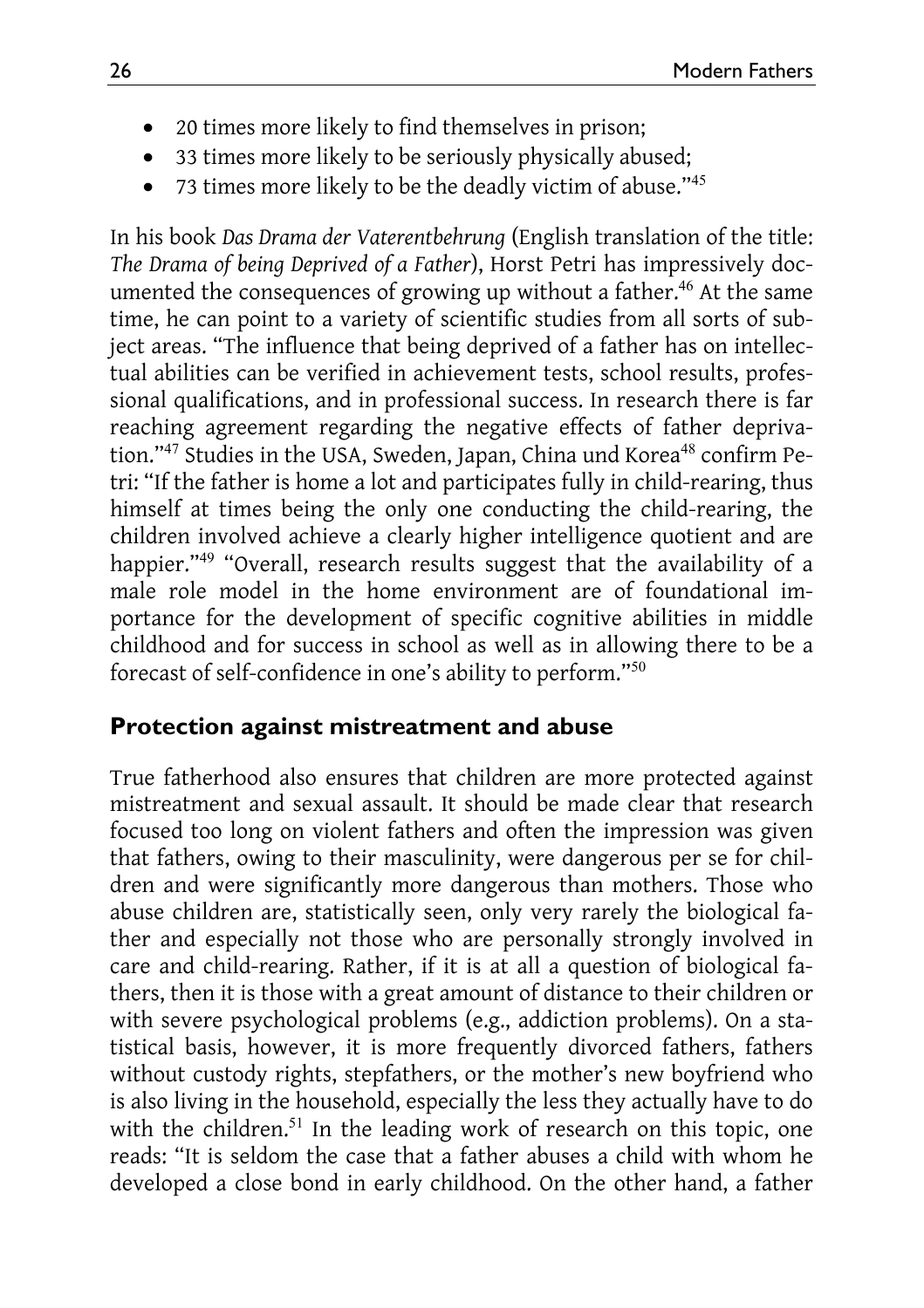- 20 times more likely to find themselves in prison;
- 33 times more likely to be seriously physically abused;
- 73 times more likely to be the deadly victim of abuse."[45]

In his book *Das Drama der Vaterentbehrung* (English translation of the title: *The Drama of being Deprived of a Father*), Horst Petri has impressively documented the consequences of growing up without a father.[46] At the same time, he can point to a variety of scientific studies from all sorts of subject areas. "The influence that being deprived of a father has on intellectual abilities can be verified in achievement tests, school results, professional qualifications, and in professional success. In research there is far reaching agreement regarding the negative effects of father deprivation."[47] Studies in the USA, Sweden, Japan, China und Korea[48] confirm Petri: "If the father is home a lot and participates fully in child-rearing, thus himself at times being the only one conducting the child-rearing, the children involved achieve a clearly higher intelligence quotient and are happier."[49] "Overall, research results suggest that the availability of a male role model in the home environment are of foundational importance for the development of specific cognitive abilities in middle childhood and for success in school as well as in allowing there to be a forecast of self-confidence in one's ability to perform."[50]

## Protection against mistreatment and abuse

True fatherhood also ensures that children are more protected against mistreatment and sexual assault. It should be made clear that research focused too long on violent fathers and often the impression was given that fathers, owing to their masculinity, were dangerous per se for children and were significantly more dangerous than mothers. Those who abuse children are, statistically seen, only very rarely the biological father and especially not those who are personally strongly involved in care and child-rearing. Rather, if it is at all a question of biological fathers, then it is those with a great amount of distance to their children or with severe psychological problems (e.g., addiction problems). On a statistical basis, however, it is more frequently divorced fathers, fathers without custody rights, stepfathers, or the mother's new boyfriend who is also living in the household, especially the less they actually have to do with the children.[51] In the leading work of research on this topic, one reads: "It is seldom the case that a father abuses a child with whom he developed a close bond in early childhood. On the other hand, a father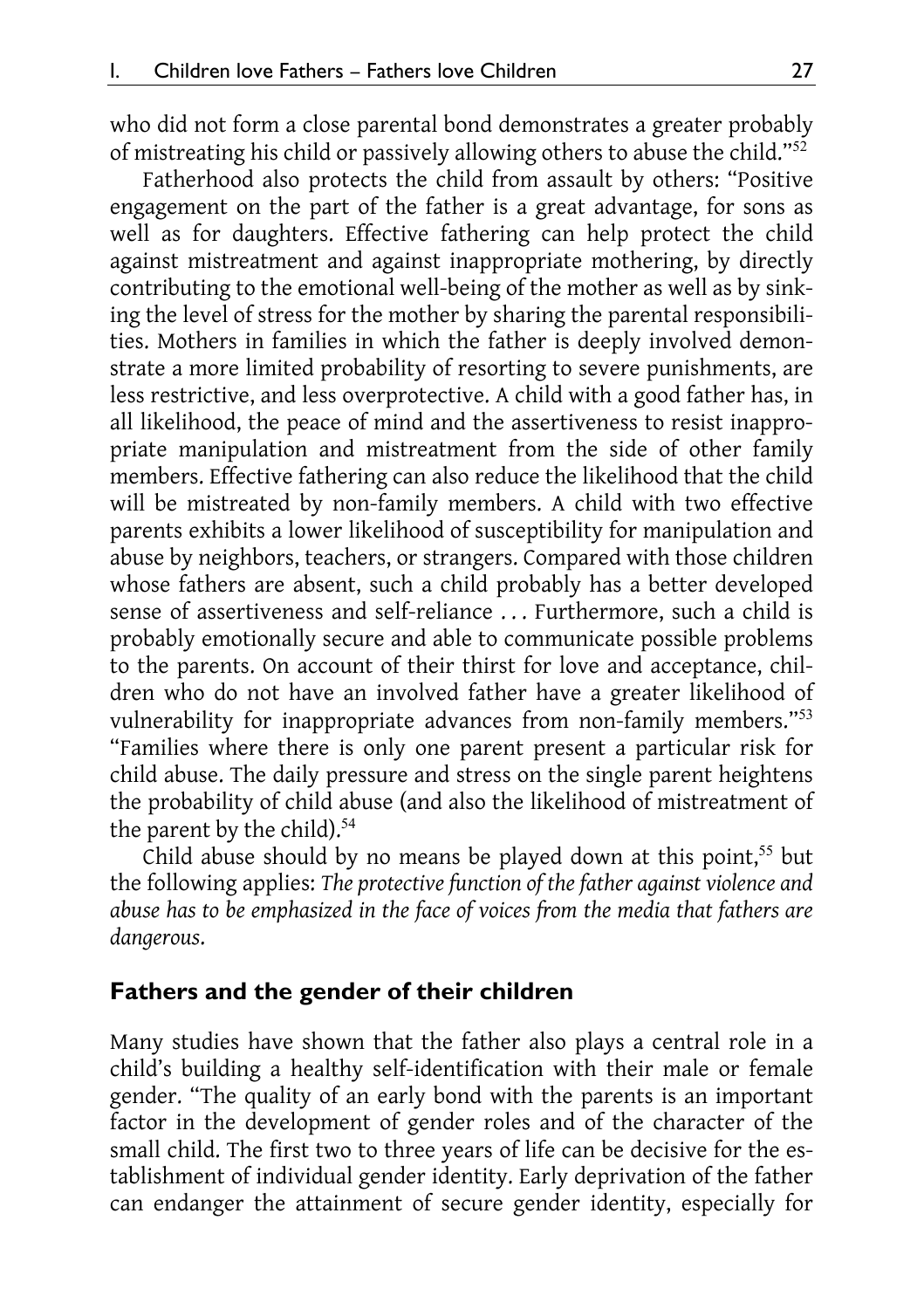who did not form a close parental bond demonstrates a greater probably of mistreating his child or passively allowing others to abuse the child."[52]

Fatherhood also protects the child from assault by others: "Positive engagement on the part of the father is a great advantage, for sons as well as for daughters. Effective fathering can help protect the child against mistreatment and against inappropriate mothering, by directly contributing to the emotional well-being of the mother as well as by sinking the level of stress for the mother by sharing the parental responsibilities. Mothers in families in which the father is deeply involved demonstrate a more limited probability of resorting to severe punishments, are less restrictive, and less overprotective. A child with a good father has, in all likelihood, the peace of mind and the assertiveness to resist inappropriate manipulation and mistreatment from the side of other family members. Effective fathering can also reduce the likelihood that the child will be mistreated by non-family members. A child with two effective parents exhibits a lower likelihood of susceptibility for manipulation and abuse by neighbors, teachers, or strangers. Compared with those children whose fathers are absent, such a child probably has a better developed sense of assertiveness and self-reliance . . . Furthermore, such a child is probably emotionally secure and able to communicate possible problems to the parents. On account of their thirst for love and acceptance, children who do not have an involved father have a greater likelihood of vulnerability for inappropriate advances from non-family members."[53] "Families where there is only one parent present a particular risk for child abuse. The daily pressure and stress on the single parent heightens the probability of child abuse (and also the likelihood of mistreatment of the parent by the child).[54]

Child abuse should by no means be played down at this point,[55] but the following applies: *The protective function of the father against violence and abuse has to be emphasized in the face of voices from the media that fathers are dangerous.*

## Fathers and the gender of their children

Many studies have shown that the father also plays a central role in a child's building a healthy self-identification with their male or female gender. "The quality of an early bond with the parents is an important factor in the development of gender roles and of the character of the small child. The first two to three years of life can be decisive for the establishment of individual gender identity. Early deprivation of the father can endanger the attainment of secure gender identity, especially for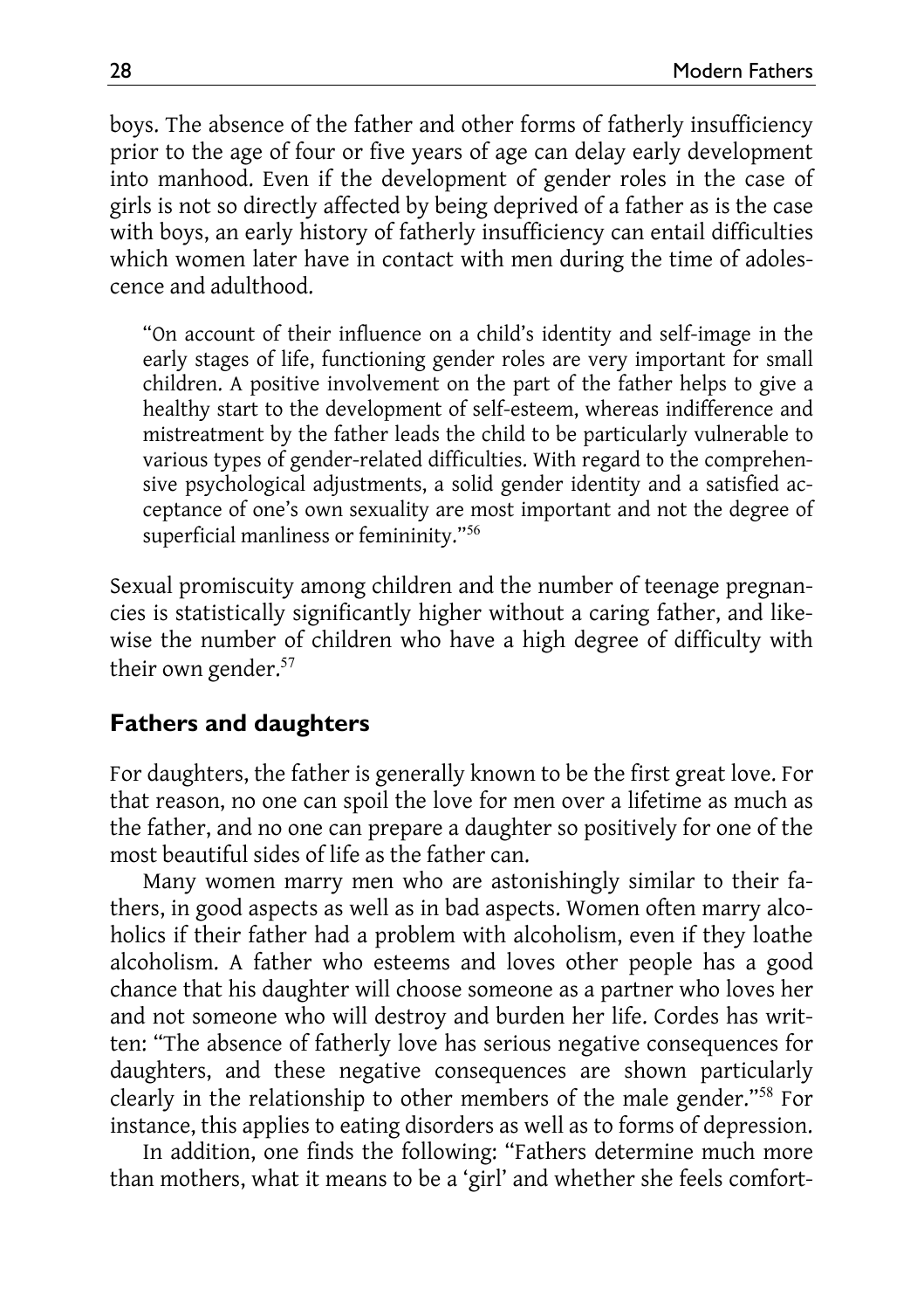boys. The absence of the father and other forms of fatherly insufficiency prior to the age of four or five years of age can delay early development into manhood. Even if the development of gender roles in the case of girls is not so directly affected by being deprived of a father as is the case with boys, an early history of fatherly insufficiency can entail difficulties which women later have in contact with men during the time of adolescence and adulthood.

> "On account of their influence on a child's identity and self-image in the early stages of life, functioning gender roles are very important for small children. A positive involvement on the part of the father helps to give a healthy start to the development of self-esteem, whereas indifference and mistreatment by the father leads the child to be particularly vulnerable to various types of gender-related difficulties. With regard to the comprehensive psychological adjustments, a solid gender identity and a satisfied acceptance of one's own sexuality are most important and not the degree of superficial manliness or femininity."[56]

Sexual promiscuity among children and the number of teenage pregnancies is statistically significantly higher without a caring father, and likewise the number of children who have a high degree of difficulty with their own gender.[57]

## Fathers and daughters

For daughters, the father is generally known to be the first great love. For that reason, no one can spoil the love for men over a lifetime as much as the father, and no one can prepare a daughter so positively for one of the most beautiful sides of life as the father can.

Many women marry men who are astonishingly similar to their fathers, in good aspects as well as in bad aspects. Women often marry alcoholics if their father had a problem with alcoholism, even if they loathe alcoholism. A father who esteems and loves other people has a good chance that his daughter will choose someone as a partner who loves her and not someone who will destroy and burden her life. Cordes has written: "The absence of fatherly love has serious negative consequences for daughters, and these negative consequences are shown particularly clearly in the relationship to other members of the male gender."[58] For instance, this applies to eating disorders as well as to forms of depression.

In addition, one finds the following: "Fathers determine much more than mothers, what it means to be a 'girl' and whether she feels comfort-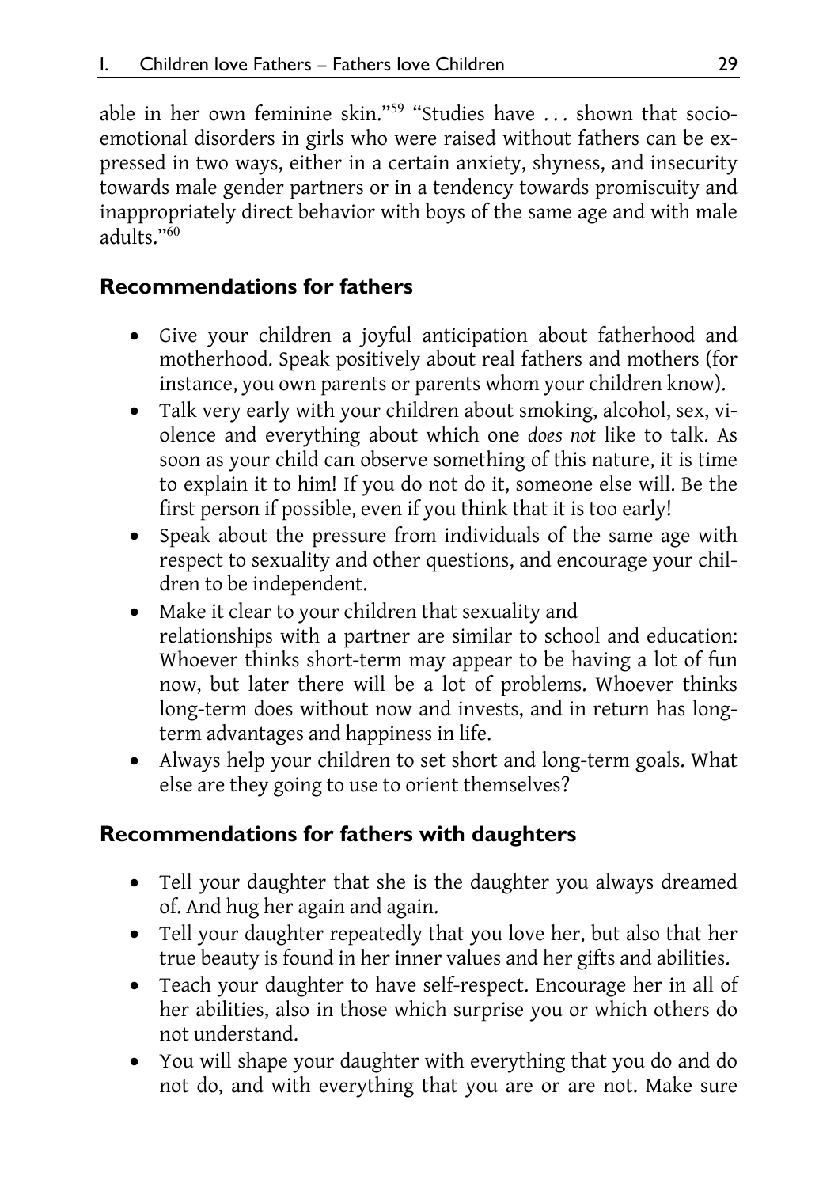able in her own feminine skin."[59] "Studies have . . . shown that socio-emotional disorders in girls who were raised without fathers can be expressed in two ways, either in a certain anxiety, shyness, and insecurity towards male gender partners or in a tendency towards promiscuity and inappropriately direct behavior with boys of the same age and with male adults."[60]

## Recommendations for fathers

- Give your children a joyful anticipation about fatherhood and motherhood. Speak positively about real fathers and mothers (for instance, you own parents or parents whom your children know).
- Talk very early with your children about smoking, alcohol, sex, violence and everything about which one *does not* like to talk. As soon as your child can observe something of this nature, it is time to explain it to him! If you do not do it, someone else will. Be the first person if possible, even if you think that it is too early!
- Speak about the pressure from individuals of the same age with respect to sexuality and other questions, and encourage your children to be independent.
- Make it clear to your children that sexuality and relationships with a partner are similar to school and education: Whoever thinks short-term may appear to be having a lot of fun now, but later there will be a lot of problems. Whoever thinks long-term does without now and invests, and in return has long-term advantages and happiness in life.
- Always help your children to set short and long-term goals. What else are they going to use to orient themselves?

## Recommendations for fathers with daughters

- Tell your daughter that she is the daughter you always dreamed of. And hug her again and again.
- Tell your daughter repeatedly that you love her, but also that her true beauty is found in her inner values and her gifts and abilities.
- Teach your daughter to have self-respect. Encourage her in all of her abilities, also in those which surprise you or which others do not understand.
- You will shape your daughter with everything that you do and do not do, and with everything that you are or are not. Make sure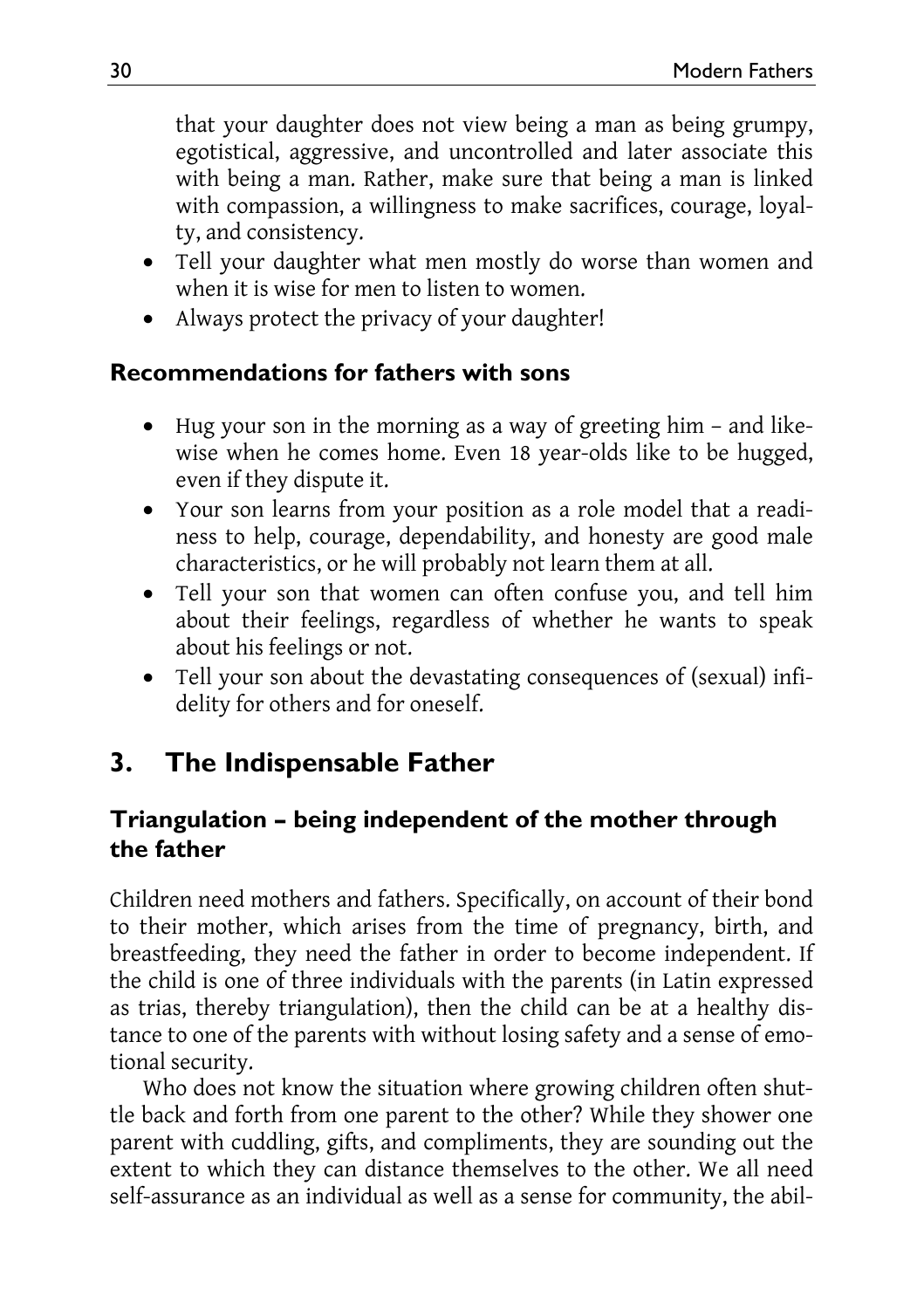that your daughter does not view being a man as being grumpy, egotistical, aggressive, and uncontrolled and later associate this with being a man. Rather, make sure that being a man is linked with compassion, a willingness to make sacrifices, courage, loyalty, and consistency.

- Tell your daughter what men mostly do worse than women and when it is wise for men to listen to women.
- Always protect the privacy of your daughter!

### Recommendations for fathers with sons

- Hug your son in the morning as a way of greeting him – and likewise when he comes home. Even 18 year-olds like to be hugged, even if they dispute it.
- Your son learns from your position as a role model that a readiness to help, courage, dependability, and honesty are good male characteristics, or he will probably not learn them at all.
- Tell your son that women can often confuse you, and tell him about their feelings, regardless of whether he wants to speak about his feelings or not.
- Tell your son about the devastating consequences of (sexual) infidelity for others and for oneself.

## 3. The Indispensable Father

### Triangulation – being independent of the mother through the father

Children need mothers and fathers. Specifically, on account of their bond to their mother, which arises from the time of pregnancy, birth, and breastfeeding, they need the father in order to become independent. If the child is one of three individuals with the parents (in Latin expressed as trias, thereby triangulation), then the child can be at a healthy distance to one of the parents with without losing safety and a sense of emotional security.

Who does not know the situation where growing children often shuttle back and forth from one parent to the other? While they shower one parent with cuddling, gifts, and compliments, they are sounding out the extent to which they can distance themselves to the other. We all need self-assurance as an individual as well as a sense for community, the abil-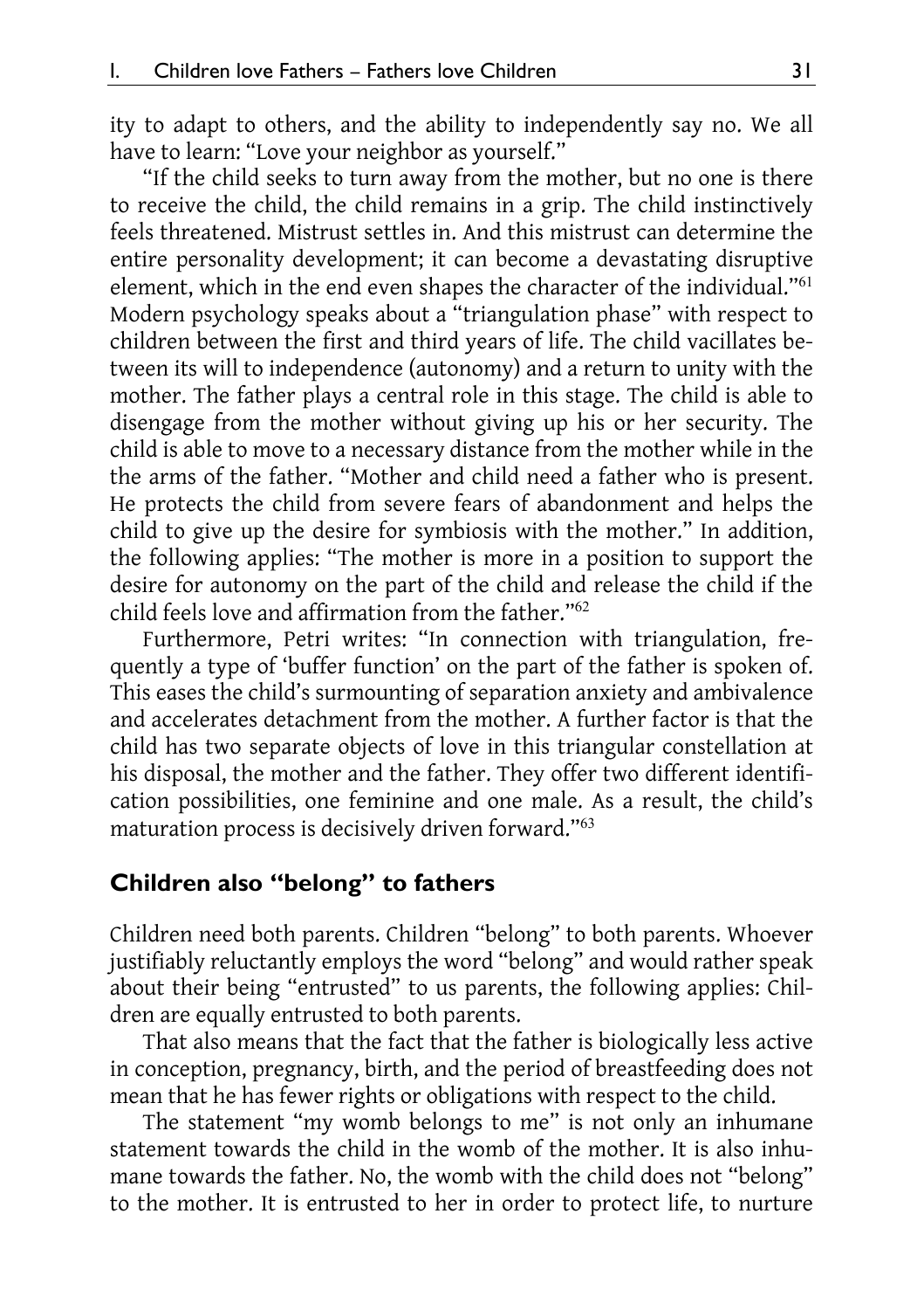ity to adapt to others, and the ability to independently say no. We all have to learn: "Love your neighbor as yourself."

"If the child seeks to turn away from the mother, but no one is there to receive the child, the child remains in a grip. The child instinctively feels threatened. Mistrust settles in. And this mistrust can determine the entire personality development; it can become a devastating disruptive element, which in the end even shapes the character of the individual."[61] Modern psychology speaks about a "triangulation phase" with respect to children between the first and third years of life. The child vacillates between its will to independence (autonomy) and a return to unity with the mother. The father plays a central role in this stage. The child is able to disengage from the mother without giving up his or her security. The child is able to move to a necessary distance from the mother while in the the arms of the father. "Mother and child need a father who is present. He protects the child from severe fears of abandonment and helps the child to give up the desire for symbiosis with the mother." In addition, the following applies: "The mother is more in a position to support the desire for autonomy on the part of the child and release the child if the child feels love and affirmation from the father."[62]

Furthermore, Petri writes: "In connection with triangulation, frequently a type of 'buffer function' on the part of the father is spoken of. This eases the child's surmounting of separation anxiety and ambivalence and accelerates detachment from the mother. A further factor is that the child has two separate objects of love in this triangular constellation at his disposal, the mother and the father. They offer two different identification possibilities, one feminine and one male. As a result, the child's maturation process is decisively driven forward."[63]

## Children also "belong" to fathers

Children need both parents. Children "belong" to both parents. Whoever justifiably reluctantly employs the word "belong" and would rather speak about their being "entrusted" to us parents, the following applies: Children are equally entrusted to both parents.

That also means that the fact that the father is biologically less active in conception, pregnancy, birth, and the period of breastfeeding does not mean that he has fewer rights or obligations with respect to the child.

The statement "my womb belongs to me" is not only an inhumane statement towards the child in the womb of the mother. It is also inhumane towards the father. No, the womb with the child does not "belong" to the mother. It is entrusted to her in order to protect life, to nurture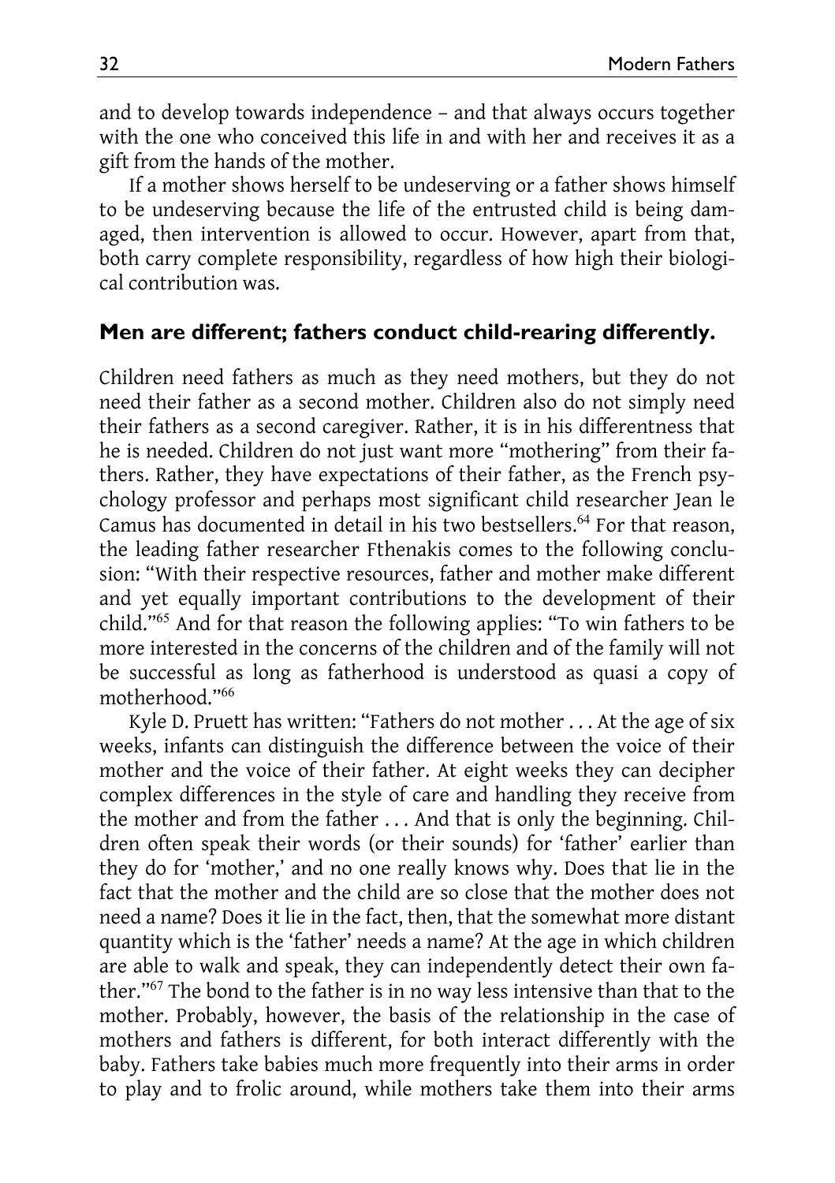and to develop towards independence – and that always occurs together with the one who conceived this life in and with her and receives it as a gift from the hands of the mother.

If a mother shows herself to be undeserving or a father shows himself to be undeserving because the life of the entrusted child is being damaged, then intervention is allowed to occur. However, apart from that, both carry complete responsibility, regardless of how high their biological contribution was.

## Men are different; fathers conduct child-rearing differently.

Children need fathers as much as they need mothers, but they do not need their father as a second mother. Children also do not simply need their fathers as a second caregiver. Rather, it is in his differentness that he is needed. Children do not just want more "mothering" from their fathers. Rather, they have expectations of their father, as the French psychology professor and perhaps most significant child researcher Jean le Camus has documented in detail in his two bestsellers.[64] For that reason, the leading father researcher Fthenakis comes to the following conclusion: "With their respective resources, father and mother make different and yet equally important contributions to the development of their child."[65] And for that reason the following applies: "To win fathers to be more interested in the concerns of the children and of the family will not be successful as long as fatherhood is understood as quasi a copy of motherhood."[66]

Kyle D. Pruett has written: "Fathers do not mother . . . At the age of six weeks, infants can distinguish the difference between the voice of their mother and the voice of their father. At eight weeks they can decipher complex differences in the style of care and handling they receive from the mother and from the father . . . And that is only the beginning. Children often speak their words (or their sounds) for 'father' earlier than they do for 'mother,' and no one really knows why. Does that lie in the fact that the mother and the child are so close that the mother does not need a name? Does it lie in the fact, then, that the somewhat more distant quantity which is the 'father' needs a name? At the age in which children are able to walk and speak, they can independently detect their own father."[67] The bond to the father is in no way less intensive than that to the mother. Probably, however, the basis of the relationship in the case of mothers and fathers is different, for both interact differently with the baby. Fathers take babies much more frequently into their arms in order to play and to frolic around, while mothers take them into their arms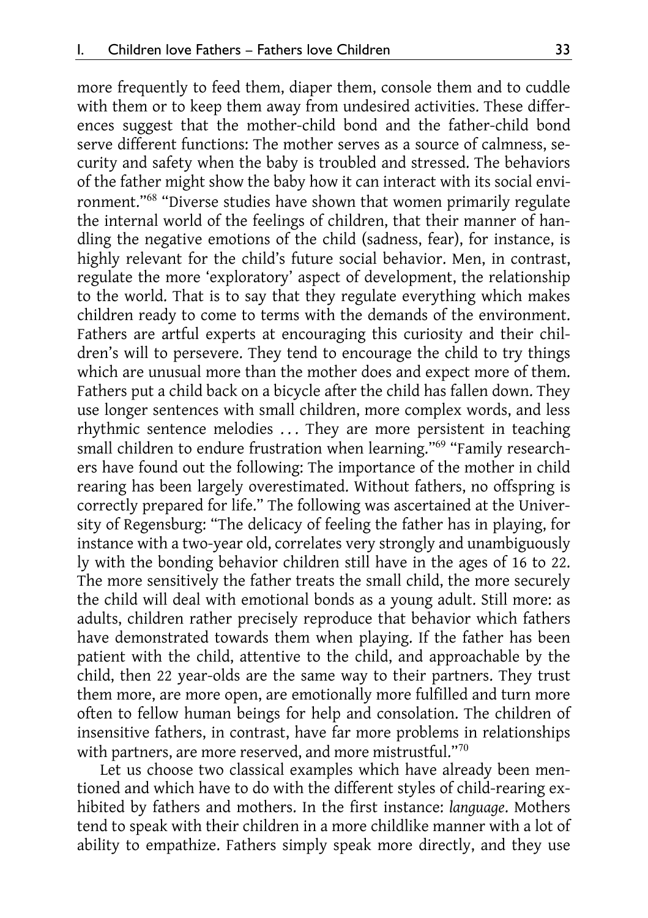more frequently to feed them, diaper them, console them and to cuddle with them or to keep them away from undesired activities. These differences suggest that the mother-child bond and the father-child bond serve different functions: The mother serves as a source of calmness, security and safety when the baby is troubled and stressed. The behaviors of the father might show the baby how it can interact with its social environment."[68] "Diverse studies have shown that women primarily regulate the internal world of the feelings of children, that their manner of handling the negative emotions of the child (sadness, fear), for instance, is highly relevant for the child's future social behavior. Men, in contrast, regulate the more 'exploratory' aspect of development, the relationship to the world. That is to say that they regulate everything which makes children ready to come to terms with the demands of the environment. Fathers are artful experts at encouraging this curiosity and their children's will to persevere. They tend to encourage the child to try things which are unusual more than the mother does and expect more of them. Fathers put a child back on a bicycle after the child has fallen down. They use longer sentences with small children, more complex words, and less rhythmic sentence melodies ... They are more persistent in teaching small children to endure frustration when learning."[69] "Family researchers have found out the following: The importance of the mother in child rearing has been largely overestimated. Without fathers, no offspring is correctly prepared for life." The following was ascertained at the University of Regensburg: "The delicacy of feeling the father has in playing, for instance with a two-year old, correlates very strongly and unambiguously ly with the bonding behavior children still have in the ages of 16 to 22. The more sensitively the father treats the small child, the more securely the child will deal with emotional bonds as a young adult. Still more: as adults, children rather precisely reproduce that behavior which fathers have demonstrated towards them when playing. If the father has been patient with the child, attentive to the child, and approachable by the child, then 22 year-olds are the same way to their partners. They trust them more, are more open, are emotionally more fulfilled and turn more often to fellow human beings for help and consolation. The children of insensitive fathers, in contrast, have far more problems in relationships with partners, are more reserved, and more mistrustful."[70]

Let us choose two classical examples which have already been mentioned and which have to do with the different styles of child-rearing exhibited by fathers and mothers. In the first instance: *language*. Mothers tend to speak with their children in a more childlike manner with a lot of ability to empathize. Fathers simply speak more directly, and they use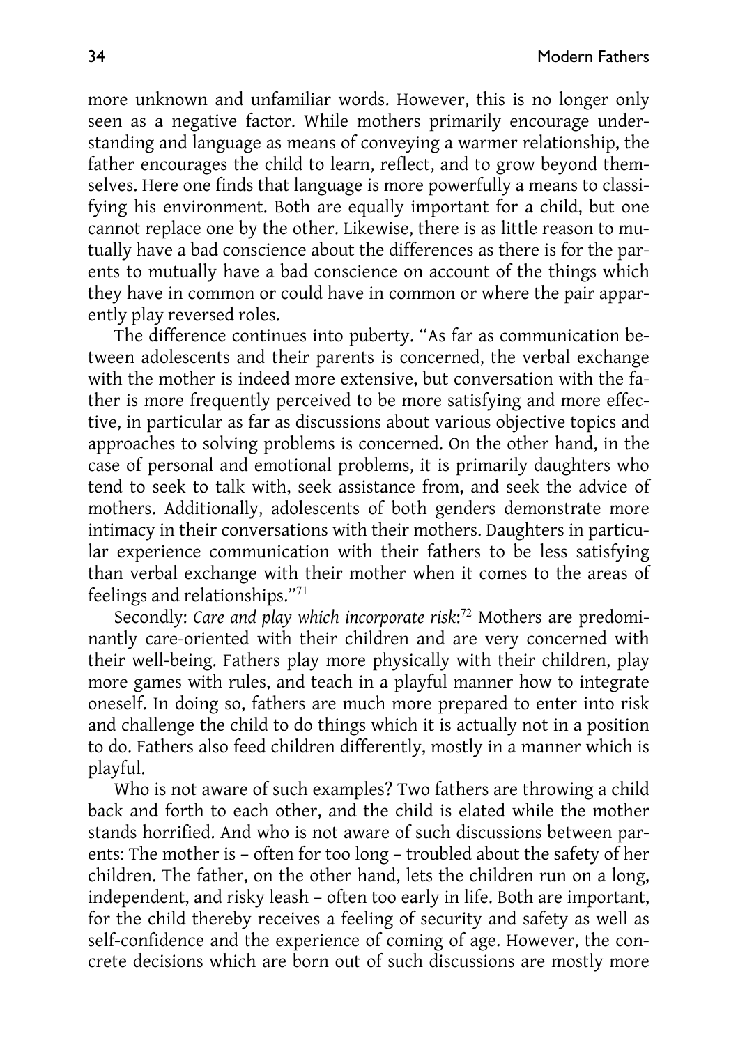more unknown and unfamiliar words. However, this is no longer only seen as a negative factor. While mothers primarily encourage understanding and language as means of conveying a warmer relationship, the father encourages the child to learn, reflect, and to grow beyond themselves. Here one finds that language is more powerfully a means to classifying his environment. Both are equally important for a child, but one cannot replace one by the other. Likewise, there is as little reason to mutually have a bad conscience about the differences as there is for the parents to mutually have a bad conscience on account of the things which they have in common or could have in common or where the pair apparently play reversed roles.

The difference continues into puberty. "As far as communication between adolescents and their parents is concerned, the verbal exchange with the mother is indeed more extensive, but conversation with the father is more frequently perceived to be more satisfying and more effective, in particular as far as discussions about various objective topics and approaches to solving problems is concerned. On the other hand, in the case of personal and emotional problems, it is primarily daughters who tend to seek to talk with, seek assistance from, and seek the advice of mothers. Additionally, adolescents of both genders demonstrate more intimacy in their conversations with their mothers. Daughters in particular experience communication with their fathers to be less satisfying than verbal exchange with their mother when it comes to the areas of feelings and relationships."[71]

Secondly: *Care and play which incorporate risk*:[72] Mothers are predominantly care-oriented with their children and are very concerned with their well-being. Fathers play more physically with their children, play more games with rules, and teach in a playful manner how to integrate oneself. In doing so, fathers are much more prepared to enter into risk and challenge the child to do things which it is actually not in a position to do. Fathers also feed children differently, mostly in a manner which is playful.

Who is not aware of such examples? Two fathers are throwing a child back and forth to each other, and the child is elated while the mother stands horrified. And who is not aware of such discussions between parents: The mother is – often for too long – troubled about the safety of her children. The father, on the other hand, lets the children run on a long, independent, and risky leash – often too early in life. Both are important, for the child thereby receives a feeling of security and safety as well as self-confidence and the experience of coming of age. However, the concrete decisions which are born out of such discussions are mostly more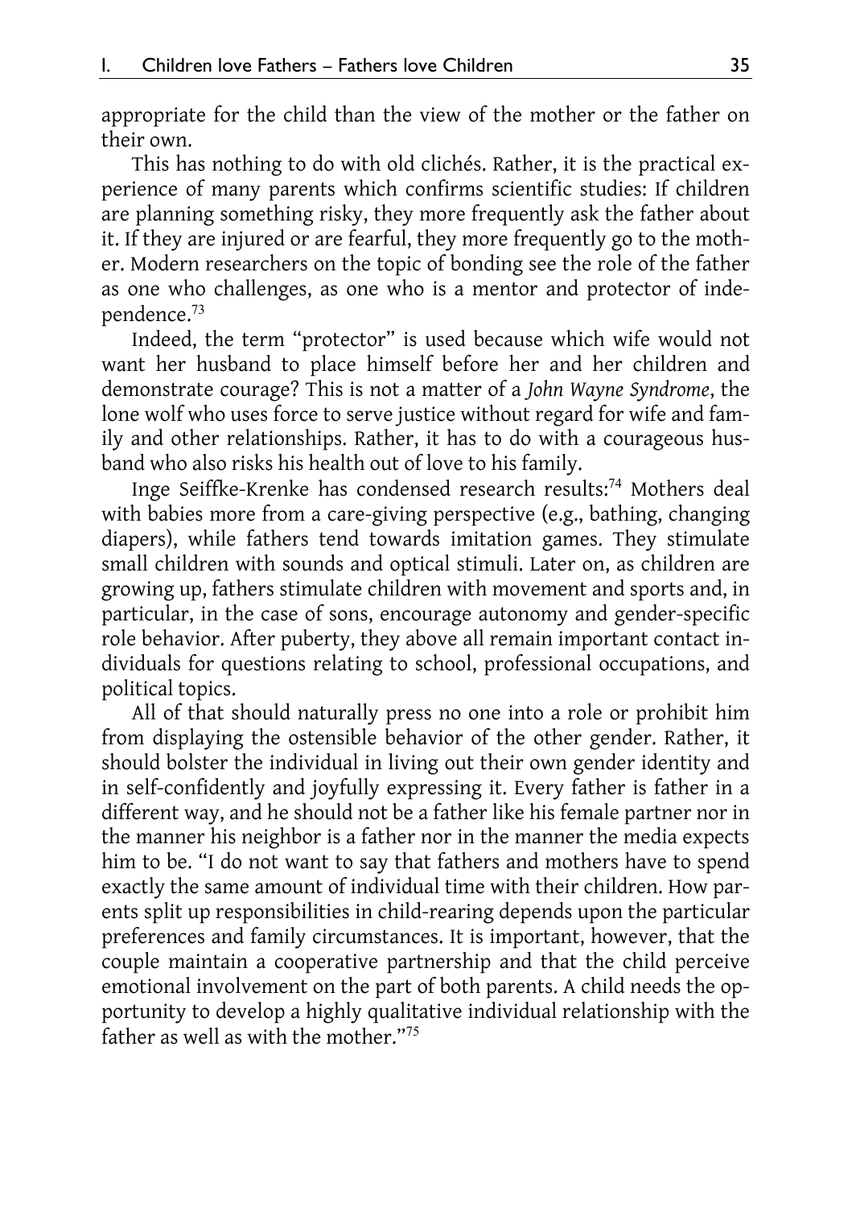appropriate for the child than the view of the mother or the father on their own.

This has nothing to do with old clichés. Rather, it is the practical experience of many parents which confirms scientific studies: If children are planning something risky, they more frequently ask the father about it. If they are injured or are fearful, they more frequently go to the mother. Modern researchers on the topic of bonding see the role of the father as one who challenges, as one who is a mentor and protector of independence.[73]

Indeed, the term "protector" is used because which wife would not want her husband to place himself before her and her children and demonstrate courage? This is not a matter of a *John Wayne Syndrome*, the lone wolf who uses force to serve justice without regard for wife and family and other relationships. Rather, it has to do with a courageous husband who also risks his health out of love to his family.

Inge Seiffke-Krenke has condensed research results:[74] Mothers deal with babies more from a care-giving perspective (e.g., bathing, changing diapers), while fathers tend towards imitation games. They stimulate small children with sounds and optical stimuli. Later on, as children are growing up, fathers stimulate children with movement and sports and, in particular, in the case of sons, encourage autonomy and gender-specific role behavior. After puberty, they above all remain important contact individuals for questions relating to school, professional occupations, and political topics.

All of that should naturally press no one into a role or prohibit him from displaying the ostensible behavior of the other gender. Rather, it should bolster the individual in living out their own gender identity and in self-confidently and joyfully expressing it. Every father is father in a different way, and he should not be a father like his female partner nor in the manner his neighbor is a father nor in the manner the media expects him to be. "I do not want to say that fathers and mothers have to spend exactly the same amount of individual time with their children. How parents split up responsibilities in child-rearing depends upon the particular preferences and family circumstances. It is important, however, that the couple maintain a cooperative partnership and that the child perceive emotional involvement on the part of both parents. A child needs the opportunity to develop a highly qualitative individual relationship with the father as well as with the mother."[75]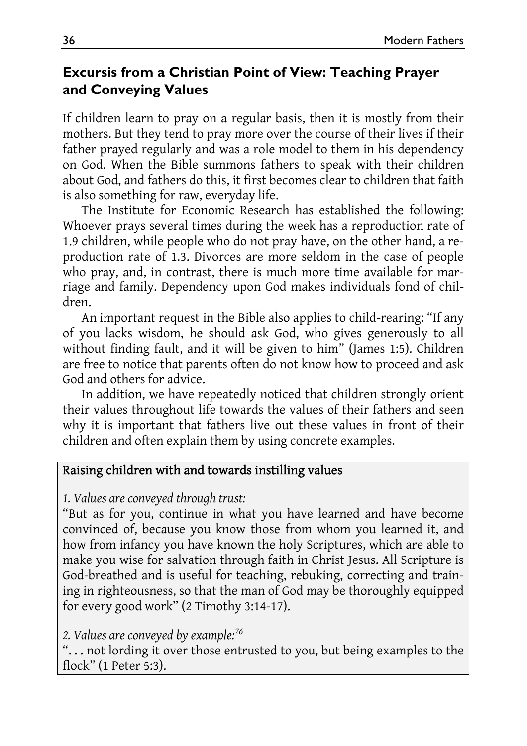## Excursis from a Christian Point of View: Teaching Prayer and Conveying Values

If children learn to pray on a regular basis, then it is mostly from their mothers. But they tend to pray more over the course of their lives if their father prayed regularly and was a role model to them in his dependency on God. When the Bible summons fathers to speak with their children about God, and fathers do this, it first becomes clear to children that faith is also something for raw, everyday life.

The Institute for Economic Research has established the following: Whoever prays several times during the week has a reproduction rate of 1.9 children, while people who do not pray have, on the other hand, a reproduction rate of 1.3. Divorces are more seldom in the case of people who pray, and, in contrast, there is much more time available for marriage and family. Dependency upon God makes individuals fond of children.

An important request in the Bible also applies to child-rearing: "If any of you lacks wisdom, he should ask God, who gives generously to all without finding fault, and it will be given to him" (James 1:5). Children are free to notice that parents often do not know how to proceed and ask God and others for advice.

In addition, we have repeatedly noticed that children strongly orient their values throughout life towards the values of their fathers and seen why it is important that fathers live out these values in front of their children and often explain them by using concrete examples.

### Raising children with and towards instilling values

*1. Values are conveyed through trust:*

"But as for you, continue in what you have learned and have become convinced of, because you know those from whom you learned it, and how from infancy you have known the holy Scriptures, which are able to make you wise for salvation through faith in Christ Jesus. All Scripture is God-breathed and is useful for teaching, rebuking, correcting and training in righteousness, so that the man of God may be thoroughly equipped for every good work" (2 Timothy 3:14-17).

*2. Values are conveyed by example:*[76]

". . . not lording it over those entrusted to you, but being examples to the flock" (1 Peter 5:3).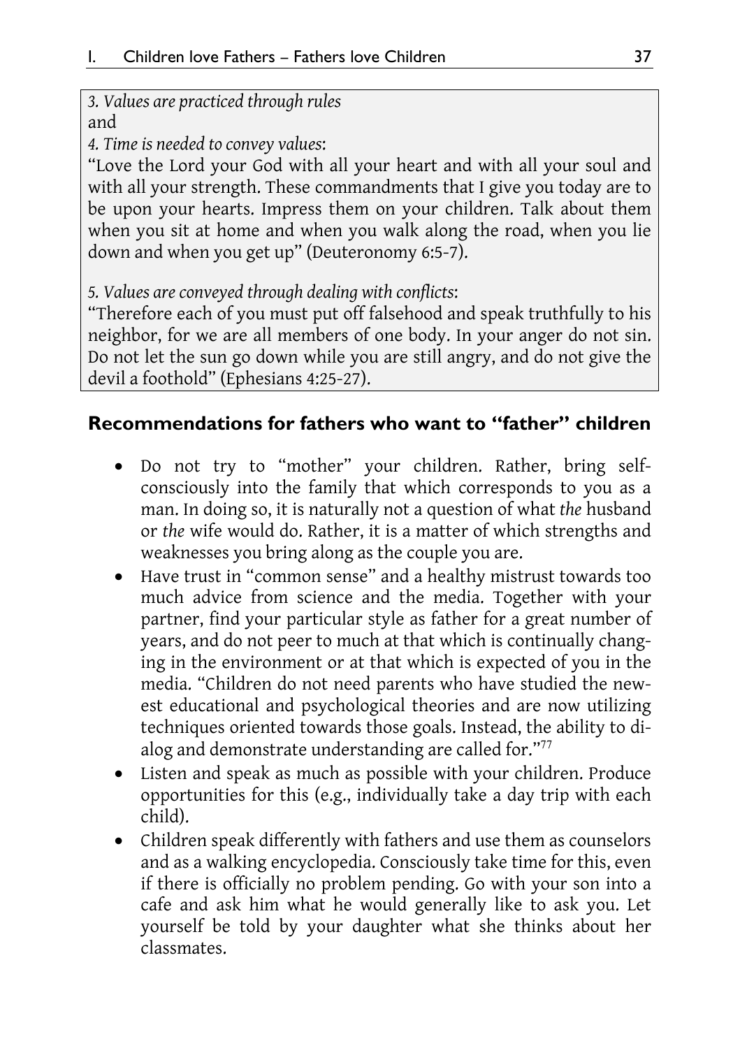*3. Values are practiced through rules*
and
*4. Time is needed to convey values*:
"Love the Lord your God with all your heart and with all your soul and with all your strength. These commandments that I give you today are to be upon your hearts. Impress them on your children. Talk about them when you sit at home and when you walk along the road, when you lie down and when you get up" (Deuteronomy 6:5-7).

*5. Values are conveyed through dealing with conflicts*:
"Therefore each of you must put off falsehood and speak truthfully to his neighbor, for we are all members of one body. In your anger do not sin. Do not let the sun go down while you are still angry, and do not give the devil a foothold" (Ephesians 4:25-27).

## Recommendations for fathers who want to "father" children

- Do not try to "mother" your children. Rather, bring self-consciously into the family that which corresponds to you as a man. In doing so, it is naturally not a question of what *the* husband or *the* wife would do. Rather, it is a matter of which strengths and weaknesses you bring along as the couple you are.
- Have trust in "common sense" and a healthy mistrust towards too much advice from science and the media. Together with your partner, find your particular style as father for a great number of years, and do not peer to much at that which is continually changing in the environment or at that which is expected of you in the media. "Children do not need parents who have studied the newest educational and psychological theories and are now utilizing techniques oriented towards those goals. Instead, the ability to dialog and demonstrate understanding are called for."[77]
- Listen and speak as much as possible with your children. Produce opportunities for this (e.g., individually take a day trip with each child).
- Children speak differently with fathers and use them as counselors and as a walking encyclopedia. Consciously take time for this, even if there is officially no problem pending. Go with your son into a cafe and ask him what he would generally like to ask you. Let yourself be told by your daughter what she thinks about her classmates.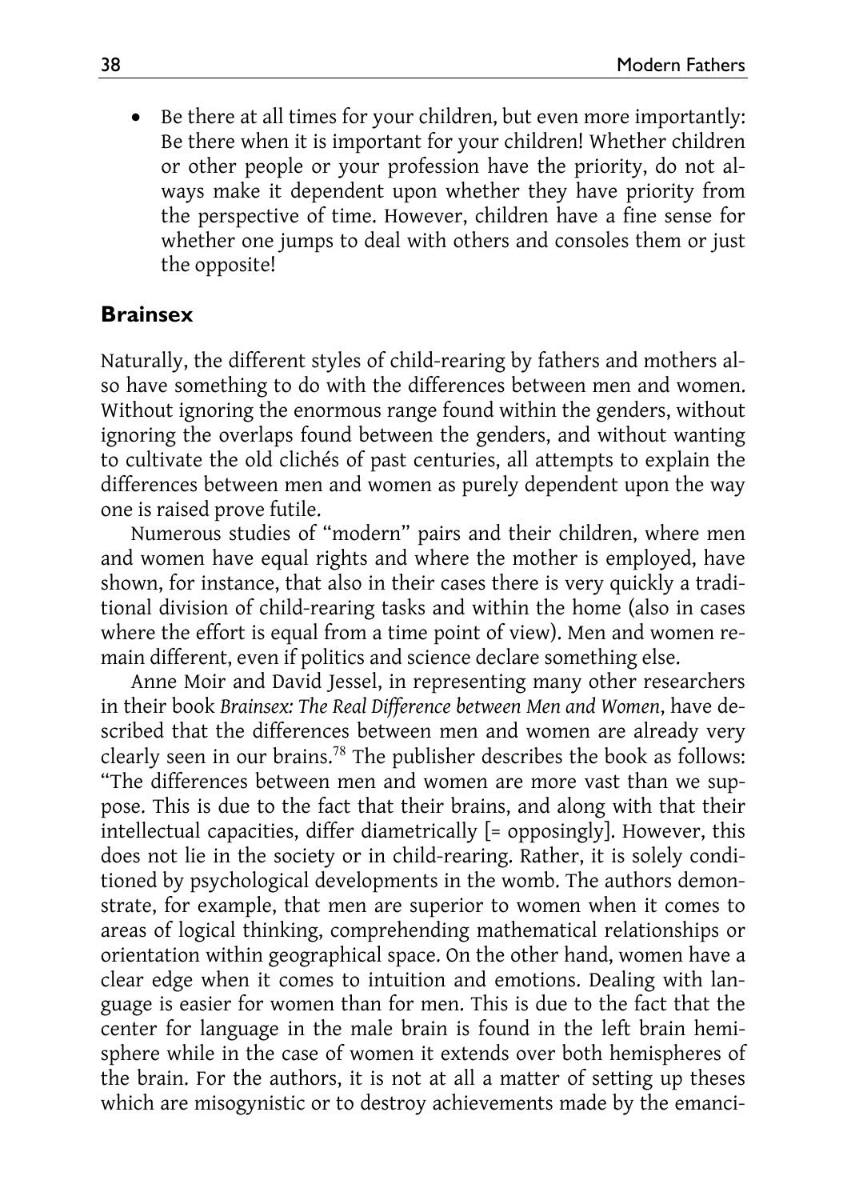- Be there at all times for your children, but even more importantly: Be there when it is important for your children! Whether children or other people or your profession have the priority, do not always make it dependent upon whether they have priority from the perspective of time. However, children have a fine sense for whether one jumps to deal with others and consoles them or just the opposite!

## Brainsex

Naturally, the different styles of child-rearing by fathers and mothers also have something to do with the differences between men and women. Without ignoring the enormous range found within the genders, without ignoring the overlaps found between the genders, and without wanting to cultivate the old clichés of past centuries, all attempts to explain the differences between men and women as purely dependent upon the way one is raised prove futile.

Numerous studies of "modern" pairs and their children, where men and women have equal rights and where the mother is employed, have shown, for instance, that also in their cases there is very quickly a traditional division of child-rearing tasks and within the home (also in cases where the effort is equal from a time point of view). Men and women remain different, even if politics and science declare something else.

Anne Moir and David Jessel, in representing many other researchers in their book *Brainsex: The Real Difference between Men and Women*, have described that the differences between men and women are already very clearly seen in our brains.[78] The publisher describes the book as follows: "The differences between men and women are more vast than we suppose. This is due to the fact that their brains, and along with that their intellectual capacities, differ diametrically [= opposingly]. However, this does not lie in the society or in child-rearing. Rather, it is solely conditioned by psychological developments in the womb. The authors demonstrate, for example, that men are superior to women when it comes to areas of logical thinking, comprehending mathematical relationships or orientation within geographical space. On the other hand, women have a clear edge when it comes to intuition and emotions. Dealing with language is easier for women than for men. This is due to the fact that the center for language in the male brain is found in the left brain hemisphere while in the case of women it extends over both hemispheres of the brain. For the authors, it is not at all a matter of setting up theses which are misogynistic or to destroy achievements made by the emanci-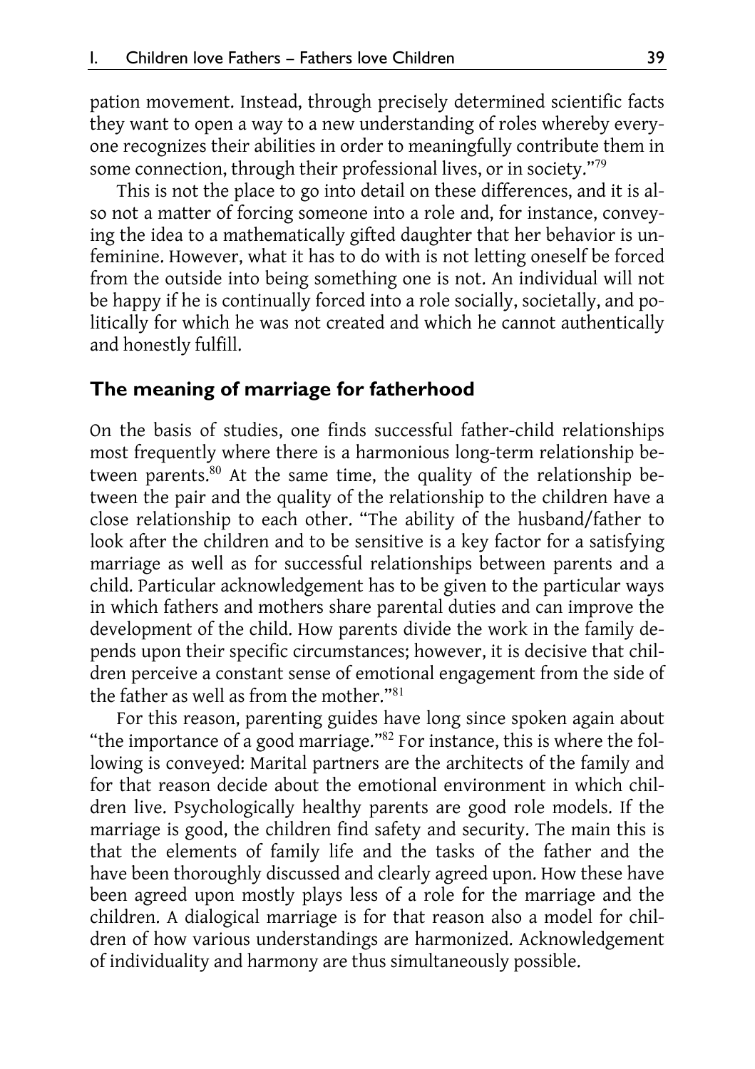pation movement. Instead, through precisely determined scientific facts they want to open a way to a new understanding of roles whereby everyone recognizes their abilities in order to meaningfully contribute them in some connection, through their professional lives, or in society."[79]

This is not the place to go into detail on these differences, and it is also not a matter of forcing someone into a role and, for instance, conveying the idea to a mathematically gifted daughter that her behavior is unfeminine. However, what it has to do with is not letting oneself be forced from the outside into being something one is not. An individual will not be happy if he is continually forced into a role socially, societally, and politically for which he was not created and which he cannot authentically and honestly fulfill.

## The meaning of marriage for fatherhood

On the basis of studies, one finds successful father-child relationships most frequently where there is a harmonious long-term relationship between parents.[80] At the same time, the quality of the relationship between the pair and the quality of the relationship to the children have a close relationship to each other. "The ability of the husband/father to look after the children and to be sensitive is a key factor for a satisfying marriage as well as for successful relationships between parents and a child. Particular acknowledgement has to be given to the particular ways in which fathers and mothers share parental duties and can improve the development of the child. How parents divide the work in the family depends upon their specific circumstances; however, it is decisive that children perceive a constant sense of emotional engagement from the side of the father as well as from the mother."[81]

For this reason, parenting guides have long since spoken again about "the importance of a good marriage."[82] For instance, this is where the following is conveyed: Marital partners are the architects of the family and for that reason decide about the emotional environment in which children live. Psychologically healthy parents are good role models. If the marriage is good, the children find safety and security. The main this is that the elements of family life and the tasks of the father and the have been thoroughly discussed and clearly agreed upon. How these have been agreed upon mostly plays less of a role for the marriage and the children. A dialogical marriage is for that reason also a model for children of how various understandings are harmonized. Acknowledgement of individuality and harmony are thus simultaneously possible.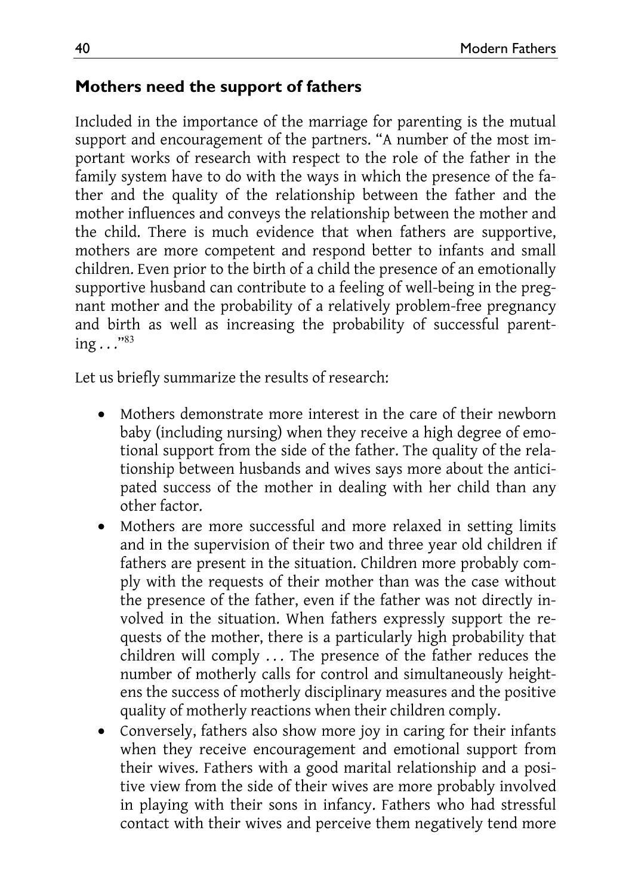## Mothers need the support of fathers

Included in the importance of the marriage for parenting is the mutual support and encouragement of the partners. "A number of the most important works of research with respect to the role of the father in the family system have to do with the ways in which the presence of the father and the quality of the relationship between the father and the mother influences and conveys the relationship between the mother and the child. There is much evidence that when fathers are supportive, mothers are more competent and respond better to infants and small children. Even prior to the birth of a child the presence of an emotionally supportive husband can contribute to a feeling of well-being in the pregnant mother and the probability of a relatively problem-free pregnancy and birth as well as increasing the probability of successful parenting . . ."[83]

Let us briefly summarize the results of research:

- Mothers demonstrate more interest in the care of their newborn baby (including nursing) when they receive a high degree of emotional support from the side of the father. The quality of the relationship between husbands and wives says more about the anticipated success of the mother in dealing with her child than any other factor.
- Mothers are more successful and more relaxed in setting limits and in the supervision of their two and three year old children if fathers are present in the situation. Children more probably comply with the requests of their mother than was the case without the presence of the father, even if the father was not directly involved in the situation. When fathers expressly support the requests of the mother, there is a particularly high probability that children will comply . . . The presence of the father reduces the number of motherly calls for control and simultaneously heightens the success of motherly disciplinary measures and the positive quality of motherly reactions when their children comply.
- Conversely, fathers also show more joy in caring for their infants when they receive encouragement and emotional support from their wives. Fathers with a good marital relationship and a positive view from the side of their wives are more probably involved in playing with their sons in infancy. Fathers who had stressful contact with their wives and perceive them negatively tend more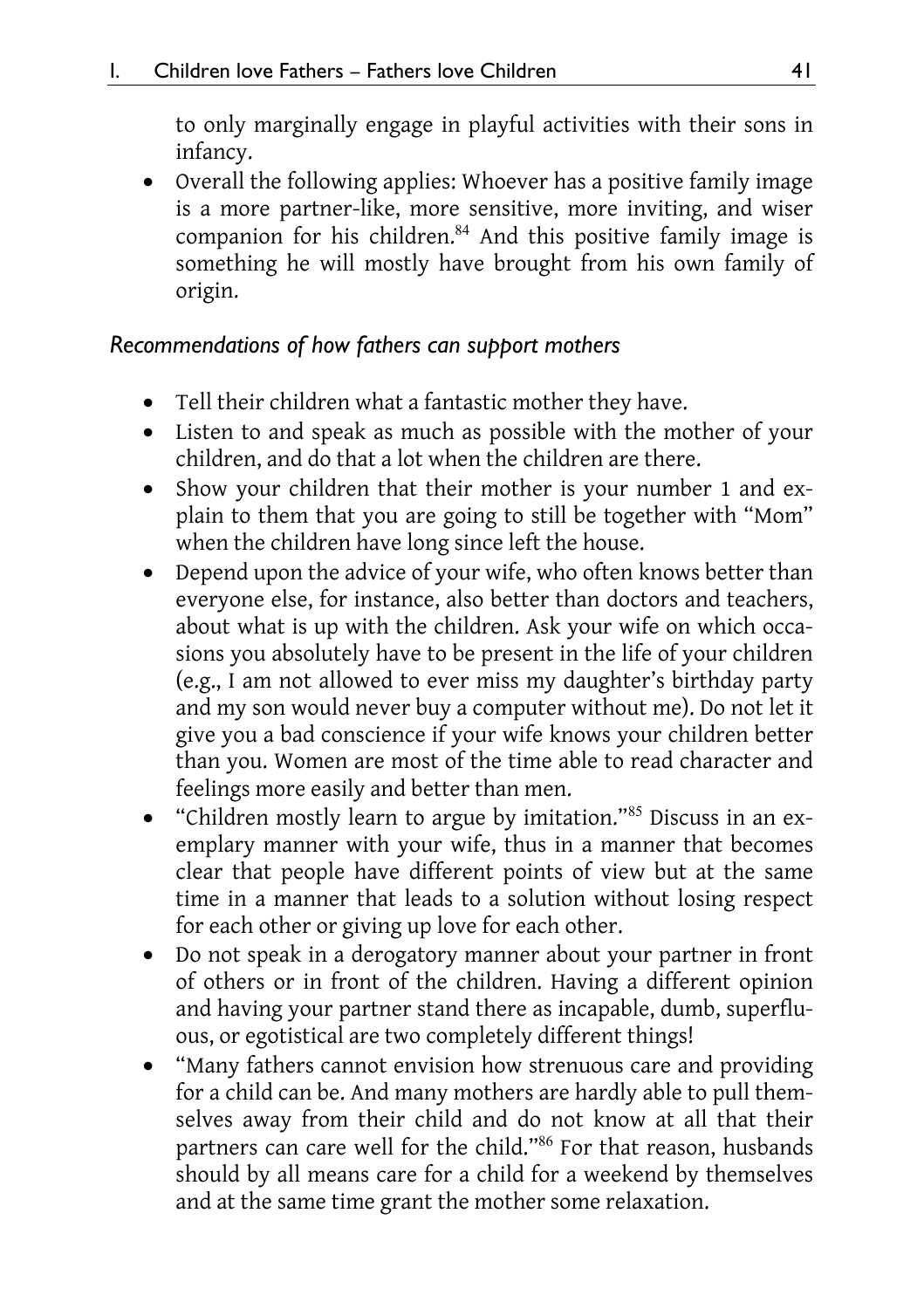to only marginally engage in playful activities with their sons in infancy.

- Overall the following applies: Whoever has a positive family image is a more partner-like, more sensitive, more inviting, and wiser companion for his children.[84] And this positive family image is something he will mostly have brought from his own family of origin.

*Recommendations of how fathers can support mothers*

- Tell their children what a fantastic mother they have.
- Listen to and speak as much as possible with the mother of your children, and do that a lot when the children are there.
- Show your children that their mother is your number 1 and explain to them that you are going to still be together with "Mom" when the children have long since left the house.
- Depend upon the advice of your wife, who often knows better than everyone else, for instance, also better than doctors and teachers, about what is up with the children. Ask your wife on which occasions you absolutely have to be present in the life of your children (e.g., I am not allowed to ever miss my daughter's birthday party and my son would never buy a computer without me). Do not let it give you a bad conscience if your wife knows your children better than you. Women are most of the time able to read character and feelings more easily and better than men.
- "Children mostly learn to argue by imitation."[85] Discuss in an exemplary manner with your wife, thus in a manner that becomes clear that people have different points of view but at the same time in a manner that leads to a solution without losing respect for each other or giving up love for each other.
- Do not speak in a derogatory manner about your partner in front of others or in front of the children. Having a different opinion and having your partner stand there as incapable, dumb, superfluous, or egotistical are two completely different things!
- "Many fathers cannot envision how strenuous care and providing for a child can be. And many mothers are hardly able to pull themselves away from their child and do not know at all that their partners can care well for the child."[86] For that reason, husbands should by all means care for a child for a weekend by themselves and at the same time grant the mother some relaxation.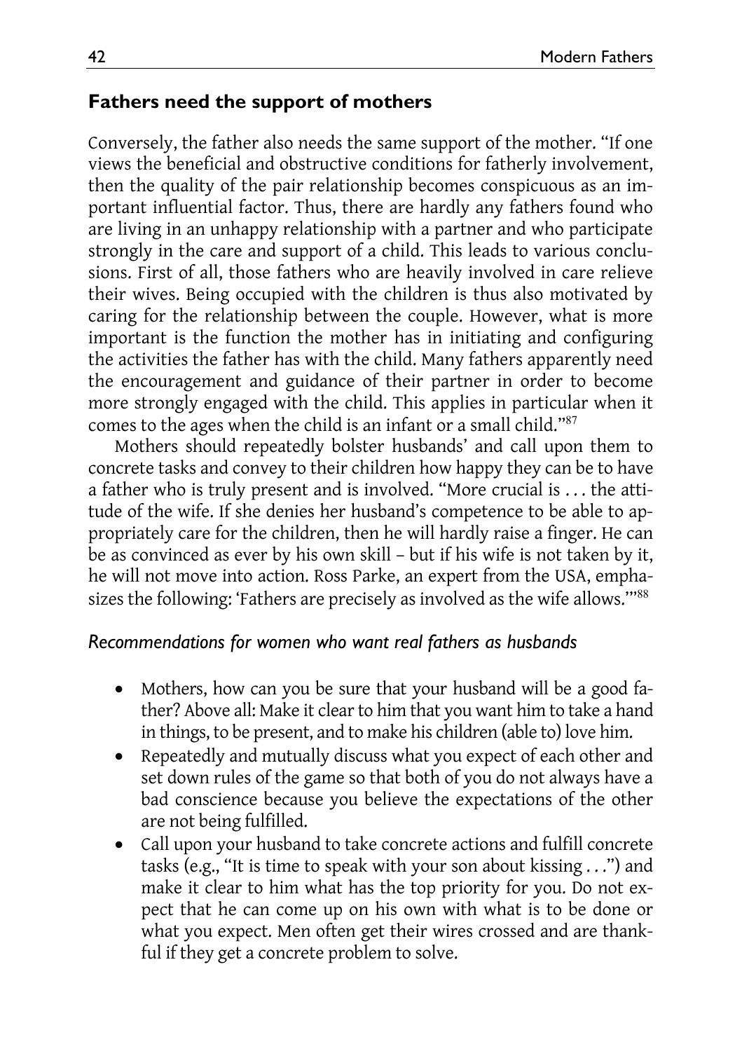## Fathers need the support of mothers

Conversely, the father also needs the same support of the mother. "If one views the beneficial and obstructive conditions for fatherly involvement, then the quality of the pair relationship becomes conspicuous as an important influential factor. Thus, there are hardly any fathers found who are living in an unhappy relationship with a partner and who participate strongly in the care and support of a child. This leads to various conclusions. First of all, those fathers who are heavily involved in care relieve their wives. Being occupied with the children is thus also motivated by caring for the relationship between the couple. However, what is more important is the function the mother has in initiating and configuring the activities the father has with the child. Many fathers apparently need the encouragement and guidance of their partner in order to become more strongly engaged with the child. This applies in particular when it comes to the ages when the child is an infant or a small child."[87]

Mothers should repeatedly bolster husbands' and call upon them to concrete tasks and convey to their children how happy they can be to have a father who is truly present and is involved. "More crucial is . . . the attitude of the wife. If she denies her husband's competence to be able to appropriately care for the children, then he will hardly raise a finger. He can be as convinced as ever by his own skill – but if his wife is not taken by it, he will not move into action. Ross Parke, an expert from the USA, emphasizes the following: 'Fathers are precisely as involved as the wife allows.'"[88]

### *Recommendations for women who want real fathers as husbands*

- Mothers, how can you be sure that your husband will be a good father? Above all: Make it clear to him that you want him to take a hand in things, to be present, and to make his children (able to) love him.
- Repeatedly and mutually discuss what you expect of each other and set down rules of the game so that both of you do not always have a bad conscience because you believe the expectations of the other are not being fulfilled.
- Call upon your husband to take concrete actions and fulfill concrete tasks (e.g., "It is time to speak with your son about kissing . . .") and make it clear to him what has the top priority for you. Do not expect that he can come up on his own with what is to be done or what you expect. Men often get their wires crossed and are thankful if they get a concrete problem to solve.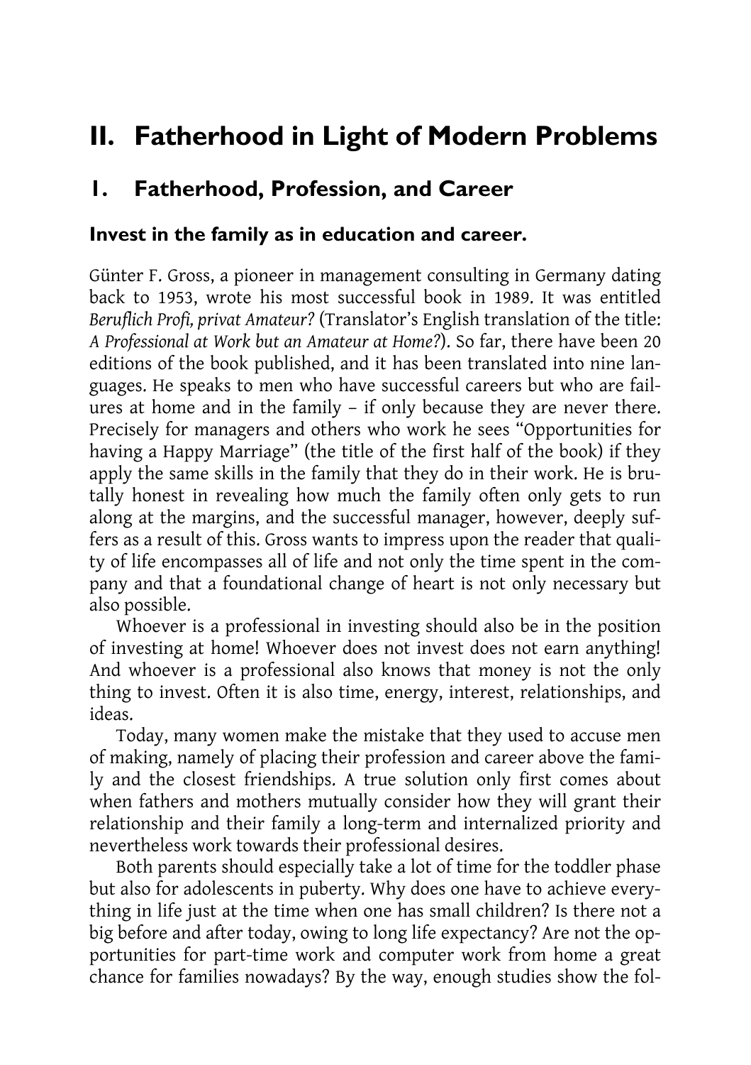# II. Fatherhood in Light of Modern Problems

## 1. Fatherhood, Profession, and Career

### Invest in the family as in education and career.

Günter F. Gross, a pioneer in management consulting in Germany dating back to 1953, wrote his most successful book in 1989. It was entitled *Beruflich Profi, privat Amateur?* (Translator's English translation of the title: *A Professional at Work but an Amateur at Home?*). So far, there have been 20 editions of the book published, and it has been translated into nine languages. He speaks to men who have successful careers but who are failures at home and in the family – if only because they are never there. Precisely for managers and others who work he sees "Opportunities for having a Happy Marriage" (the title of the first half of the book) if they apply the same skills in the family that they do in their work. He is brutally honest in revealing how much the family often only gets to run along at the margins, and the successful manager, however, deeply suffers as a result of this. Gross wants to impress upon the reader that quality of life encompasses all of life and not only the time spent in the company and that a foundational change of heart is not only necessary but also possible.

Whoever is a professional in investing should also be in the position of investing at home! Whoever does not invest does not earn anything! And whoever is a professional also knows that money is not the only thing to invest. Often it is also time, energy, interest, relationships, and ideas.

Today, many women make the mistake that they used to accuse men of making, namely of placing their profession and career above the family and the closest friendships. A true solution only first comes about when fathers and mothers mutually consider how they will grant their relationship and their family a long-term and internalized priority and nevertheless work towards their professional desires.

Both parents should especially take a lot of time for the toddler phase but also for adolescents in puberty. Why does one have to achieve everything in life just at the time when one has small children? Is there not a big before and after today, owing to long life expectancy? Are not the opportunities for part-time work and computer work from home a great chance for families nowadays? By the way, enough studies show the fol-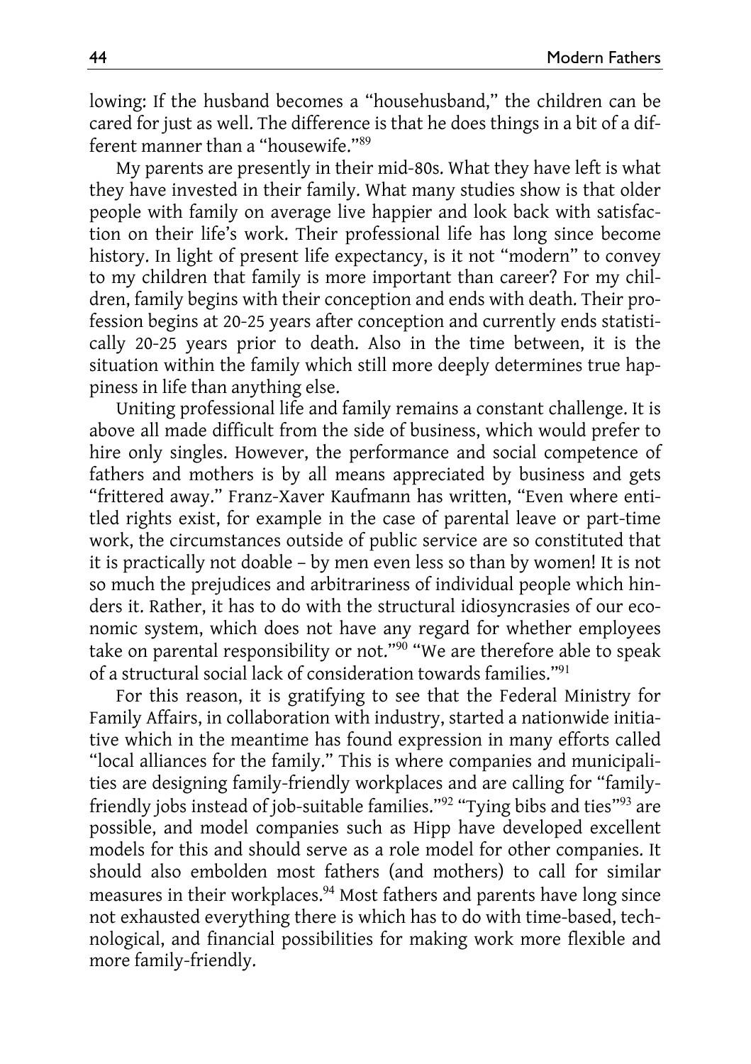lowing: If the husband becomes a "househusband," the children can be cared for just as well. The difference is that he does things in a bit of a different manner than a "housewife."[89]

My parents are presently in their mid-80s. What they have left is what they have invested in their family. What many studies show is that older people with family on average live happier and look back with satisfaction on their life's work. Their professional life has long since become history. In light of present life expectancy, is it not "modern" to convey to my children that family is more important than career? For my children, family begins with their conception and ends with death. Their profession begins at 20-25 years after conception and currently ends statistically 20-25 years prior to death. Also in the time between, it is the situation within the family which still more deeply determines true happiness in life than anything else.

Uniting professional life and family remains a constant challenge. It is above all made difficult from the side of business, which would prefer to hire only singles. However, the performance and social competence of fathers and mothers is by all means appreciated by business and gets "frittered away." Franz-Xaver Kaufmann has written, "Even where entitled rights exist, for example in the case of parental leave or part-time work, the circumstances outside of public service are so constituted that it is practically not doable – by men even less so than by women! It is not so much the prejudices and arbitrariness of individual people which hinders it. Rather, it has to do with the structural idiosyncrasies of our economic system, which does not have any regard for whether employees take on parental responsibility or not."[90] "We are therefore able to speak of a structural social lack of consideration towards families."[91]

For this reason, it is gratifying to see that the Federal Ministry for Family Affairs, in collaboration with industry, started a nationwide initiative which in the meantime has found expression in many efforts called "local alliances for the family." This is where companies and municipalities are designing family-friendly workplaces and are calling for "family-friendly jobs instead of job-suitable families."[92] "Tying bibs and ties"[93] are possible, and model companies such as Hipp have developed excellent models for this and should serve as a role model for other companies. It should also embolden most fathers (and mothers) to call for similar measures in their workplaces.[94] Most fathers and parents have long since not exhausted everything there is which has to do with time-based, technological, and financial possibilities for making work more flexible and more family-friendly.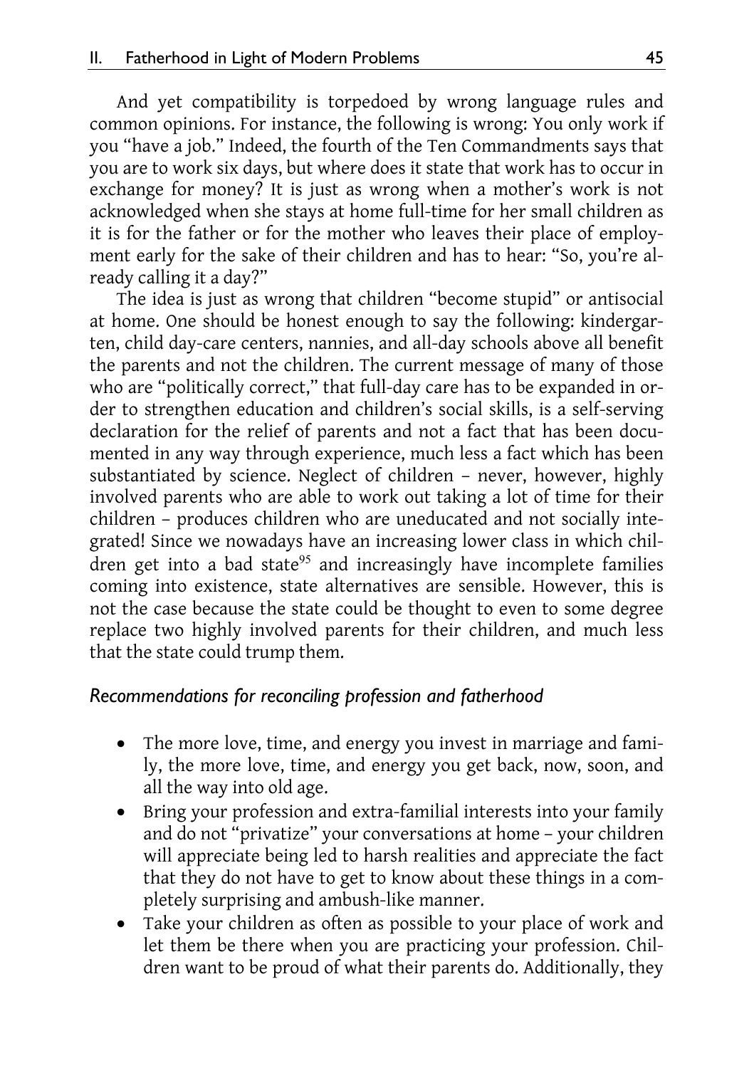And yet compatibility is torpedoed by wrong language rules and common opinions. For instance, the following is wrong: You only work if you "have a job." Indeed, the fourth of the Ten Commandments says that you are to work six days, but where does it state that work has to occur in exchange for money? It is just as wrong when a mother's work is not acknowledged when she stays at home full-time for her small children as it is for the father or for the mother who leaves their place of employment early for the sake of their children and has to hear: "So, you're already calling it a day?"

The idea is just as wrong that children "become stupid" or antisocial at home. One should be honest enough to say the following: kindergarten, child day-care centers, nannies, and all-day schools above all benefit the parents and not the children. The current message of many of those who are "politically correct," that full-day care has to be expanded in order to strengthen education and children's social skills, is a self-serving declaration for the relief of parents and not a fact that has been documented in any way through experience, much less a fact which has been substantiated by science. Neglect of children – never, however, highly involved parents who are able to work out taking a lot of time for their children – produces children who are uneducated and not socially integrated! Since we nowadays have an increasing lower class in which children get into a bad state[95] and increasingly have incomplete families coming into existence, state alternatives are sensible. However, this is not the case because the state could be thought to even to some degree replace two highly involved parents for their children, and much less that the state could trump them.

### *Recommendations for reconciling profession and fatherhood*

- The more love, time, and energy you invest in marriage and family, the more love, time, and energy you get back, now, soon, and all the way into old age.
- Bring your profession and extra-familial interests into your family and do not "privatize" your conversations at home – your children will appreciate being led to harsh realities and appreciate the fact that they do not have to get to know about these things in a completely surprising and ambush-like manner.
- Take your children as often as possible to your place of work and let them be there when you are practicing your profession. Children want to be proud of what their parents do. Additionally, they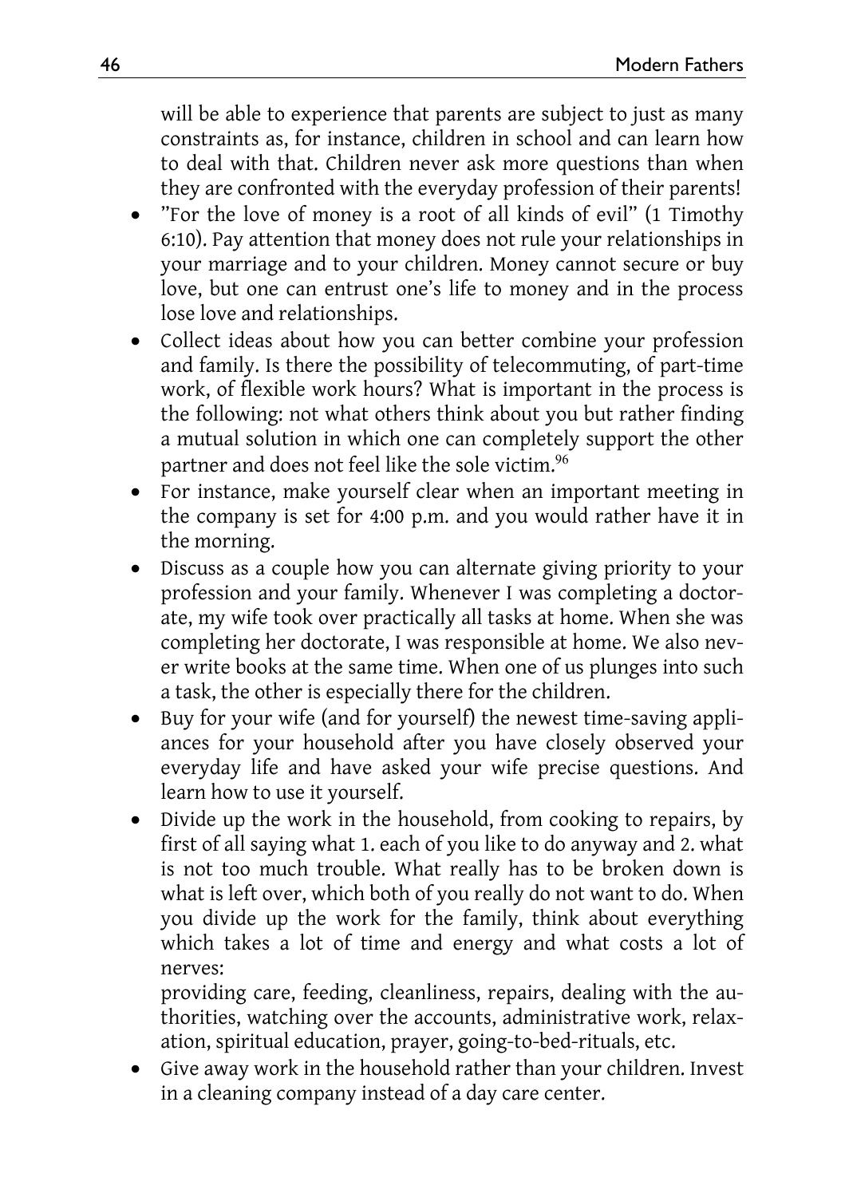will be able to experience that parents are subject to just as many constraints as, for instance, children in school and can learn how to deal with that. Children never ask more questions than when they are confronted with the everyday profession of their parents!

- "For the love of money is a root of all kinds of evil" (1 Timothy 6:10). Pay attention that money does not rule your relationships in your marriage and to your children. Money cannot secure or buy love, but one can entrust one's life to money and in the process lose love and relationships.
- Collect ideas about how you can better combine your profession and family. Is there the possibility of telecommuting, of part-time work, of flexible work hours? What is important in the process is the following: not what others think about you but rather finding a mutual solution in which one can completely support the other partner and does not feel like the sole victim.[96]
- For instance, make yourself clear when an important meeting in the company is set for 4:00 p.m. and you would rather have it in the morning.
- Discuss as a couple how you can alternate giving priority to your profession and your family. Whenever I was completing a doctorate, my wife took over practically all tasks at home. When she was completing her doctorate, I was responsible at home. We also never write books at the same time. When one of us plunges into such a task, the other is especially there for the children.
- Buy for your wife (and for yourself) the newest time-saving appliances for your household after you have closely observed your everyday life and have asked your wife precise questions. And learn how to use it yourself.
- Divide up the work in the household, from cooking to repairs, by first of all saying what 1. each of you like to do anyway and 2. what is not too much trouble. What really has to be broken down is what is left over, which both of you really do not want to do. When you divide up the work for the family, think about everything which takes a lot of time and energy and what costs a lot of nerves:

  providing care, feeding, cleanliness, repairs, dealing with the authorities, watching over the accounts, administrative work, relaxation, spiritual education, prayer, going-to-bed-rituals, etc.
- Give away work in the household rather than your children. Invest in a cleaning company instead of a day care center.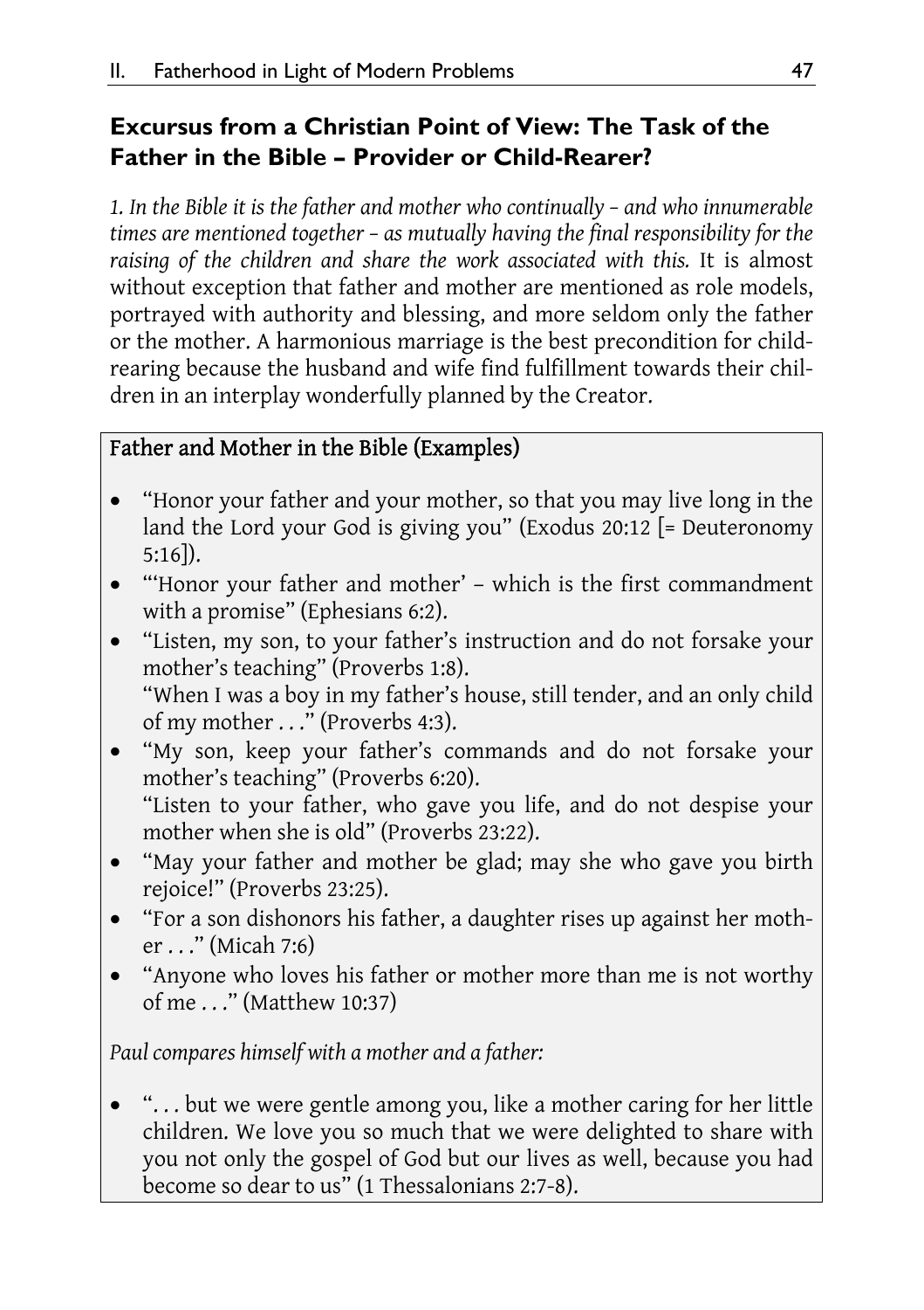## Excursus from a Christian Point of View: The Task of the Father in the Bible – Provider or Child-Rearer?

*1. In the Bible it is the father and mother who continually – and who innumerable times are mentioned together – as mutually having the final responsibility for the raising of the children and share the work associated with this.* It is almost without exception that father and mother are mentioned as role models, portrayed with authority and blessing, and more seldom only the father or the mother. A harmonious marriage is the best precondition for child-rearing because the husband and wife find fulfillment towards their children in an interplay wonderfully planned by the Creator.

**Father and Mother in the Bible (Examples)**

- "Honor your father and your mother, so that you may live long in the land the Lord your God is giving you" (Exodus 20:12 [= Deuteronomy 5:16]).
- "'Honor your father and mother' – which is the first commandment with a promise" (Ephesians 6:2).
- "Listen, my son, to your father's instruction and do not forsake your mother's teaching" (Proverbs 1:8).
  "When I was a boy in my father's house, still tender, and an only child of my mother . . ." (Proverbs 4:3).
- "My son, keep your father's commands and do not forsake your mother's teaching" (Proverbs 6:20).
  "Listen to your father, who gave you life, and do not despise your mother when she is old" (Proverbs 23:22).
- "May your father and mother be glad; may she who gave you birth rejoice!" (Proverbs 23:25).
- "For a son dishonors his father, a daughter rises up against her mother . . ." (Micah 7:6)
- "Anyone who loves his father or mother more than me is not worthy of me . . ." (Matthew 10:37)

*Paul compares himself with a mother and a father:*

- ". . . but we were gentle among you, like a mother caring for her little children. We love you so much that we were delighted to share with you not only the gospel of God but our lives as well, because you had become so dear to us" (1 Thessalonians 2:7-8).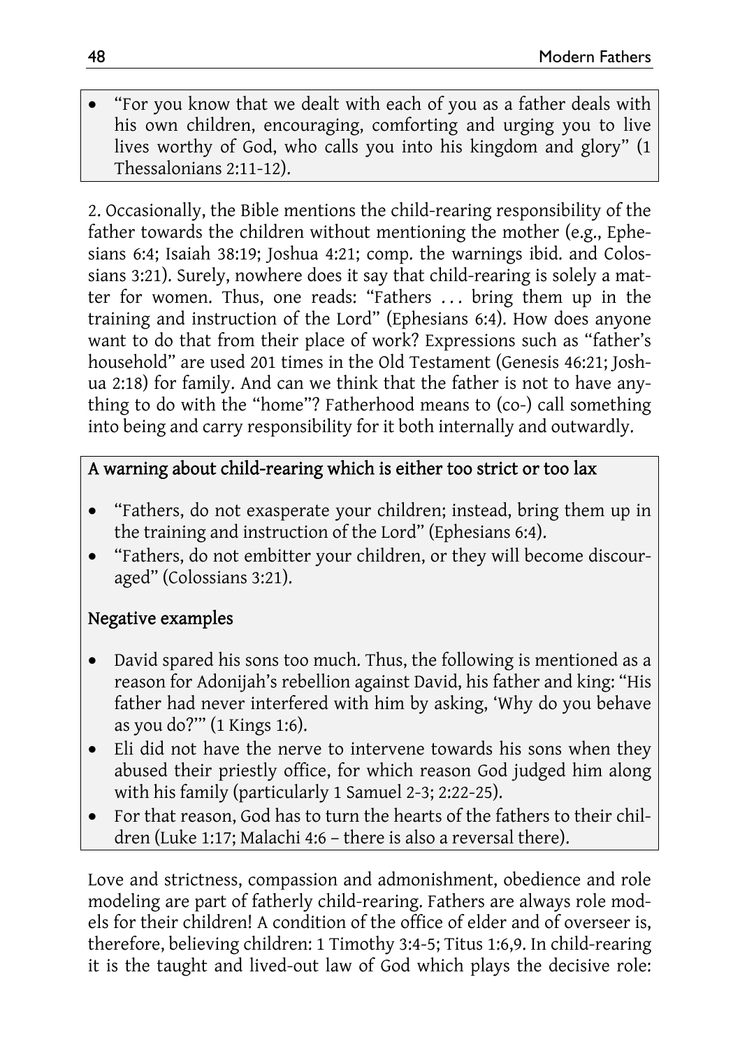- "For you know that we dealt with each of you as a father deals with his own children, encouraging, comforting and urging you to live lives worthy of God, who calls you into his kingdom and glory" (1 Thessalonians 2:11-12).

2. Occasionally, the Bible mentions the child-rearing responsibility of the father towards the children without mentioning the mother (e.g., Ephesians 6:4; Isaiah 38:19; Joshua 4:21; comp. the warnings ibid. and Colossians 3:21). Surely, nowhere does it say that child-rearing is solely a matter for women. Thus, one reads: "Fathers … bring them up in the training and instruction of the Lord" (Ephesians 6:4). How does anyone want to do that from their place of work? Expressions such as "father's household" are used 201 times in the Old Testament (Genesis 46:21; Joshua 2:18) for family. And can we think that the father is not to have anything to do with the "home"? Fatherhood means to (co-) call something into being and carry responsibility for it both internally and outwardly.

### A warning about child-rearing which is either too strict or too lax

- "Fathers, do not exasperate your children; instead, bring them up in the training and instruction of the Lord" (Ephesians 6:4).
- "Fathers, do not embitter your children, or they will become discouraged" (Colossians 3:21).

### Negative examples

- David spared his sons too much. Thus, the following is mentioned as a reason for Adonijah's rebellion against David, his father and king: "His father had never interfered with him by asking, 'Why do you behave as you do?'" (1 Kings 1:6).
- Eli did not have the nerve to intervene towards his sons when they abused their priestly office, for which reason God judged him along with his family (particularly 1 Samuel 2-3; 2:22-25).
- For that reason, God has to turn the hearts of the fathers to their children (Luke 1:17; Malachi 4:6 – there is also a reversal there).

Love and strictness, compassion and admonishment, obedience and role modeling are part of fatherly child-rearing. Fathers are always role models for their children! A condition of the office of elder and of overseer is, therefore, believing children: 1 Timothy 3:4-5; Titus 1:6,9. In child-rearing it is the taught and lived-out law of God which plays the decisive role: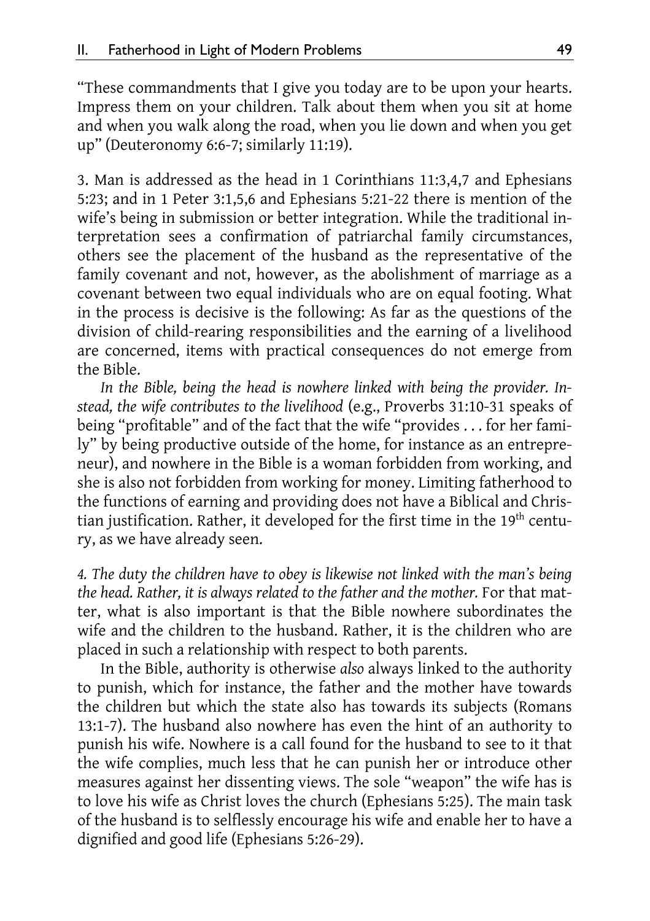"These commandments that I give you today are to be upon your hearts. Impress them on your children. Talk about them when you sit at home and when you walk along the road, when you lie down and when you get up" (Deuteronomy 6:6-7; similarly 11:19).

3. Man is addressed as the head in 1 Corinthians 11:3,4,7 and Ephesians 5:23; and in 1 Peter 3:1,5,6 and Ephesians 5:21-22 there is mention of the wife's being in submission or better integration. While the traditional interpretation sees a confirmation of patriarchal family circumstances, others see the placement of the husband as the representative of the family covenant and not, however, as the abolishment of marriage as a covenant between two equal individuals who are on equal footing. What in the process is decisive is the following: As far as the questions of the division of child-rearing responsibilities and the earning of a livelihood are concerned, items with practical consequences do not emerge from the Bible.

*In the Bible, being the head is nowhere linked with being the provider. Instead, the wife contributes to the livelihood* (e.g., Proverbs 31:10-31 speaks of being "profitable" and of the fact that the wife "provides . . . for her family" by being productive outside of the home, for instance as an entrepreneur), and nowhere in the Bible is a woman forbidden from working, and she is also not forbidden from working for money. Limiting fatherhood to the functions of earning and providing does not have a Biblical and Christian justification. Rather, it developed for the first time in the 19th century, as we have already seen.

*4. The duty the children have to obey is likewise not linked with the man's being the head. Rather, it is always related to the father and the mother.* For that matter, what is also important is that the Bible nowhere subordinates the wife and the children to the husband. Rather, it is the children who are placed in such a relationship with respect to both parents.

In the Bible, authority is otherwise *also* always linked to the authority to punish, which for instance, the father and the mother have towards the children but which the state also has towards its subjects (Romans 13:1-7). The husband also nowhere has even the hint of an authority to punish his wife. Nowhere is a call found for the husband to see to it that the wife complies, much less that he can punish her or introduce other measures against her dissenting views. The sole "weapon" the wife has is to love his wife as Christ loves the church (Ephesians 5:25). The main task of the husband is to selflessly encourage his wife and enable her to have a dignified and good life (Ephesians 5:26-29).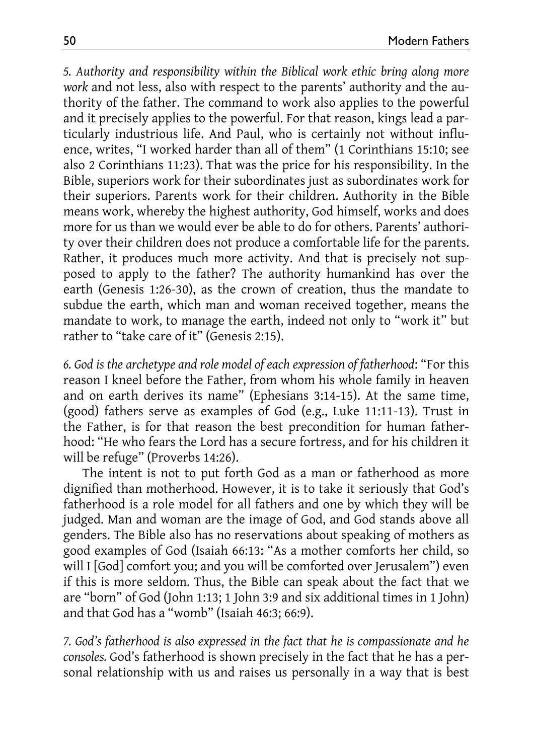*5. Authority and responsibility within the Biblical work ethic bring along more work* and not less, also with respect to the parents' authority and the authority of the father. The command to work also applies to the powerful and it precisely applies to the powerful. For that reason, kings lead a particularly industrious life. And Paul, who is certainly not without influence, writes, "I worked harder than all of them" (1 Corinthians 15:10; see also 2 Corinthians 11:23). That was the price for his responsibility. In the Bible, superiors work for their subordinates just as subordinates work for their superiors. Parents work for their children. Authority in the Bible means work, whereby the highest authority, God himself, works and does more for us than we would ever be able to do for others. Parents' authority over their children does not produce a comfortable life for the parents. Rather, it produces much more activity. And that is precisely not supposed to apply to the father? The authority humankind has over the earth (Genesis 1:26-30), as the crown of creation, thus the mandate to subdue the earth, which man and woman received together, means the mandate to work, to manage the earth, indeed not only to "work it" but rather to "take care of it" (Genesis 2:15).

*6. God is the archetype and role model of each expression of fatherhood*: "For this reason I kneel before the Father, from whom his whole family in heaven and on earth derives its name" (Ephesians 3:14-15). At the same time, (good) fathers serve as examples of God (e.g., Luke 11:11-13). Trust in the Father, is for that reason the best precondition for human fatherhood: "He who fears the Lord has a secure fortress, and for his children it will be refuge" (Proverbs 14:26).

The intent is not to put forth God as a man or fatherhood as more dignified than motherhood. However, it is to take it seriously that God's fatherhood is a role model for all fathers and one by which they will be judged. Man and woman are the image of God, and God stands above all genders. The Bible also has no reservations about speaking of mothers as good examples of God (Isaiah 66:13: "As a mother comforts her child, so will I [God] comfort you; and you will be comforted over Jerusalem") even if this is more seldom. Thus, the Bible can speak about the fact that we are "born" of God (John 1:13; 1 John 3:9 and six additional times in 1 John) and that God has a "womb" (Isaiah 46:3; 66:9).

*7. God's fatherhood is also expressed in the fact that he is compassionate and he consoles.* God's fatherhood is shown precisely in the fact that he has a personal relationship with us and raises us personally in a way that is best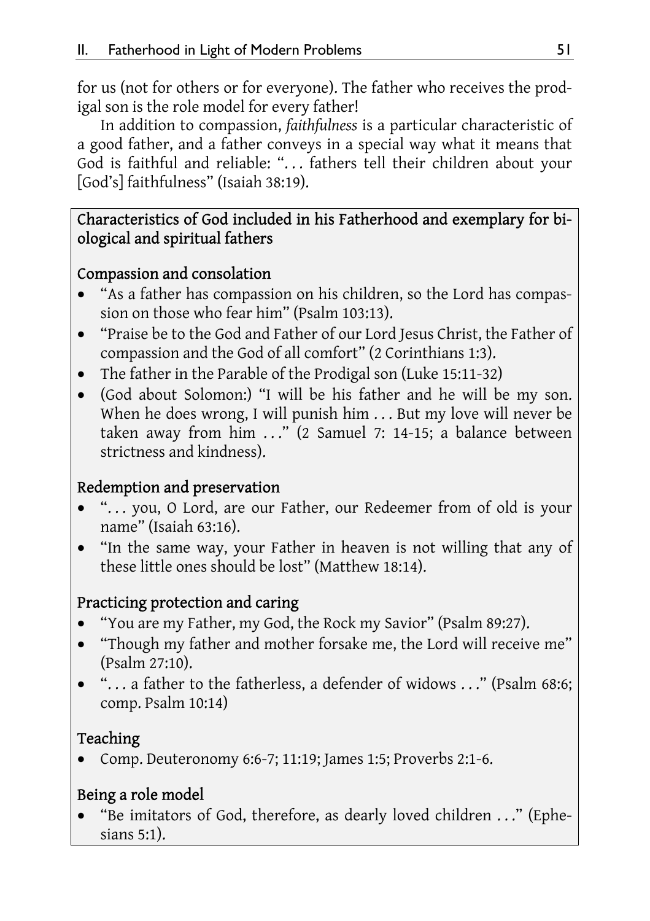for us (not for others or for everyone). The father who receives the prodigal son is the role model for every father!

In addition to compassion, *faithfulness* is a particular characteristic of a good father, and a father conveys in a special way what it means that God is faithful and reliable: "... fathers tell their children about your [God's] faithfulness" (Isaiah 38:19).

### Characteristics of God included in his Fatherhood and exemplary for biological and spiritual fathers

#### Compassion and consolation

- "As a father has compassion on his children, so the Lord has compassion on those who fear him" (Psalm 103:13).
- "Praise be to the God and Father of our Lord Jesus Christ, the Father of compassion and the God of all comfort" (2 Corinthians 1:3).
- The father in the Parable of the Prodigal son (Luke 15:11-32)
- (God about Solomon:) "I will be his father and he will be my son. When he does wrong, I will punish him ... But my love will never be taken away from him ..." (2 Samuel 7: 14-15; a balance between strictness and kindness).

#### Redemption and preservation

- "... you, O Lord, are our Father, our Redeemer from of old is your name" (Isaiah 63:16).
- "In the same way, your Father in heaven is not willing that any of these little ones should be lost" (Matthew 18:14).

#### Practicing protection and caring

- "You are my Father, my God, the Rock my Savior" (Psalm 89:27).
- "Though my father and mother forsake me, the Lord will receive me" (Psalm 27:10).
- "... a father to the fatherless, a defender of widows ..." (Psalm 68:6; comp. Psalm 10:14)

#### Teaching

- Comp. Deuteronomy 6:6-7; 11:19; James 1:5; Proverbs 2:1-6.

#### Being a role model

- "Be imitators of God, therefore, as dearly loved children ..." (Ephesians 5:1).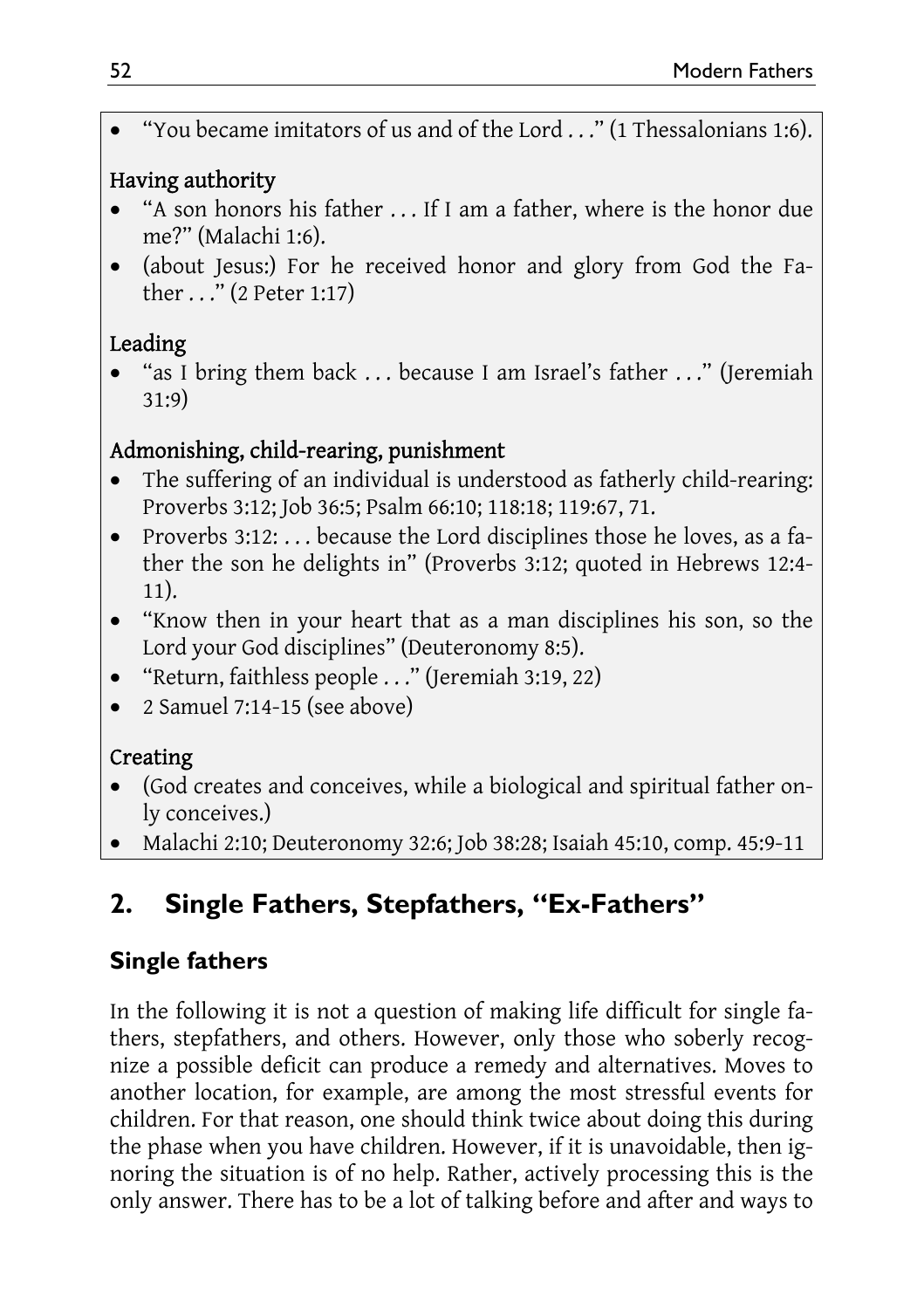- "You became imitators of us and of the Lord . . ." (1 Thessalonians 1:6).

**Having authority**

- "A son honors his father . . . If I am a father, where is the honor due me?" (Malachi 1:6).
- (about Jesus:) For he received honor and glory from God the Father . . ." (2 Peter 1:17)

**Leading**

- "as I bring them back . . . because I am Israel's father . . ." (Jeremiah 31:9)

**Admonishing, child-rearing, punishment**

- The suffering of an individual is understood as fatherly child-rearing: Proverbs 3:12; Job 36:5; Psalm 66:10; 118:18; 119:67, 71.
- Proverbs 3:12: . . . because the Lord disciplines those he loves, as a father the son he delights in" (Proverbs 3:12; quoted in Hebrews 12:4-11).
- "Know then in your heart that as a man disciplines his son, so the Lord your God disciplines" (Deuteronomy 8:5).
- "Return, faithless people . . ." (Jeremiah 3:19, 22)
- 2 Samuel 7:14-15 (see above)

**Creating**

- (God creates and conceives, while a biological and spiritual father only conceives.)
- Malachi 2:10; Deuteronomy 32:6; Job 38:28; Isaiah 45:10, comp. 45:9-11

## 2. Single Fathers, Stepfathers, "Ex-Fathers"

### Single fathers

In the following it is not a question of making life difficult for single fathers, stepfathers, and others. However, only those who soberly recognize a possible deficit can produce a remedy and alternatives. Moves to another location, for example, are among the most stressful events for children. For that reason, one should think twice about doing this during the phase when you have children. However, if it is unavoidable, then ignoring the situation is of no help. Rather, actively processing this is the only answer. There has to be a lot of talking before and after and ways to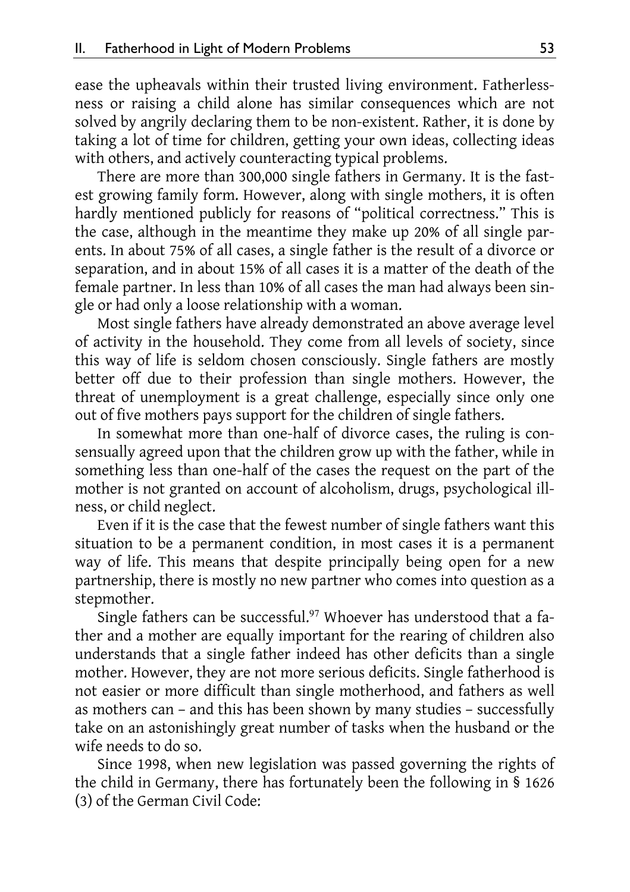ease the upheavals within their trusted living environment. Fatherlessness or raising a child alone has similar consequences which are not solved by angrily declaring them to be non-existent. Rather, it is done by taking a lot of time for children, getting your own ideas, collecting ideas with others, and actively counteracting typical problems.

There are more than 300,000 single fathers in Germany. It is the fastest growing family form. However, along with single mothers, it is often hardly mentioned publicly for reasons of "political correctness." This is the case, although in the meantime they make up 20% of all single parents. In about 75% of all cases, a single father is the result of a divorce or separation, and in about 15% of all cases it is a matter of the death of the female partner. In less than 10% of all cases the man had always been single or had only a loose relationship with a woman.

Most single fathers have already demonstrated an above average level of activity in the household. They come from all levels of society, since this way of life is seldom chosen consciously. Single fathers are mostly better off due to their profession than single mothers. However, the threat of unemployment is a great challenge, especially since only one out of five mothers pays support for the children of single fathers.

In somewhat more than one-half of divorce cases, the ruling is consensually agreed upon that the children grow up with the father, while in something less than one-half of the cases the request on the part of the mother is not granted on account of alcoholism, drugs, psychological illness, or child neglect.

Even if it is the case that the fewest number of single fathers want this situation to be a permanent condition, in most cases it is a permanent way of life. This means that despite principally being open for a new partnership, there is mostly no new partner who comes into question as a stepmother.

Single fathers can be successful.[97] Whoever has understood that a father and a mother are equally important for the rearing of children also understands that a single father indeed has other deficits than a single mother. However, they are not more serious deficits. Single fatherhood is not easier or more difficult than single motherhood, and fathers as well as mothers can – and this has been shown by many studies – successfully take on an astonishingly great number of tasks when the husband or the wife needs to do so.

Since 1998, when new legislation was passed governing the rights of the child in Germany, there has fortunately been the following in § 1626 (3) of the German Civil Code: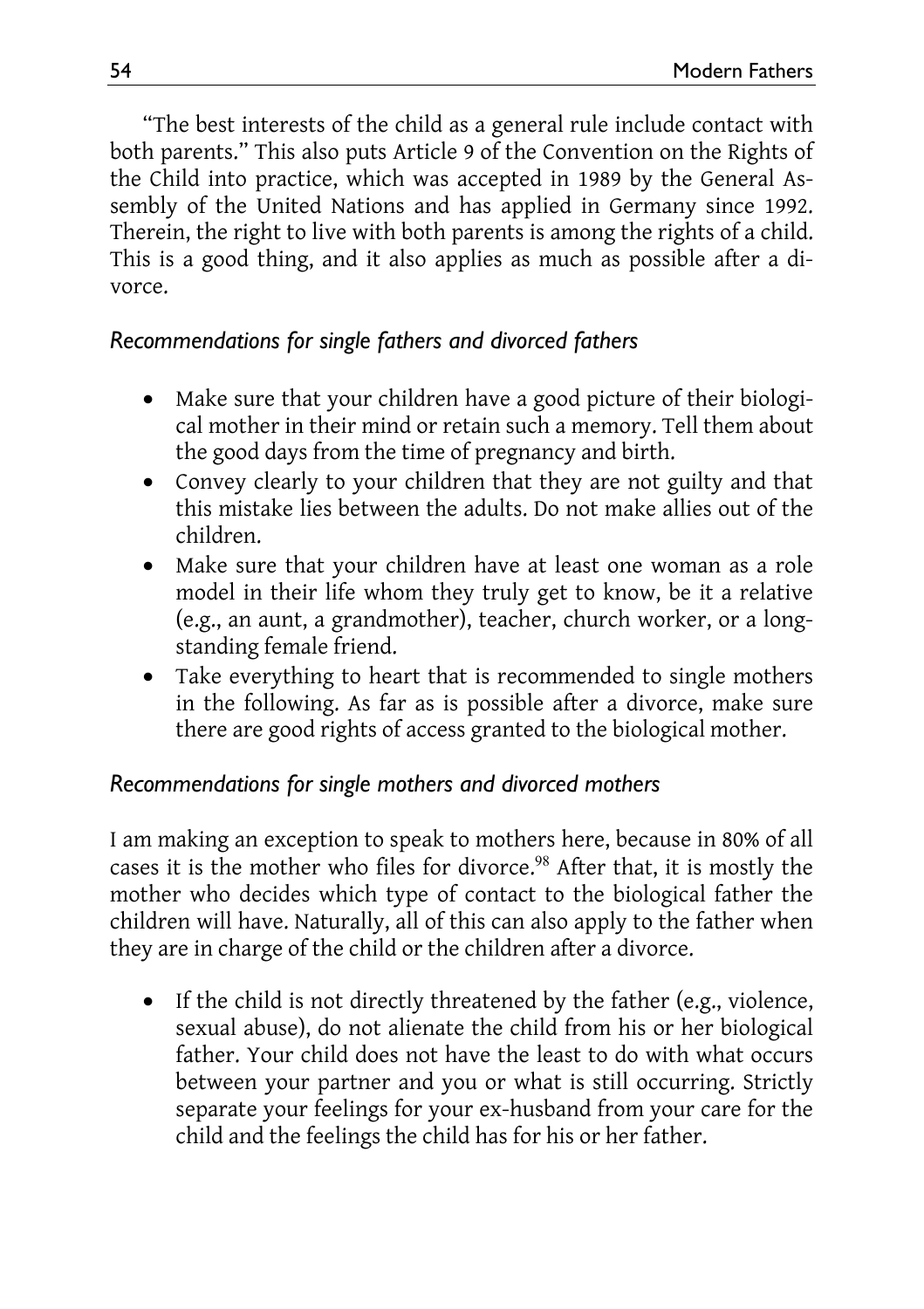"The best interests of the child as a general rule include contact with both parents." This also puts Article 9 of the Convention on the Rights of the Child into practice, which was accepted in 1989 by the General Assembly of the United Nations and has applied in Germany since 1992. Therein, the right to live with both parents is among the rights of a child. This is a good thing, and it also applies as much as possible after a divorce.

### *Recommendations for single fathers and divorced fathers*

- Make sure that your children have a good picture of their biological mother in their mind or retain such a memory. Tell them about the good days from the time of pregnancy and birth.
- Convey clearly to your children that they are not guilty and that this mistake lies between the adults. Do not make allies out of the children.
- Make sure that your children have at least one woman as a role model in their life whom they truly get to know, be it a relative (e.g., an aunt, a grandmother), teacher, church worker, or a long-standing female friend.
- Take everything to heart that is recommended to single mothers in the following. As far as is possible after a divorce, make sure there are good rights of access granted to the biological mother.

### *Recommendations for single mothers and divorced mothers*

I am making an exception to speak to mothers here, because in 80% of all cases it is the mother who files for divorce.[98] After that, it is mostly the mother who decides which type of contact to the biological father the children will have. Naturally, all of this can also apply to the father when they are in charge of the child or the children after a divorce.

- If the child is not directly threatened by the father (e.g., violence, sexual abuse), do not alienate the child from his or her biological father. Your child does not have the least to do with what occurs between your partner and you or what is still occurring. Strictly separate your feelings for your ex-husband from your care for the child and the feelings the child has for his or her father.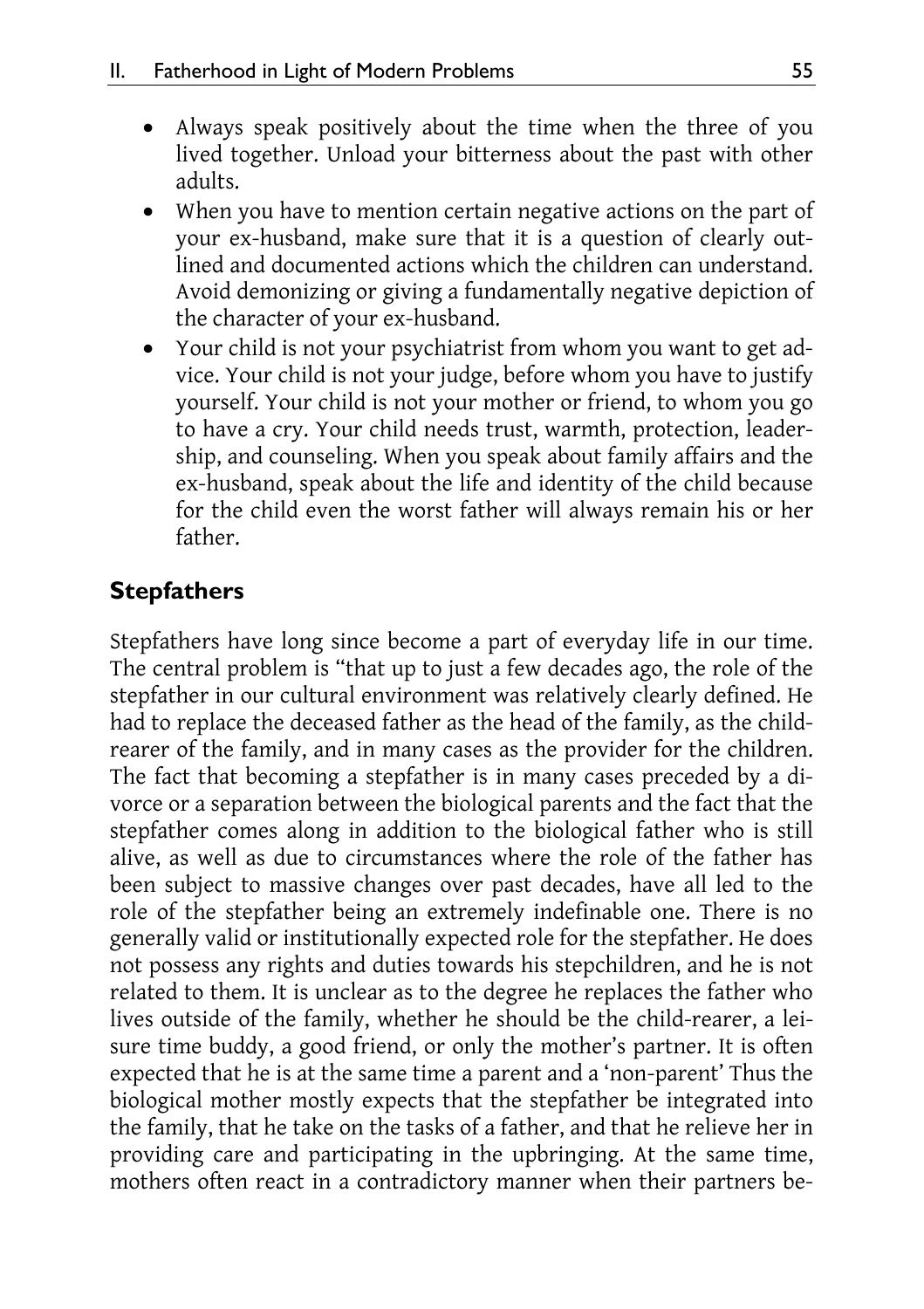- Always speak positively about the time when the three of you lived together. Unload your bitterness about the past with other adults.
- When you have to mention certain negative actions on the part of your ex-husband, make sure that it is a question of clearly outlined and documented actions which the children can understand. Avoid demonizing or giving a fundamentally negative depiction of the character of your ex-husband.
- Your child is not your psychiatrist from whom you want to get advice. Your child is not your judge, before whom you have to justify yourself. Your child is not your mother or friend, to whom you go to have a cry. Your child needs trust, warmth, protection, leadership, and counseling. When you speak about family affairs and the ex-husband, speak about the life and identity of the child because for the child even the worst father will always remain his or her father.

## Stepfathers

Stepfathers have long since become a part of everyday life in our time. The central problem is "that up to just a few decades ago, the role of the stepfather in our cultural environment was relatively clearly defined. He had to replace the deceased father as the head of the family, as the child-rearer of the family, and in many cases as the provider for the children. The fact that becoming a stepfather is in many cases preceded by a divorce or a separation between the biological parents and the fact that the stepfather comes along in addition to the biological father who is still alive, as well as due to circumstances where the role of the father has been subject to massive changes over past decades, have all led to the role of the stepfather being an extremely indefinable one. There is no generally valid or institutionally expected role for the stepfather. He does not possess any rights and duties towards his stepchildren, and he is not related to them. It is unclear as to the degree he replaces the father who lives outside of the family, whether he should be the child-rearer, a leisure time buddy, a good friend, or only the mother's partner. It is often expected that he is at the same time a parent and a 'non-parent' Thus the biological mother mostly expects that the stepfather be integrated into the family, that he take on the tasks of a father, and that he relieve her in providing care and participating in the upbringing. At the same time, mothers often react in a contradictory manner when their partners be-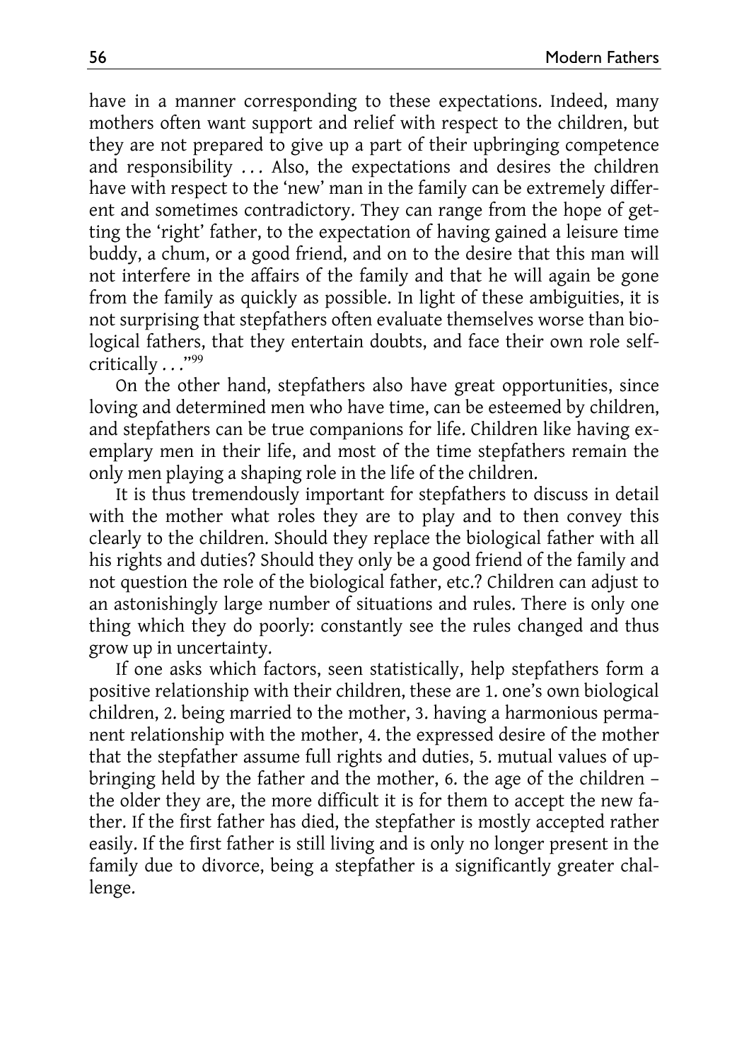have in a manner corresponding to these expectations. Indeed, many mothers often want support and relief with respect to the children, but they are not prepared to give up a part of their upbringing competence and responsibility . . . Also, the expectations and desires the children have with respect to the 'new' man in the family can be extremely different and sometimes contradictory. They can range from the hope of getting the 'right' father, to the expectation of having gained a leisure time buddy, a chum, or a good friend, and on to the desire that this man will not interfere in the affairs of the family and that he will again be gone from the family as quickly as possible. In light of these ambiguities, it is not surprising that stepfathers often evaluate themselves worse than biological fathers, that they entertain doubts, and face their own role self-critically . . ."[99]

On the other hand, stepfathers also have great opportunities, since loving and determined men who have time, can be esteemed by children, and stepfathers can be true companions for life. Children like having exemplary men in their life, and most of the time stepfathers remain the only men playing a shaping role in the life of the children.

It is thus tremendously important for stepfathers to discuss in detail with the mother what roles they are to play and to then convey this clearly to the children. Should they replace the biological father with all his rights and duties? Should they only be a good friend of the family and not question the role of the biological father, etc.? Children can adjust to an astonishingly large number of situations and rules. There is only one thing which they do poorly: constantly see the rules changed and thus grow up in uncertainty.

If one asks which factors, seen statistically, help stepfathers form a positive relationship with their children, these are 1. one's own biological children, 2. being married to the mother, 3. having a harmonious permanent relationship with the mother, 4. the expressed desire of the mother that the stepfather assume full rights and duties, 5. mutual values of upbringing held by the father and the mother, 6. the age of the children – the older they are, the more difficult it is for them to accept the new father. If the first father has died, the stepfather is mostly accepted rather easily. If the first father is still living and is only no longer present in the family due to divorce, being a stepfather is a significantly greater challenge.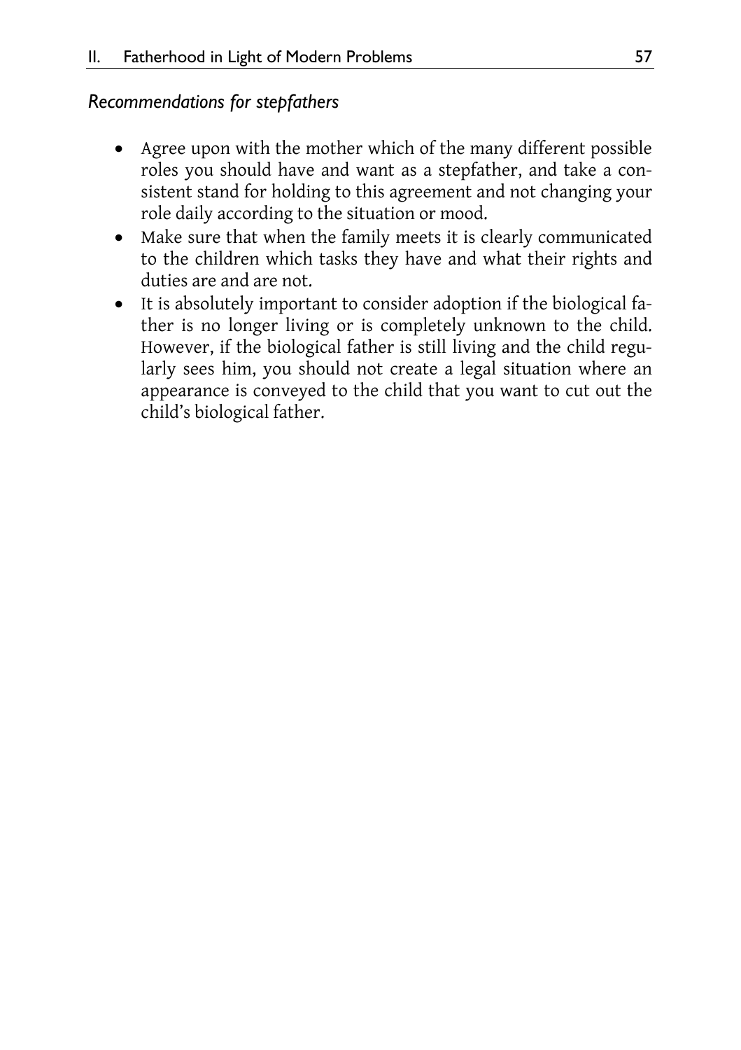*Recommendations for stepfathers*

- Agree upon with the mother which of the many different possible roles you should have and want as a stepfather, and take a consistent stand for holding to this agreement and not changing your role daily according to the situation or mood.
- Make sure that when the family meets it is clearly communicated to the children which tasks they have and what their rights and duties are and are not.
- It is absolutely important to consider adoption if the biological father is no longer living or is completely unknown to the child. However, if the biological father is still living and the child regularly sees him, you should not create a legal situation where an appearance is conveyed to the child that you want to cut out the child's biological father.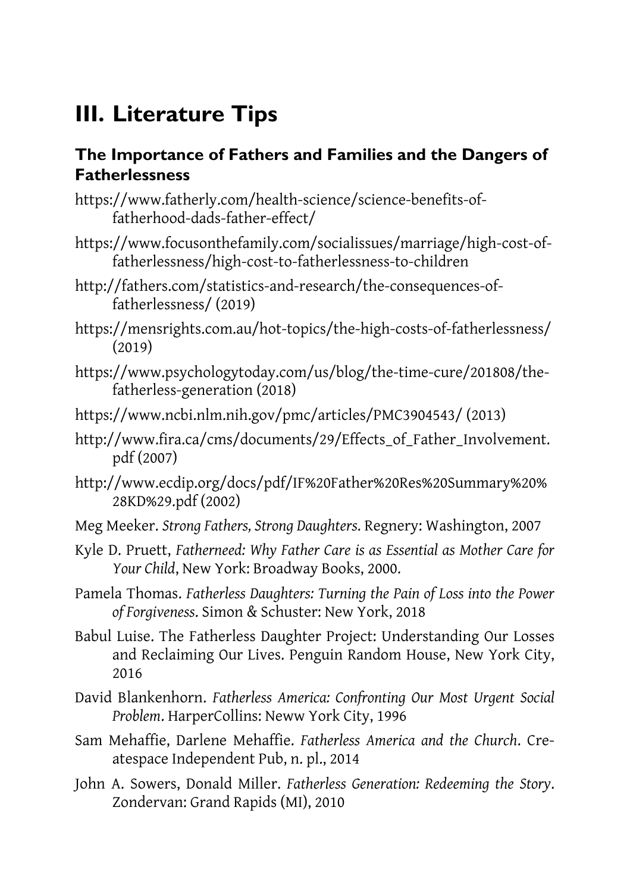# III. Literature Tips

### The Importance of Fathers and Families and the Dangers of Fatherlessness

https://www.fatherly.com/health-science/science-benefits-of-fatherhood-dads-father-effect/

https://www.focusonthefamily.com/socialissues/marriage/high-cost-of-fatherlessness/high-cost-to-fatherlessness-to-children

http://fathers.com/statistics-and-research/the-consequences-of-fatherlessness/ (2019)

https://mensrights.com.au/hot-topics/the-high-costs-of-fatherlessness/ (2019)

https://www.psychologytoday.com/us/blog/the-time-cure/201808/the-fatherless-generation (2018)

https://www.ncbi.nlm.nih.gov/pmc/articles/PMC3904543/ (2013)

http://www.fira.ca/cms/documents/29/Effects_of_Father_Involvement.pdf (2007)

http://www.ecdip.org/docs/pdf/IF%20Father%20Res%20Summary%20%28KD%29.pdf (2002)

Meg Meeker. *Strong Fathers, Strong Daughters.* Regnery: Washington, 2007

Kyle D. Pruett, *Fatherneed: Why Father Care is as Essential as Mother Care for Your Child*, New York: Broadway Books, 2000.

Pamela Thomas. *Fatherless Daughters: Turning the Pain of Loss into the Power of Forgiveness.* Simon & Schuster: New York, 2018

Babul Luise. The Fatherless Daughter Project: Understanding Our Losses and Reclaiming Our Lives. Penguin Random House, New York City, 2016

David Blankenhorn. *Fatherless America: Confronting Our Most Urgent Social Problem*. HarperCollins: Neww York City, 1996

Sam Mehaffie, Darlene Mehaffie. *Fatherless America and the Church.* Createspace Independent Pub, n. pl., 2014

John A. Sowers, Donald Miller. *Fatherless Generation: Redeeming the Story*. Zondervan: Grand Rapids (MI), 2010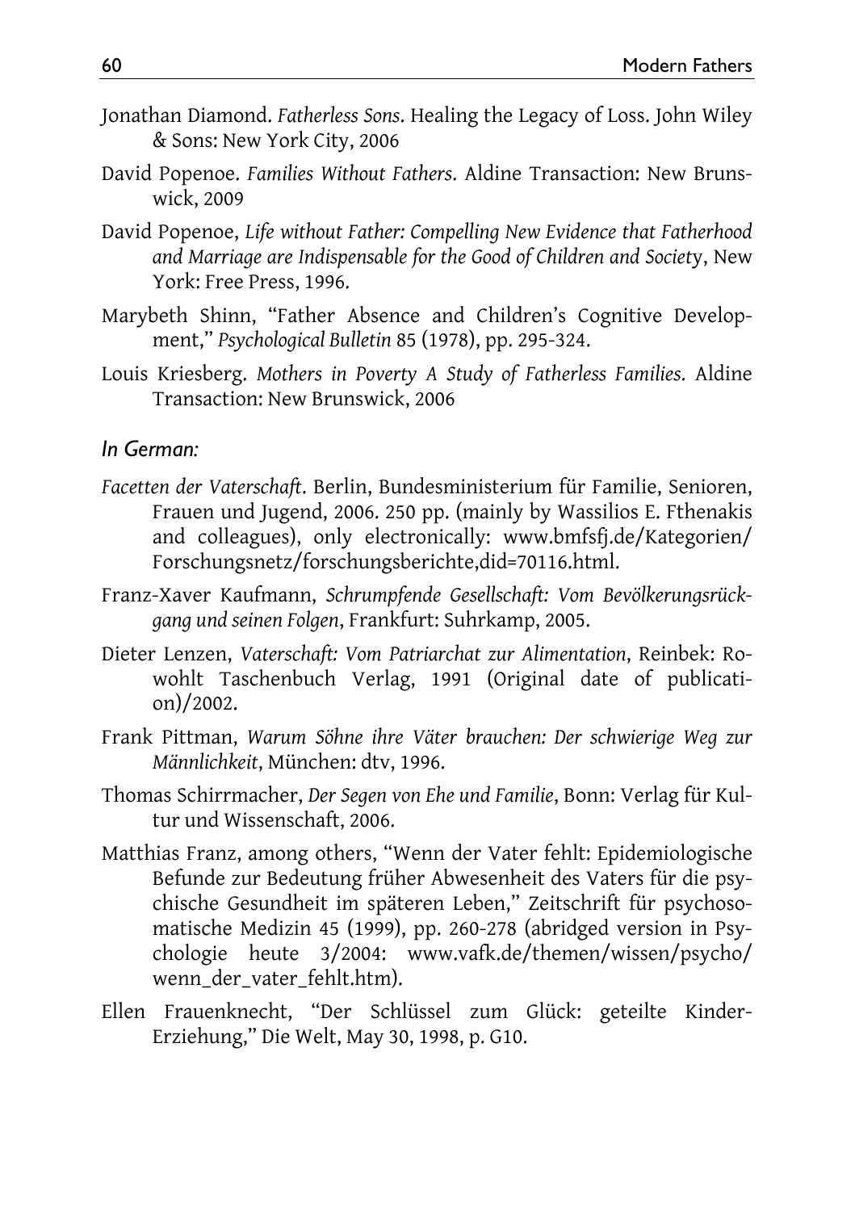Jonathan Diamond. *Fatherless Sons*. Healing the Legacy of Loss. John Wiley & Sons: New York City, 2006

David Popenoe. *Families Without Fathers*. Aldine Transaction: New Brunswick, 2009

David Popenoe, *Life without Father: Compelling New Evidence that Fatherhood and Marriage are Indispensable for the Good of Children and Society*, New York: Free Press, 1996.

Marybeth Shinn, "Father Absence and Children's Cognitive Development," *Psychological Bulletin* 85 (1978), pp. 295-324.

Louis Kriesberg. *Mothers in Poverty A Study of Fatherless Families*. Aldine Transaction: New Brunswick, 2006

*In German:*

*Facetten der Vaterschaft*. Berlin, Bundesministerium für Familie, Senioren, Frauen und Jugend, 2006. 250 pp. (mainly by Wassilios E. Fthenakis and colleagues), only electronically: www.bmfsfj.de/Kategorien/Forschungsnetz/forschungsberichte,did=70116.html.

Franz-Xaver Kaufmann, *Schrumpfende Gesellschaft: Vom Bevölkerungsrückgang und seinen Folgen*, Frankfurt: Suhrkamp, 2005.

Dieter Lenzen, *Vaterschaft: Vom Patriarchat zur Alimentation*, Reinbek: Rowohlt Taschenbuch Verlag, 1991 (Original date of publication)/2002.

Frank Pittman, *Warum Söhne ihre Väter brauchen: Der schwierige Weg zur Männlichkeit*, München: dtv, 1996.

Thomas Schirrmacher, *Der Segen von Ehe und Familie*, Bonn: Verlag für Kultur und Wissenschaft, 2006.

Matthias Franz, among others, "Wenn der Vater fehlt: Epidemiologische Befunde zur Bedeutung früher Abwesenheit des Vaters für die psychische Gesundheit im späteren Leben," Zeitschrift für psychosomatische Medizin 45 (1999), pp. 260-278 (abridged version in Psychologie heute 3/2004: www.vafk.de/themen/wissen/psycho/wenn_der_vater_fehlt.htm).

Ellen Frauenknecht, "Der Schlüssel zum Glück: geteilte Kinder-Erziehung," Die Welt, May 30, 1998, p. G10.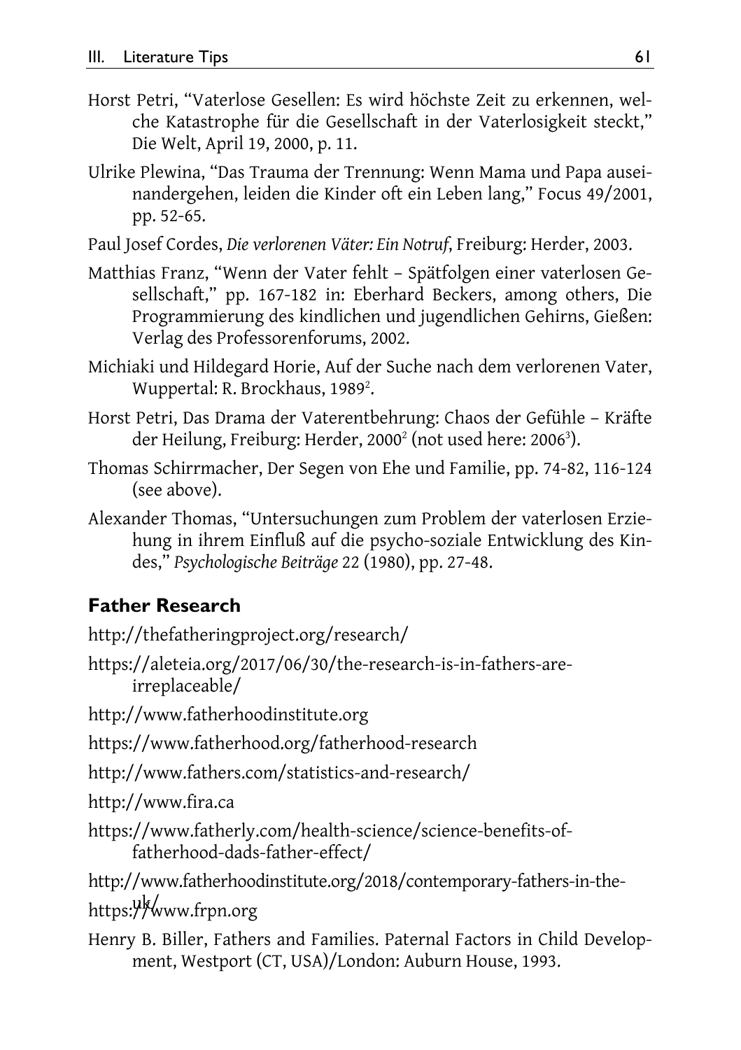Horst Petri, “Vaterlose Gesellen: Es wird höchste Zeit zu erkennen, welche Katastrophe für die Gesellschaft in der Vaterlosigkeit steckt,” Die Welt, April 19, 2000, p. 11.

Ulrike Plewina, “Das Trauma der Trennung: Wenn Mama und Papa auseinandergehen, leiden die Kinder oft ein Leben lang,” Focus 49/2001, pp. 52-65.

Paul Josef Cordes, *Die verlorenen Väter: Ein Notruf*, Freiburg: Herder, 2003.

Matthias Franz, “Wenn der Vater fehlt – Spätfolgen einer vaterlosen Gesellschaft,” pp. 167-182 in: Eberhard Beckers, among others, Die Programmierung des kindlichen und jugendlichen Gehirns, Gießen: Verlag des Professorenforums, 2002.

Michiaki und Hildegard Horie, Auf der Suche nach dem verlorenen Vater, Wuppertal: R. Brockhaus, 1989[2].

Horst Petri, Das Drama der Vaterentbehrung: Chaos der Gefühle – Kräfte der Heilung, Freiburg: Herder, 2000[2] (not used here: 2006[3]).

Thomas Schirrmacher, Der Segen von Ehe und Familie, pp. 74-82, 116-124 (see above).

Alexander Thomas, “Untersuchungen zum Problem der vaterlosen Erziehung in ihrem Einfluß auf die psycho-soziale Entwicklung des Kindes,” *Psychologische Beiträge* 22 (1980), pp. 27-48.

## Father Research

http://thefatheringproject.org/research/

https://aleteia.org/2017/06/30/the-research-is-in-fathers-are-irreplaceable/

http://www.fatherhoodinstitute.org

https://www.fatherhood.org/fatherhood-research

http://www.fathers.com/statistics-and-research/

http://www.fira.ca

https://www.fatherly.com/health-science/science-benefits-of-fatherhood-dads-father-effect/

http://www.fatherhoodinstitute.org/2018/contemporary-fathers-in-the-uk/

https://www.frpn.org

Henry B. Biller, Fathers and Families. Paternal Factors in Child Development, Westport (CT, USA)/London: Auburn House, 1993.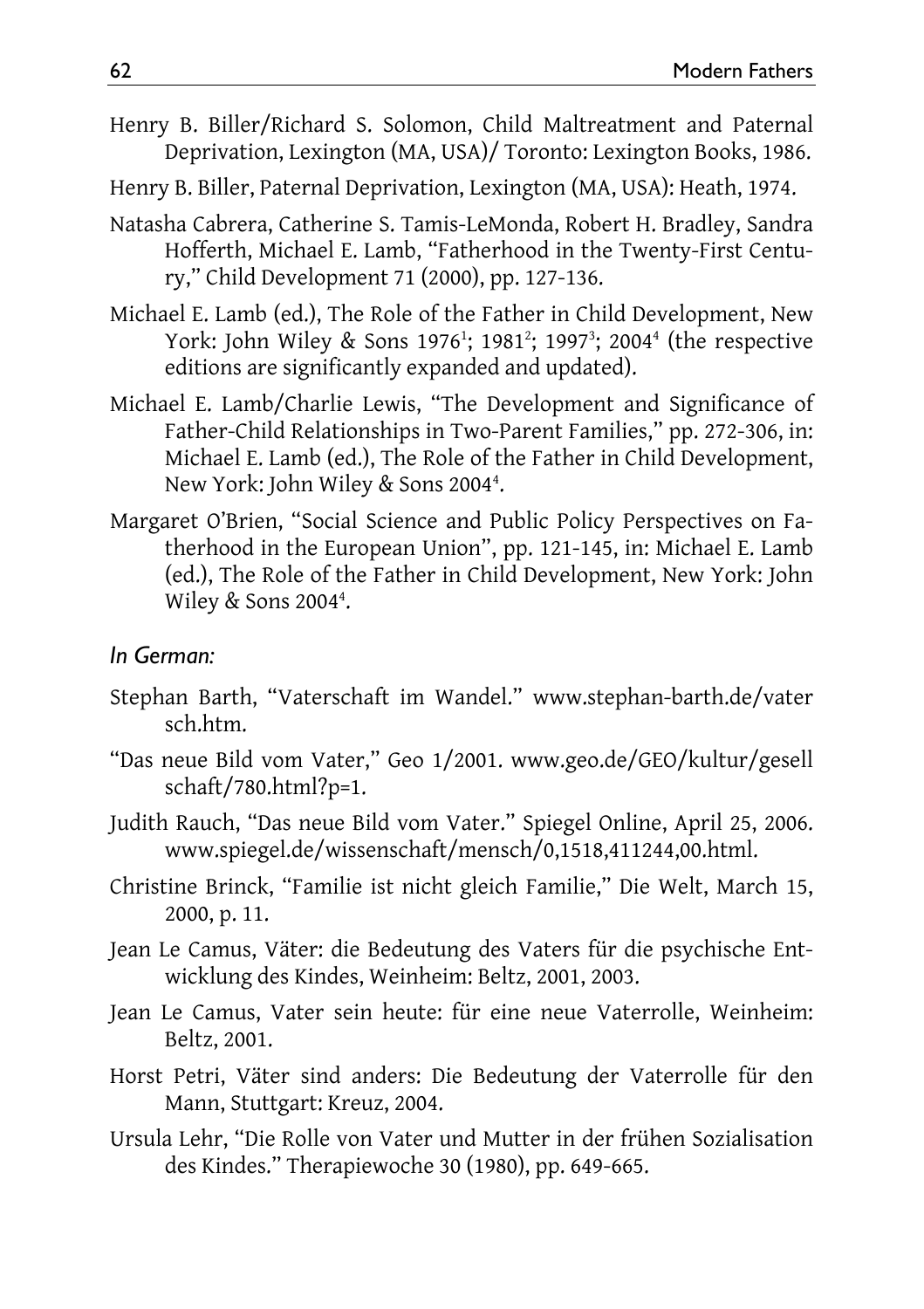Henry B. Biller/Richard S. Solomon, Child Maltreatment and Paternal Deprivation, Lexington (MA, USA)/ Toronto: Lexington Books, 1986.

Henry B. Biller, Paternal Deprivation, Lexington (MA, USA): Heath, 1974.

Natasha Cabrera, Catherine S. Tamis-LeMonda, Robert H. Bradley, Sandra Hofferth, Michael E. Lamb, "Fatherhood in the Twenty-First Century," Child Development 71 (2000), pp. 127-136.

Michael E. Lamb (ed.), The Role of the Father in Child Development, New York: John Wiley & Sons 1976[1]; 1981[2]; 1997[3]; 2004[4] (the respective editions are significantly expanded and updated).

Michael E. Lamb/Charlie Lewis, "The Development and Significance of Father-Child Relationships in Two-Parent Families," pp. 272-306, in: Michael E. Lamb (ed.), The Role of the Father in Child Development, New York: John Wiley & Sons 2004[4].

Margaret O'Brien, "Social Science and Public Policy Perspectives on Fatherhood in the European Union", pp. 121-145, in: Michael E. Lamb (ed.), The Role of the Father in Child Development, New York: John Wiley & Sons 2004[4].

*In German:*

Stephan Barth, "Vaterschaft im Wandel." www.stephan-barth.de/vatersch.htm.

"Das neue Bild vom Vater," Geo 1/2001. www.geo.de/GEO/kultur/gesellschaft/780.html?p=1.

Judith Rauch, "Das neue Bild vom Vater." Spiegel Online, April 25, 2006. www.spiegel.de/wissenschaft/mensch/0,1518,411244,00.html.

Christine Brinck, "Familie ist nicht gleich Familie," Die Welt, March 15, 2000, p. 11.

Jean Le Camus, Väter: die Bedeutung des Vaters für die psychische Entwicklung des Kindes, Weinheim: Beltz, 2001, 2003.

Jean Le Camus, Vater sein heute: für eine neue Vaterrolle, Weinheim: Beltz, 2001.

Horst Petri, Väter sind anders: Die Bedeutung der Vaterrolle für den Mann, Stuttgart: Kreuz, 2004.

Ursula Lehr, "Die Rolle von Vater und Mutter in der frühen Sozialisation des Kindes." Therapiewoche 30 (1980), pp. 649-665.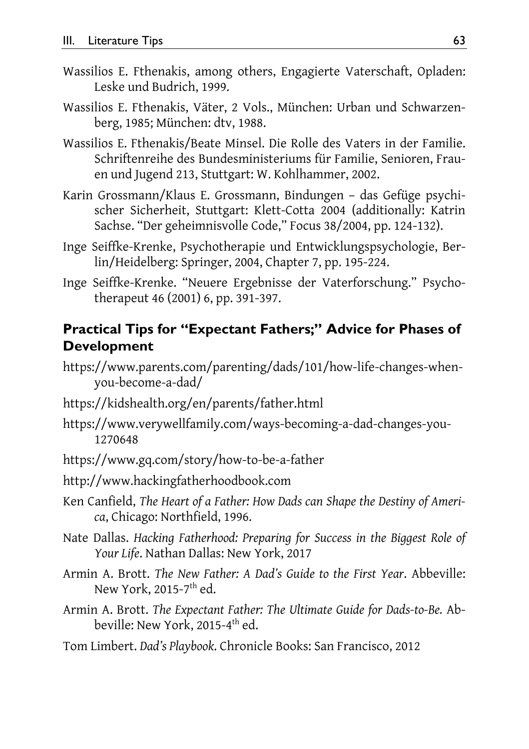Wassilios E. Fthenakis, among others, Engagierte Vaterschaft, Opladen: Leske und Budrich, 1999.

Wassilios E. Fthenakis, Väter, 2 Vols., München: Urban und Schwarzenberg, 1985; München: dtv, 1988.

Wassilios E. Fthenakis/Beate Minsel. Die Rolle des Vaters in der Familie. Schriftenreihe des Bundesministeriums für Familie, Senioren, Frauen und Jugend 213, Stuttgart: W. Kohlhammer, 2002.

Karin Grossmann/Klaus E. Grossmann, Bindungen – das Gefüge psychischer Sicherheit, Stuttgart: Klett-Cotta 2004 (additionally: Katrin Sachse. "Der geheimnisvolle Code," Focus 38/2004, pp. 124-132).

Inge Seiffke-Krenke, Psychotherapie und Entwicklungspsychologie, Berlin/Heidelberg: Springer, 2004, Chapter 7, pp. 195-224.

Inge Seiffke-Krenke. "Neuere Ergebnisse der Vaterforschung." Psychotherapeut 46 (2001) 6, pp. 391-397.

## Practical Tips for "Expectant Fathers;" Advice for Phases of Development

https://www.parents.com/parenting/dads/101/how-life-changes-when-you-become-a-dad/

https://kidshealth.org/en/parents/father.html

https://www.verywellfamily.com/ways-becoming-a-dad-changes-you-1270648

https://www.gq.com/story/how-to-be-a-father

http://www.hackingfatherhoodbook.com

Ken Canfield, *The Heart of a Father: How Dads can Shape the Destiny of America*, Chicago: Northfield, 1996.

Nate Dallas. *Hacking Fatherhood: Preparing for Success in the Biggest Role of Your Life*. Nathan Dallas: New York, 2017

Armin A. Brott. *The New Father: A Dad's Guide to the First Year*. Abbeville: New York, 2015-7th ed.

Armin A. Brott. *The Expectant Father: The Ultimate Guide for Dads-to-Be.* Abbeville: New York, 2015-4th ed.

Tom Limbert. *Dad's Playbook*. Chronicle Books: San Francisco, 2012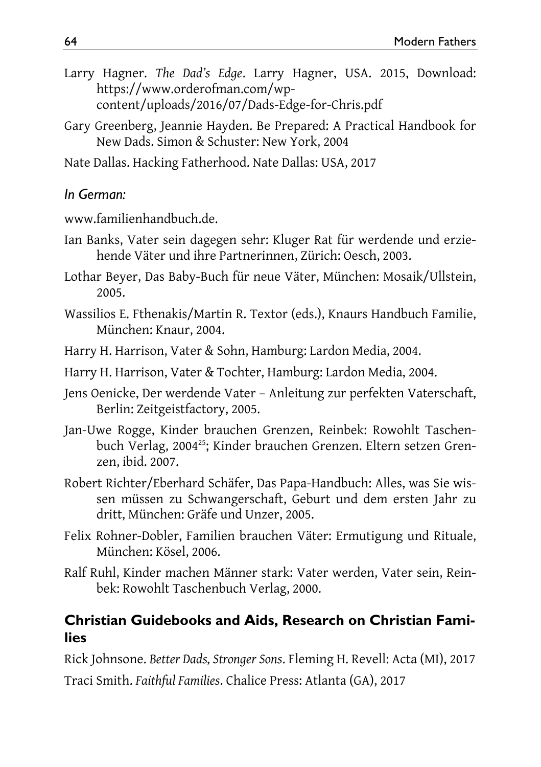Larry Hagner. *The Dad's Edge*. Larry Hagner, USA. 2015, Download: https://www.orderofman.com/wp-content/uploads/2016/07/Dads-Edge-for-Chris.pdf

Gary Greenberg, Jeannie Hayden. Be Prepared: A Practical Handbook for New Dads. Simon & Schuster: New York, 2004

Nate Dallas. Hacking Fatherhood. Nate Dallas: USA, 2017

*In German:*

www.familienhandbuch.de.

Ian Banks, Vater sein dagegen sehr: Kluger Rat für werdende und erziehende Väter und ihre Partnerinnen, Zürich: Oesch, 2003.

Lothar Beyer, Das Baby-Buch für neue Väter, München: Mosaik/Ullstein, 2005.

Wassilios E. Fthenakis/Martin R. Textor (eds.), Knaurs Handbuch Familie, München: Knaur, 2004.

Harry H. Harrison, Vater & Sohn, Hamburg: Lardon Media, 2004.

Harry H. Harrison, Vater & Tochter, Hamburg: Lardon Media, 2004.

Jens Oenicke, Der werdende Vater – Anleitung zur perfekten Vaterschaft, Berlin: Zeitgeistfactory, 2005.

Jan-Uwe Rogge, Kinder brauchen Grenzen, Reinbek: Rowohlt Taschenbuch Verlag, 2004[25]; Kinder brauchen Grenzen. Eltern setzen Grenzen, ibid. 2007.

Robert Richter/Eberhard Schäfer, Das Papa-Handbuch: Alles, was Sie wissen müssen zu Schwangerschaft, Geburt und dem ersten Jahr zu dritt, München: Gräfe und Unzer, 2005.

Felix Rohner-Dobler, Familien brauchen Väter: Ermutigung und Rituale, München: Kösel, 2006.

Ralf Ruhl, Kinder machen Männer stark: Vater werden, Vater sein, Reinbek: Rowohlt Taschenbuch Verlag, 2000.

## Christian Guidebooks and Aids, Research on Christian Families

Rick Johnsone. *Better Dads, Stronger Sons*. Fleming H. Revell: Acta (MI), 2017

Traci Smith. *Faithful Families*. Chalice Press: Atlanta (GA), 2017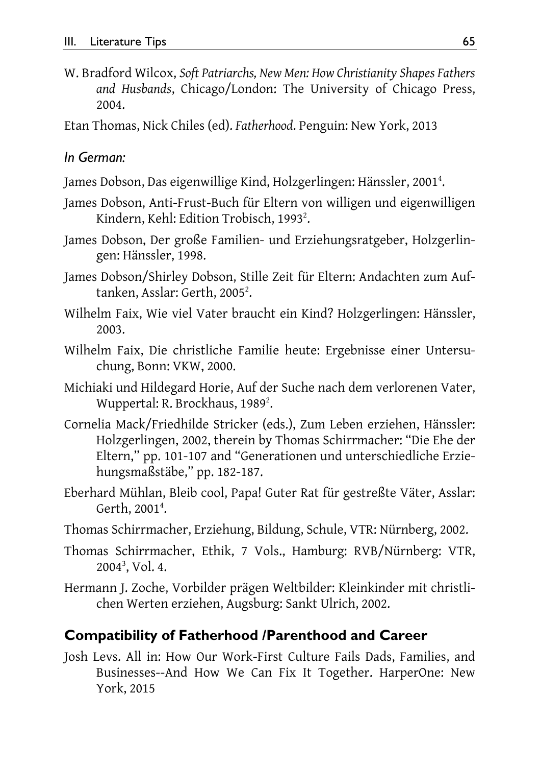W. Bradford Wilcox, *Soft Patriarchs, New Men: How Christianity Shapes Fathers and Husbands*, Chicago/London: The University of Chicago Press, 2004.

Etan Thomas, Nick Chiles (ed). *Fatherhood*. Penguin: New York, 2013

*In German:*

James Dobson, Das eigenwillige Kind, Holzgerlingen: Hänssler, 2001[4].

James Dobson, Anti-Frust-Buch für Eltern von willigen und eigenwilligen Kindern, Kehl: Edition Trobisch, 1993[2].

James Dobson, Der große Familien- und Erziehungsratgeber, Holzgerlingen: Hänssler, 1998.

James Dobson/Shirley Dobson, Stille Zeit für Eltern: Andachten zum Auftanken, Asslar: Gerth, 2005[2].

Wilhelm Faix, Wie viel Vater braucht ein Kind? Holzgerlingen: Hänssler, 2003.

Wilhelm Faix, Die christliche Familie heute: Ergebnisse einer Untersuchung, Bonn: VKW, 2000.

Michiaki und Hildegard Horie, Auf der Suche nach dem verlorenen Vater, Wuppertal: R. Brockhaus, 1989[2].

Cornelia Mack/Friedhilde Stricker (eds.), Zum Leben erziehen, Hänssler: Holzgerlingen, 2002, therein by Thomas Schirrmacher: "Die Ehe der Eltern," pp. 101-107 and "Generationen und unterschiedliche Erziehungsmaßstäbe," pp. 182-187.

Eberhard Mühlan, Bleib cool, Papa! Guter Rat für gestreßte Väter, Asslar: Gerth, 2001[4].

Thomas Schirrmacher, Erziehung, Bildung, Schule, VTR: Nürnberg, 2002.

Thomas Schirrmacher, Ethik, 7 Vols., Hamburg: RVB/Nürnberg: VTR, 2004[3], Vol. 4.

Hermann J. Zoche, Vorbilder prägen Weltbilder: Kleinkinder mit christlichen Werten erziehen, Augsburg: Sankt Ulrich, 2002.

## Compatibility of Fatherhood /Parenthood and Career

Josh Levs. All in: How Our Work-First Culture Fails Dads, Families, and Businesses--And How We Can Fix It Together. HarperOne: New York, 2015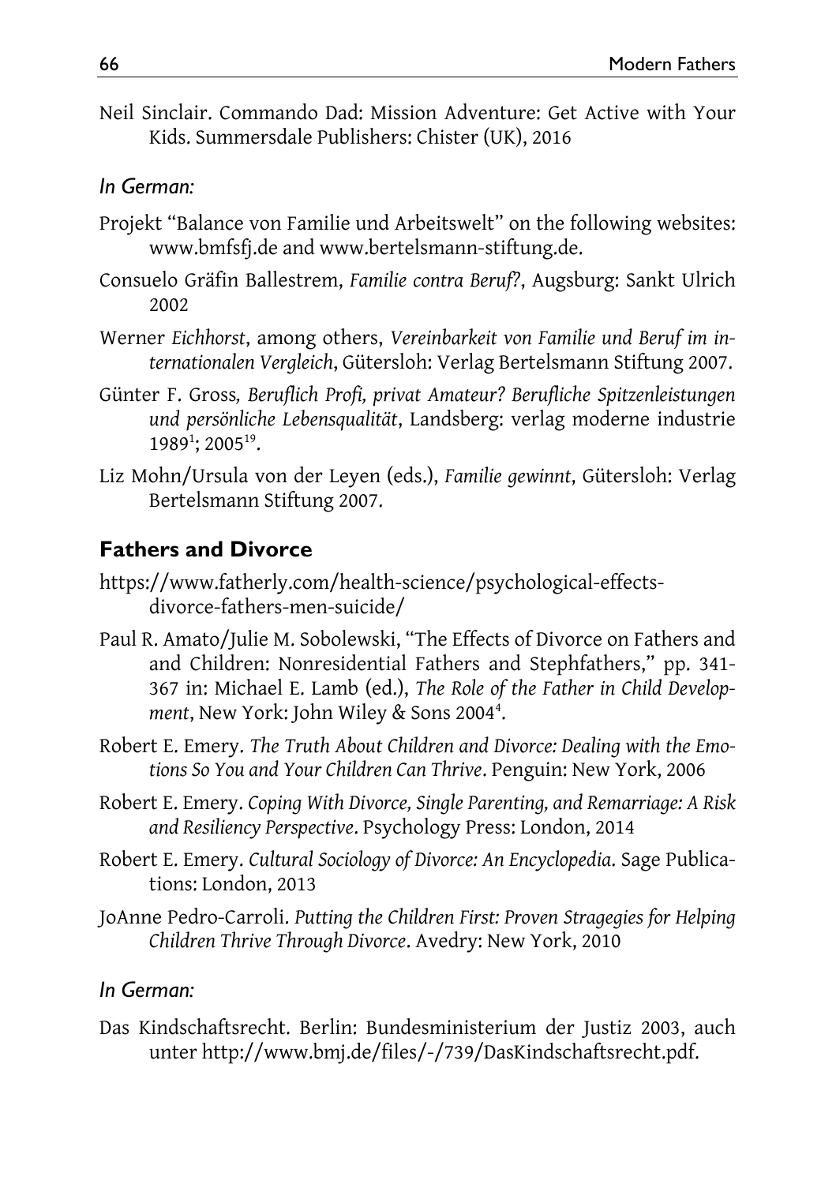Neil Sinclair. Commando Dad: Mission Adventure: Get Active with Your Kids. Summersdale Publishers: Chister (UK), 2016

*In German:*

Projekt "Balance von Familie und Arbeitswelt" on the following websites: www.bmfsfj.de and www.bertelsmann-stiftung.de.

Consuelo Gräfin Ballestrem, *Familie contra Beruf?*, Augsburg: Sankt Ulrich 2002

Werner *Eichhorst*, among others, *Vereinbarkeit von Familie und Beruf im internationalen Vergleich*, Gütersloh: Verlag Bertelsmann Stiftung 2007.

Günter F. Gross, *Beruflich Profi, privat Amateur? Berufliche Spitzenleistungen und persönliche Lebensqualität*, Landsberg: verlag moderne industrie 1989[1]; 2005[19].

Liz Mohn/Ursula von der Leyen (eds.), *Familie gewinnt*, Gütersloh: Verlag Bertelsmann Stiftung 2007.

## Fathers and Divorce

https://www.fatherly.com/health-science/psychological-effects-divorce-fathers-men-suicide/

Paul R. Amato/Julie M. Sobolewski, "The Effects of Divorce on Fathers and and Children: Nonresidential Fathers and Stephfathers," pp. 341-367 in: Michael E. Lamb (ed.), *The Role of the Father in Child Development*, New York: John Wiley & Sons 2004[4].

Robert E. Emery. *The Truth About Children and Divorce: Dealing with the Emotions So You and Your Children Can Thrive*. Penguin: New York, 2006

Robert E. Emery. *Coping With Divorce, Single Parenting, and Remarriage: A Risk and Resiliency Perspective*. Psychology Press: London, 2014

Robert E. Emery. *Cultural Sociology of Divorce: An Encyclopedia*. Sage Publications: London, 2013

JoAnne Pedro-Carroli. *Putting the Children First: Proven Stragegies for Helping Children Thrive Through Divorce*. Avedry: New York, 2010

*In German:*

Das Kindschaftsrecht. Berlin: Bundesministerium der Justiz 2003, auch unter http://www.bmj.de/files/-/739/DasKindschaftsrecht.pdf.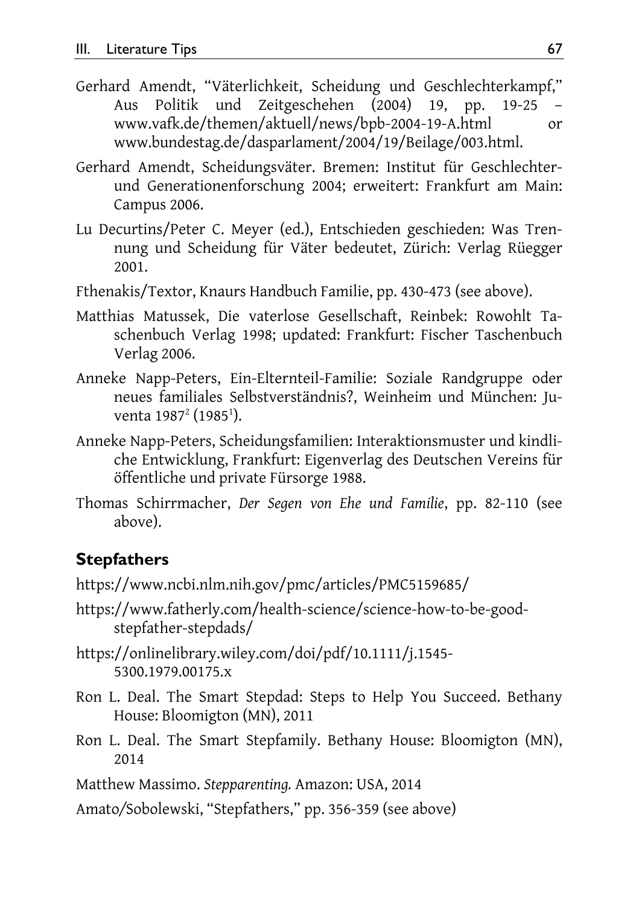Gerhard Amendt, "Väterlichkeit, Scheidung und Geschlechterkampf," Aus Politik und Zeitgeschehen (2004) 19, pp. 19-25 – www.vafk.de/themen/aktuell/news/bpb-2004-19-A.html or www.bundestag.de/dasparlament/2004/19/Beilage/003.html.

Gerhard Amendt, Scheidungsväter. Bremen: Institut für Geschlechter- und Generationenforschung 2004; erweitert: Frankfurt am Main: Campus 2006.

Lu Decurtins/Peter C. Meyer (ed.), Entschieden geschieden: Was Trennung und Scheidung für Väter bedeutet, Zürich: Verlag Rüegger 2001.

Fthenakis/Textor, Knaurs Handbuch Familie, pp. 430-473 (see above).

Matthias Matussek, Die vaterlose Gesellschaft, Reinbek: Rowohlt Taschenbuch Verlag 1998; updated: Frankfurt: Fischer Taschenbuch Verlag 2006.

Anneke Napp-Peters, Ein-Elternteil-Familie: Soziale Randgruppe oder neues familiales Selbstverständnis?, Weinheim und München: Juventa 1987[2] (1985[1]).

Anneke Napp-Peters, Scheidungsfamilien: Interaktionsmuster und kindliche Entwicklung, Frankfurt: Eigenverlag des Deutschen Vereins für öffentliche und private Fürsorge 1988.

Thomas Schirrmacher, *Der Segen von Ehe und Familie*, pp. 82-110 (see above).

## Stepfathers

https://www.ncbi.nlm.nih.gov/pmc/articles/PMC5159685/

https://www.fatherly.com/health-science/science-how-to-be-good-stepfather-stepdads/

https://onlinelibrary.wiley.com/doi/pdf/10.1111/j.1545-5300.1979.00175.x

Ron L. Deal. The Smart Stepdad: Steps to Help You Succeed. Bethany House: Bloomigton (MN), 2011

Ron L. Deal. The Smart Stepfamily. Bethany House: Bloomigton (MN), 2014

Matthew Massimo. *Stepparenting.* Amazon: USA, 2014

Amato/Sobolewski, "Stepfathers," pp. 356-359 (see above)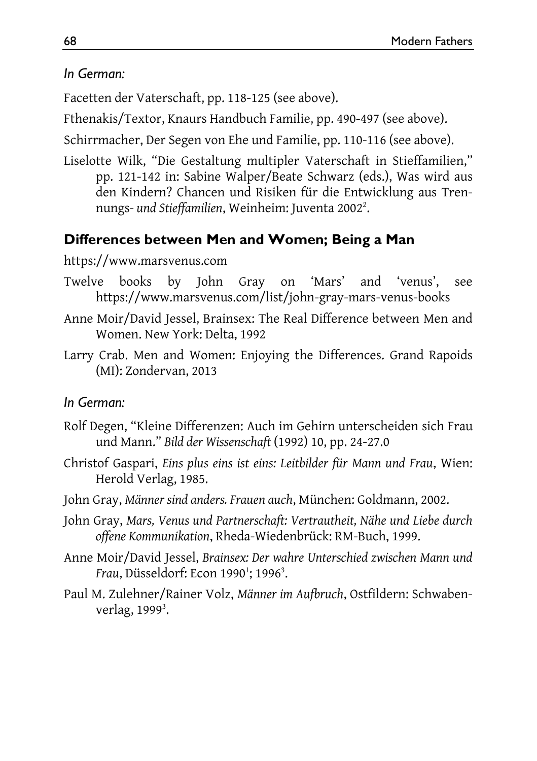*In German:*

Facetten der Vaterschaft, pp. 118-125 (see above).

Fthenakis/Textor, Knaurs Handbuch Familie, pp. 490-497 (see above).

Schirrmacher, Der Segen von Ehe und Familie, pp. 110-116 (see above).

Liselotte Wilk, "Die Gestaltung multipler Vaterschaft in Stieffamilien," pp. 121-142 in: Sabine Walper/Beate Schwarz (eds.), Was wird aus den Kindern? Chancen und Risiken für die Entwicklung aus Trennungs- *und Stieffamilien*, Weinheim: Juventa 2002[2].

## Differences between Men and Women; Being a Man

https://www.marsvenus.com

Twelve books by John Gray on 'Mars' and 'venus', see https://www.marsvenus.com/list/john-gray-mars-venus-books

Anne Moir/David Jessel, Brainsex: The Real Difference between Men and Women. New York: Delta, 1992

Larry Crab. Men and Women: Enjoying the Differences. Grand Rapoids (MI): Zondervan, 2013

*In German:*

Rolf Degen, "Kleine Differenzen: Auch im Gehirn unterscheiden sich Frau und Mann." *Bild der Wissenschaft* (1992) 10, pp. 24-27.0

Christof Gaspari, *Eins plus eins ist eins: Leitbilder für Mann und Frau*, Wien: Herold Verlag, 1985.

John Gray, *Männer sind anders. Frauen auch*, München: Goldmann, 2002.

John Gray, *Mars, Venus und Partnerschaft: Vertrautheit, Nähe und Liebe durch offene Kommunikation*, Rheda-Wiedenbrück: RM-Buch, 1999.

Anne Moir/David Jessel, *Brainsex: Der wahre Unterschied zwischen Mann und Frau*, Düsseldorf: Econ 1990[1]; 1996[3].

Paul M. Zulehner/Rainer Volz, *Männer im Aufbruch*, Ostfildern: Schwabenverlag, 1999[3].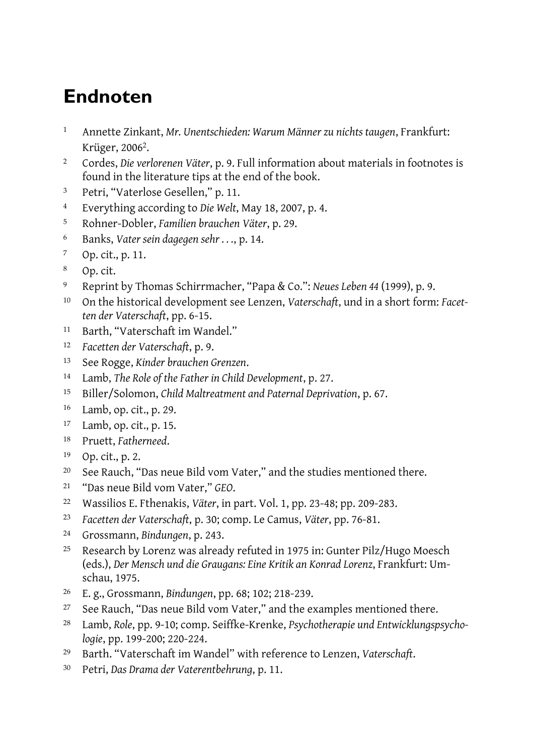# Endnoten

1. Annette Zinkant, *Mr. Unentschieden: Warum Männer zu nichts taugen*, Frankfurt: Krüger, 2006[2].
2. Cordes, *Die verlorenen Väter*, p. 9. Full information about materials in footnotes is found in the literature tips at the end of the book.
3. Petri, "Vaterlose Gesellen," p. 11.
4. Everything according to *Die Welt*, May 18, 2007, p. 4.
5. Rohner-Dobler, *Familien brauchen Väter*, p. 29.
6. Banks, *Vater sein dagegen sehr . . .*, p. 14.
7. Op. cit., p. 11.
8. Op. cit.
9. Reprint by Thomas Schirrmacher, "Papa & Co.": *Neues Leben 44* (1999), p. 9.
10. On the historical development see Lenzen, *Vaterschaft*, und in a short form: *Facetten der Vaterschaft*, pp. 6-15.
11. Barth, "Vaterschaft im Wandel."
12. *Facetten der Vaterschaft*, p. 9.
13. See Rogge, *Kinder brauchen Grenzen*.
14. Lamb, *The Role of the Father in Child Development*, p. 27.
15. Biller/Solomon, *Child Maltreatment and Paternal Deprivation*, p. 67.
16. Lamb, op. cit., p. 29.
17. Lamb, op. cit., p. 15.
18. Pruett, *Fatherneed*.
19. Op. cit., p. 2.
20. See Rauch, "Das neue Bild vom Vater," and the studies mentioned there.
21. "Das neue Bild vom Vater," *GEO*.
22. Wassilios E. Fthenakis, *Väter*, in part. Vol. 1, pp. 23-48; pp. 209-283.
23. *Facetten der Vaterschaft*, p. 30; comp. Le Camus, *Väter*, pp. 76-81.
24. Grossmann, *Bindungen*, p. 243.
25. Research by Lorenz was already refuted in 1975 in: Gunter Pilz/Hugo Moesch (eds.), *Der Mensch und die Graugans: Eine Kritik an Konrad Lorenz*, Frankfurt: Umschau, 1975.
26. E. g., Grossmann, *Bindungen*, pp. 68; 102; 218-239.
27. See Rauch, "Das neue Bild vom Vater," and the examples mentioned there.
28. Lamb, *Role*, pp. 9-10; comp. Seiffke-Krenke, *Psychotherapie und Entwicklungspsychologie*, pp. 199-200; 220-224.
29. Barth. "Vaterschaft im Wandel" with reference to Lenzen, *Vaterschaft*.
30. Petri, *Das Drama der Vaterentbehrung*, p. 11.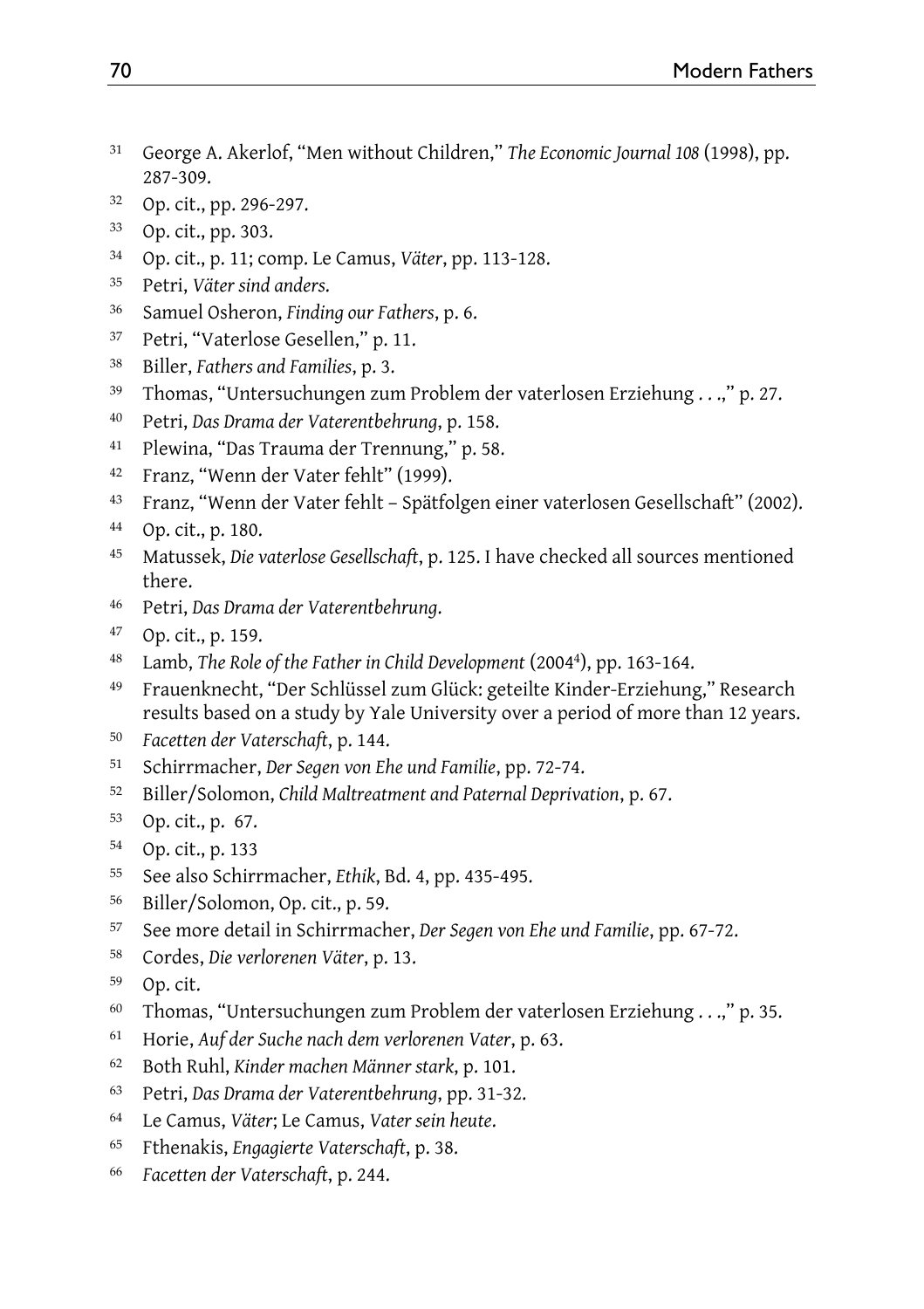[31] George A. Akerlof, "Men without Children," *The Economic Journal 108* (1998), pp. 287-309.

[32] Op. cit., pp. 296-297.

[33] Op. cit., pp. 303.

[34] Op. cit., p. 11; comp. Le Camus, *Väter*, pp. 113-128.

[35] Petri, *Väter sind anders.*

[36] Samuel Osheron, *Finding our Fathers*, p. 6.

[37] Petri, "Vaterlose Gesellen," p. 11.

[38] Biller, *Fathers and Families*, p. 3.

[39] Thomas, "Untersuchungen zum Problem der vaterlosen Erziehung . . .," p. 27.

[40] Petri, *Das Drama der Vaterentbehrung*, p. 158.

[41] Plewina, "Das Trauma der Trennung," p. 58.

[42] Franz, "Wenn der Vater fehlt" (1999).

[43] Franz, "Wenn der Vater fehlt – Spätfolgen einer vaterlosen Gesellschaft" (2002).

[44] Op. cit., p. 180.

[45] Matussek, *Die vaterlose Gesellschaft*, p. 125. I have checked all sources mentioned there.

[46] Petri, *Das Drama der Vaterentbehrung.*

[47] Op. cit., p. 159.

[48] Lamb, *The Role of the Father in Child Development* ($2004^4$), pp. 163-164.

[49] Frauenknecht, "Der Schlüssel zum Glück: geteilte Kinder-Erziehung," Research results based on a study by Yale University over a period of more than 12 years.

[50] *Facetten der Vaterschaft*, p. 144.

[51] Schirrmacher, *Der Segen von Ehe und Familie*, pp. 72-74.

[52] Biller/Solomon, *Child Maltreatment and Paternal Deprivation*, p. 67.

[53] Op. cit., p. 67.

[54] Op. cit., p. 133

[55] See also Schirrmacher, *Ethik*, Bd. 4, pp. 435-495.

[56] Biller/Solomon, Op. cit., p. 59.

[57] See more detail in Schirrmacher, *Der Segen von Ehe und Familie*, pp. 67-72.

[58] Cordes, *Die verlorenen Väter*, p. 13.

[59] Op. cit.

[60] Thomas, "Untersuchungen zum Problem der vaterlosen Erziehung . . .," p. 35.

[61] Horie, *Auf der Suche nach dem verlorenen Vater*, p. 63.

[62] Both Ruhl, *Kinder machen Männer stark*, p. 101.

[63] Petri, *Das Drama der Vaterentbehrung*, pp. 31-32.

[64] Le Camus, *Väter*; Le Camus, *Vater sein heute*.

[65] Fthenakis, *Engagierte Vaterschaft*, p. 38.

[66] *Facetten der Vaterschaft*, p. 244.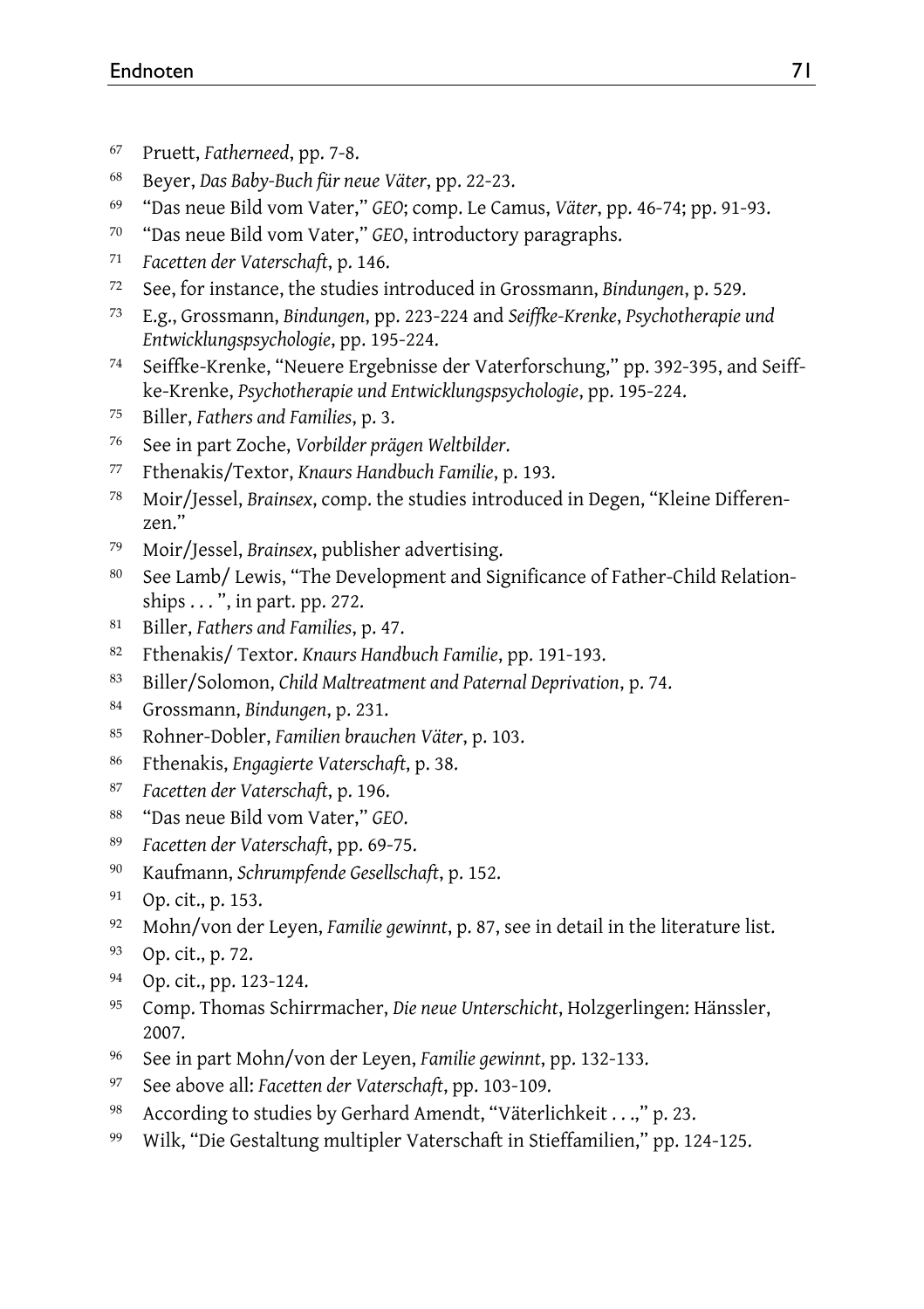67 Pruett, *Fatherneed*, pp. 7-8.

68 Beyer, *Das Baby-Buch für neue Väter*, pp. 22-23.

69 "Das neue Bild vom Vater," *GEO*; comp. Le Camus, *Väter*, pp. 46-74; pp. 91-93.

70 "Das neue Bild vom Vater," *GEO*, introductory paragraphs.

71 *Facetten der Vaterschaft*, p. 146.

72 See, for instance, the studies introduced in Grossmann, *Bindungen*, p. 529.

73 E.g., Grossmann, *Bindungen*, pp. 223-224 and *Seiffke-Krenke*, *Psychotherapie und Entwicklungspsychologie*, pp. 195-224.

74 Seiffke-Krenke, "Neuere Ergebnisse der Vaterforschung," pp. 392-395, and Seiffke-Krenke, *Psychotherapie und Entwicklungspsychologie*, pp. 195-224.

75 Biller, *Fathers and Families*, p. 3.

76 See in part Zoche, *Vorbilder prägen Weltbilder*.

77 Fthenakis/Textor, *Knaurs Handbuch Familie*, p. 193.

78 Moir/Jessel, *Brainsex*, comp. the studies introduced in Degen, "Kleine Differenzen."

79 Moir/Jessel, *Brainsex*, publisher advertising.

80 See Lamb/ Lewis, "The Development and Significance of Father-Child Relationships . . . ", in part. pp. 272.

81 Biller, *Fathers and Families*, p. 47.

82 Fthenakis/ Textor. *Knaurs Handbuch Familie*, pp. 191-193.

83 Biller/Solomon, *Child Maltreatment and Paternal Deprivation*, p. 74.

84 Grossmann, *Bindungen*, p. 231.

85 Rohner-Dobler, *Familien brauchen Väter*, p. 103.

86 Fthenakis, *Engagierte Vaterschaft*, p. 38.

87 *Facetten der Vaterschaft*, p. 196.

88 "Das neue Bild vom Vater," *GEO*.

89 *Facetten der Vaterschaft*, pp. 69-75.

90 Kaufmann, *Schrumpfende Gesellschaft*, p. 152.

91 Op. cit., p. 153.

92 Mohn/von der Leyen, *Familie gewinnt*, p. 87, see in detail in the literature list.

93 Op. cit., p. 72.

94 Op. cit., pp. 123-124.

95 Comp. Thomas Schirrmacher, *Die neue Unterschicht*, Holzgerlingen: Hänssler, 2007.

96 See in part Mohn/von der Leyen, *Familie gewinnt*, pp. 132-133.

97 See above all: *Facetten der Vaterschaft*, pp. 103-109.

98 According to studies by Gerhard Amendt, "Väterlichkeit . . .," p. 23.

99 Wilk, "Die Gestaltung multipler Vaterschaft in Stieffamilien," pp. 124-125.